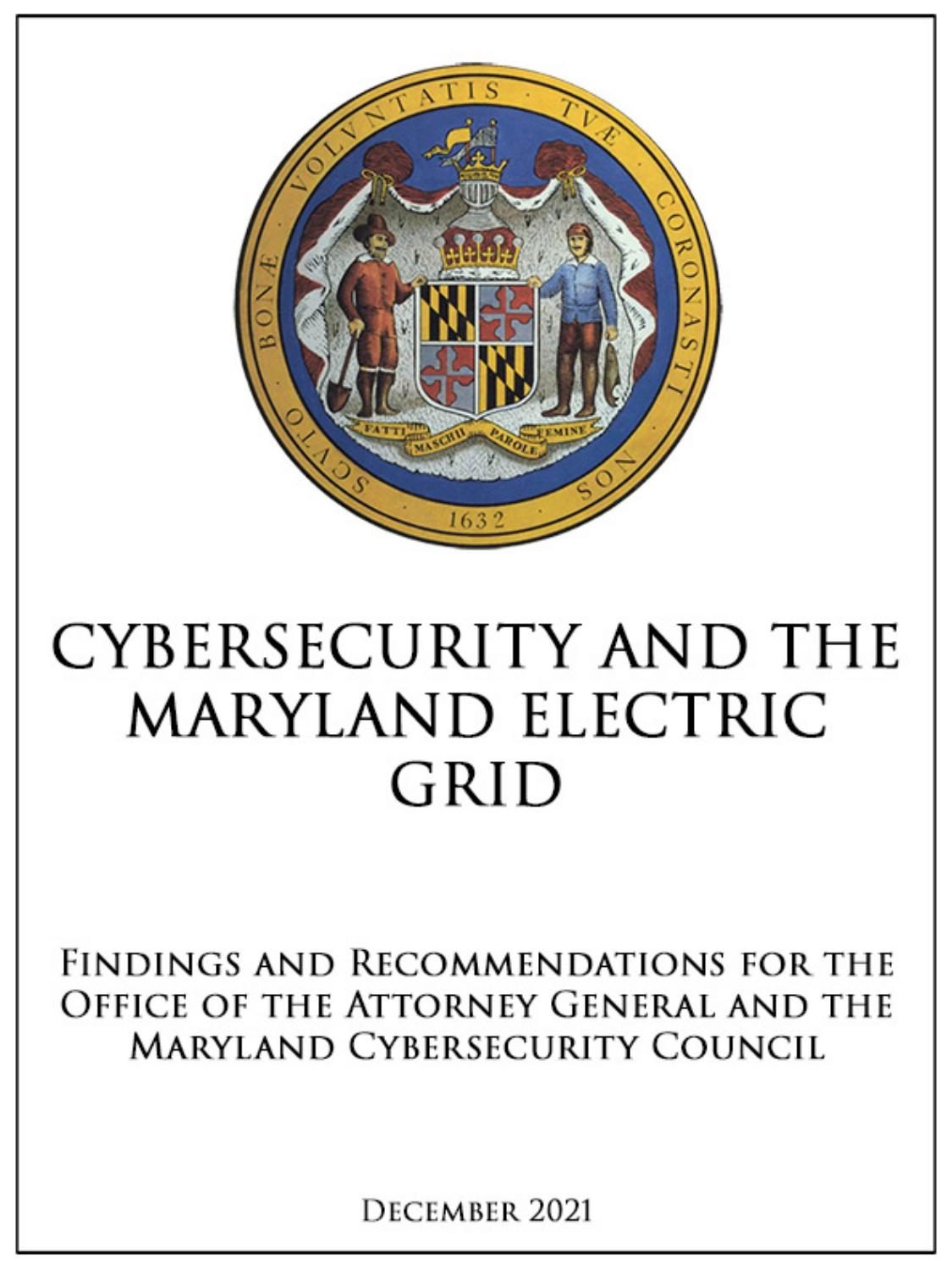# CYBERSECURITY AND THE MARYLAND ELECTRIC GRID

## FINDINGS AND RECOMMENDATIONS FOR THE OFFICE OF THE ATTORNEY GENERAL AND THE MARYLAND CYBERSECURITY COUNCIL

DECEMBER 2021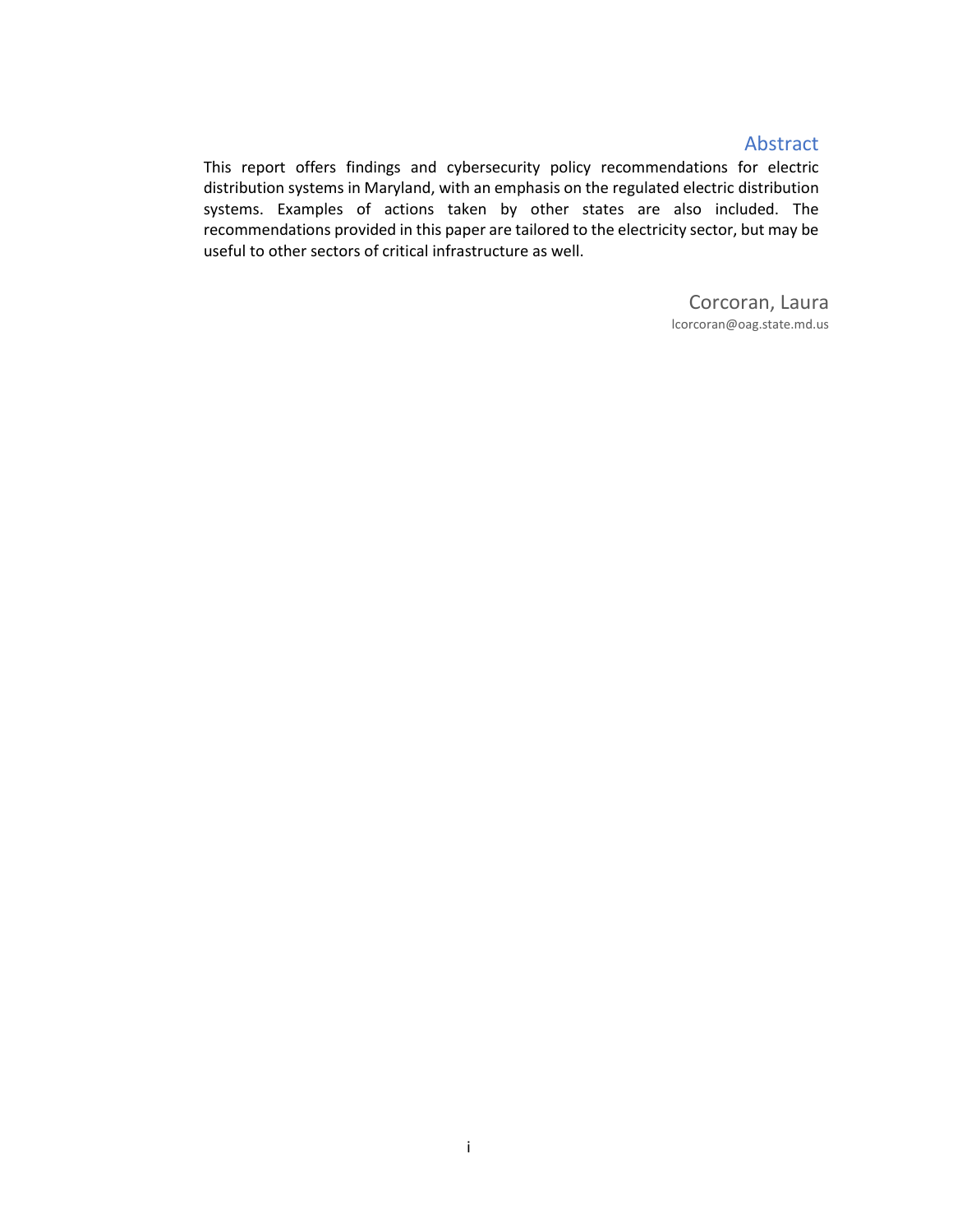## Abstract

This report offers findings and cybersecurity policy recommendations for electric distribution systems in Maryland, with an emphasis on the regulated electric distribution systems. Examples of actions taken by other states are also included. The recommendations provided in this paper are tailored to the electricity sector, but may be useful to other sectors of critical infrastructure as well.

Corcoran, Laura
lcorcoran@oag.state.md.us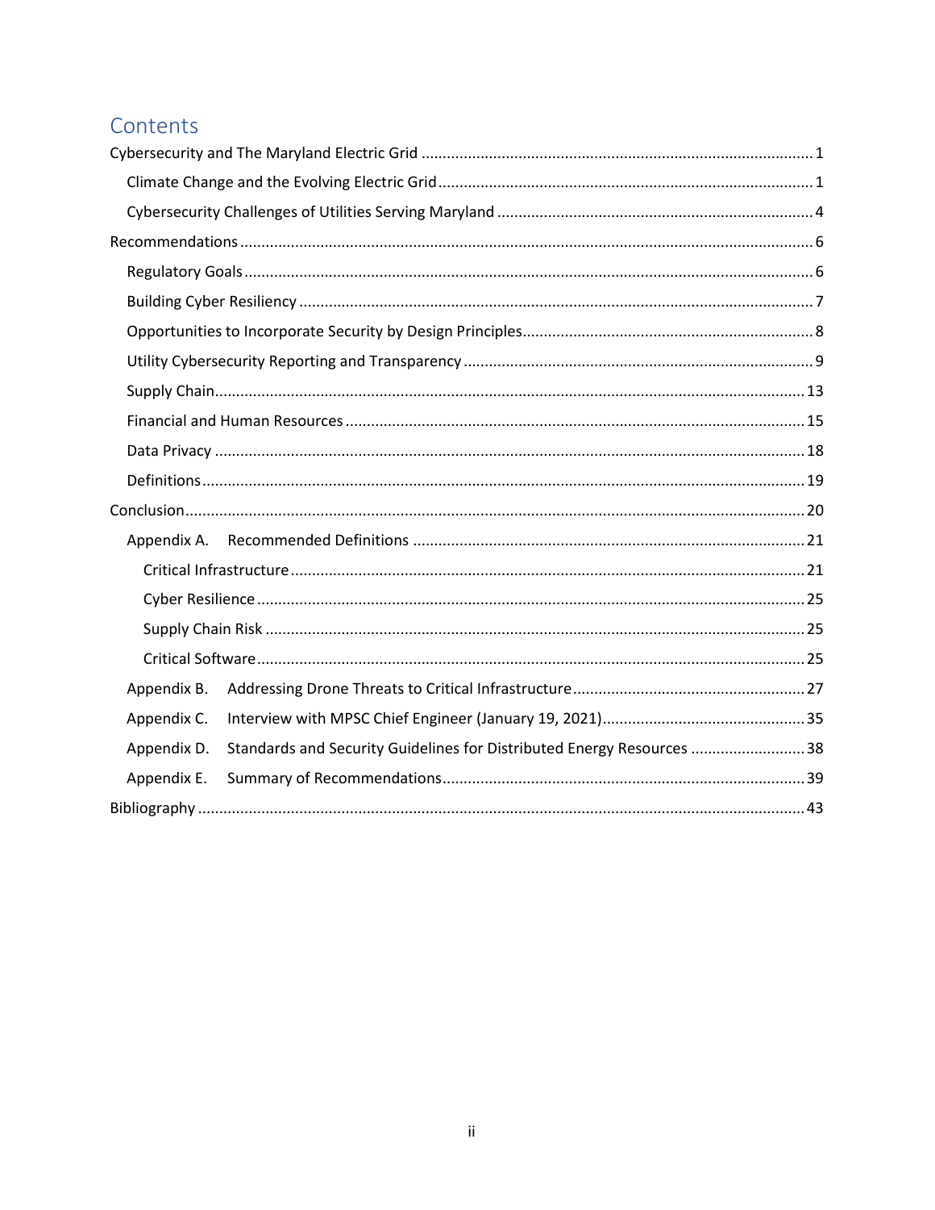# Contents

- Cybersecurity and The Maryland Electric Grid ............................................................................................ 1
  - Climate Change and the Evolving Electric Grid........................................................................................ 1
  - Cybersecurity Challenges of Utilities Serving Maryland .......................................................................... 4
- Recommendations ...................................................................................................................................... 6
  - Regulatory Goals ..................................................................................................................................... 6
  - Building Cyber Resiliency ......................................................................................................................... 7
  - Opportunities to Incorporate Security by Design Principles.................................................................... 8
  - Utility Cybersecurity Reporting and Transparency .................................................................................. 9
  - Supply Chain.......................................................................................................................................... 13
  - Financial and Human Resources ............................................................................................................ 15
  - Data Privacy .......................................................................................................................................... 18
  - Definitions............................................................................................................................................. 19
- Conclusion................................................................................................................................................. 20
  - Appendix A. Recommended Definitions ............................................................................................ 21
    - Critical Infrastructure......................................................................................................................... 21
    - Cyber Resilience ................................................................................................................................ 25
    - Supply Chain Risk .............................................................................................................................. 25
    - Critical Software................................................................................................................................. 25
  - Appendix B. Addressing Drone Threats to Critical Infrastructure....................................................... 27
  - Appendix C. Interview with MPSC Chief Engineer (January 19, 2021)................................................ 35
  - Appendix D. Standards and Security Guidelines for Distributed Energy Resources ........................... 38
  - Appendix E. Summary of Recommendations..................................................................................... 39
- Bibliography .............................................................................................................................................. 43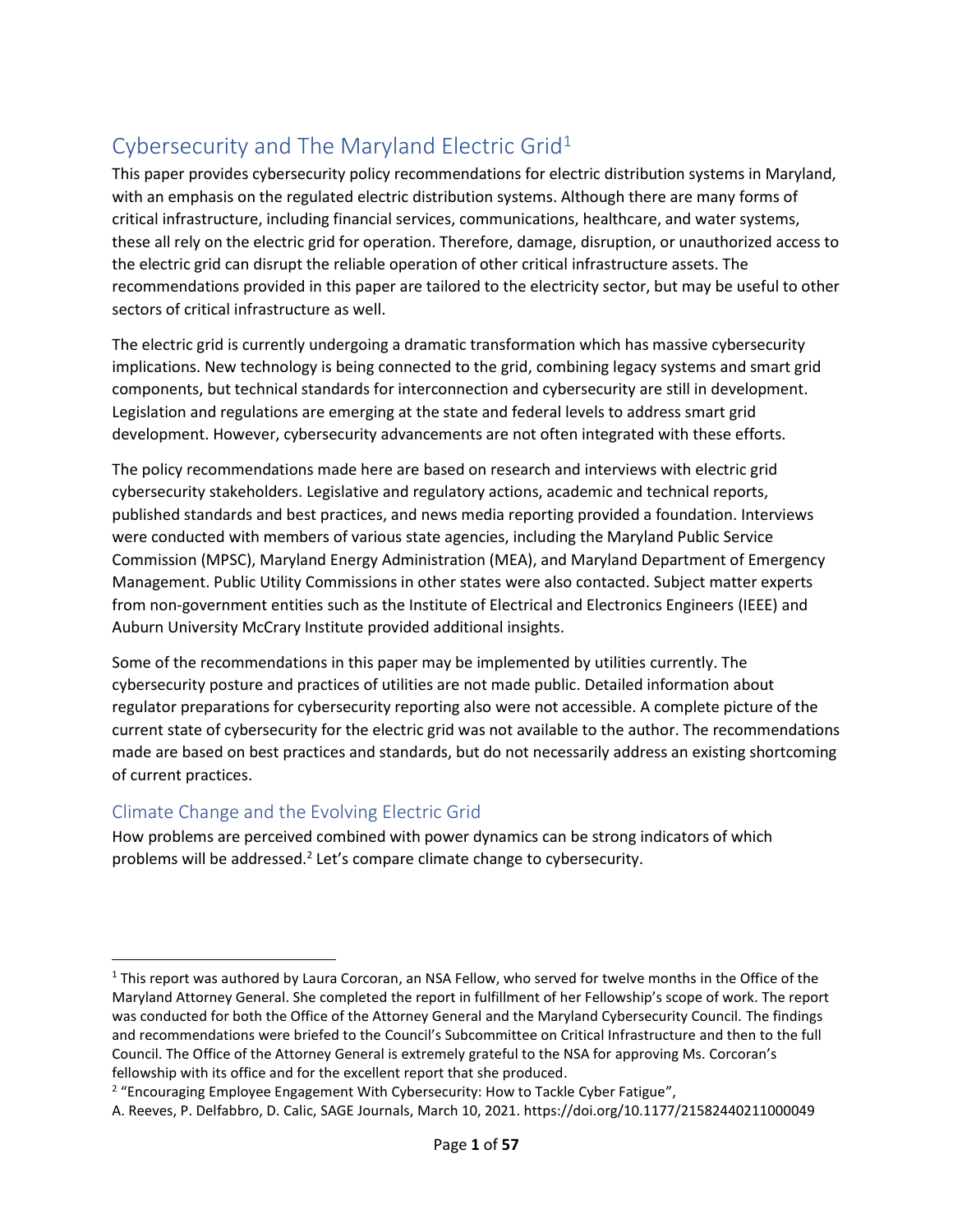# Cybersecurity and The Maryland Electric Grid[1]

This paper provides cybersecurity policy recommendations for electric distribution systems in Maryland, with an emphasis on the regulated electric distribution systems. Although there are many forms of critical infrastructure, including financial services, communications, healthcare, and water systems, these all rely on the electric grid for operation. Therefore, damage, disruption, or unauthorized access to the electric grid can disrupt the reliable operation of other critical infrastructure assets. The recommendations provided in this paper are tailored to the electricity sector, but may be useful to other sectors of critical infrastructure as well.

The electric grid is currently undergoing a dramatic transformation which has massive cybersecurity implications. New technology is being connected to the grid, combining legacy systems and smart grid components, but technical standards for interconnection and cybersecurity are still in development. Legislation and regulations are emerging at the state and federal levels to address smart grid development. However, cybersecurity advancements are not often integrated with these efforts.

The policy recommendations made here are based on research and interviews with electric grid cybersecurity stakeholders. Legislative and regulatory actions, academic and technical reports, published standards and best practices, and news media reporting provided a foundation. Interviews were conducted with members of various state agencies, including the Maryland Public Service Commission (MPSC), Maryland Energy Administration (MEA), and Maryland Department of Emergency Management. Public Utility Commissions in other states were also contacted. Subject matter experts from non-government entities such as the Institute of Electrical and Electronics Engineers (IEEE) and Auburn University McCrary Institute provided additional insights.

Some of the recommendations in this paper may be implemented by utilities currently. The cybersecurity posture and practices of utilities are not made public. Detailed information about regulator preparations for cybersecurity reporting also were not accessible. A complete picture of the current state of cybersecurity for the electric grid was not available to the author. The recommendations made are based on best practices and standards, but do not necessarily address an existing shortcoming of current practices.

## Climate Change and the Evolving Electric Grid

How problems are perceived combined with power dynamics can be strong indicators of which problems will be addressed.[2] Let's compare climate change to cybersecurity.

---

[1] This report was authored by Laura Corcoran, an NSA Fellow, who served for twelve months in the Office of the Maryland Attorney General. She completed the report in fulfillment of her Fellowship's scope of work. The report was conducted for both the Office of the Attorney General and the Maryland Cybersecurity Council. The findings and recommendations were briefed to the Council's Subcommittee on Critical Infrastructure and then to the full Council. The Office of the Attorney General is extremely grateful to the NSA for approving Ms. Corcoran's fellowship with its office and for the excellent report that she produced.

[2] "Encouraging Employee Engagement With Cybersecurity: How to Tackle Cyber Fatigue", A. Reeves, P. Delfabbro, D. Calic, SAGE Journals, March 10, 2021. https://doi.org/10.1177/21582440211000049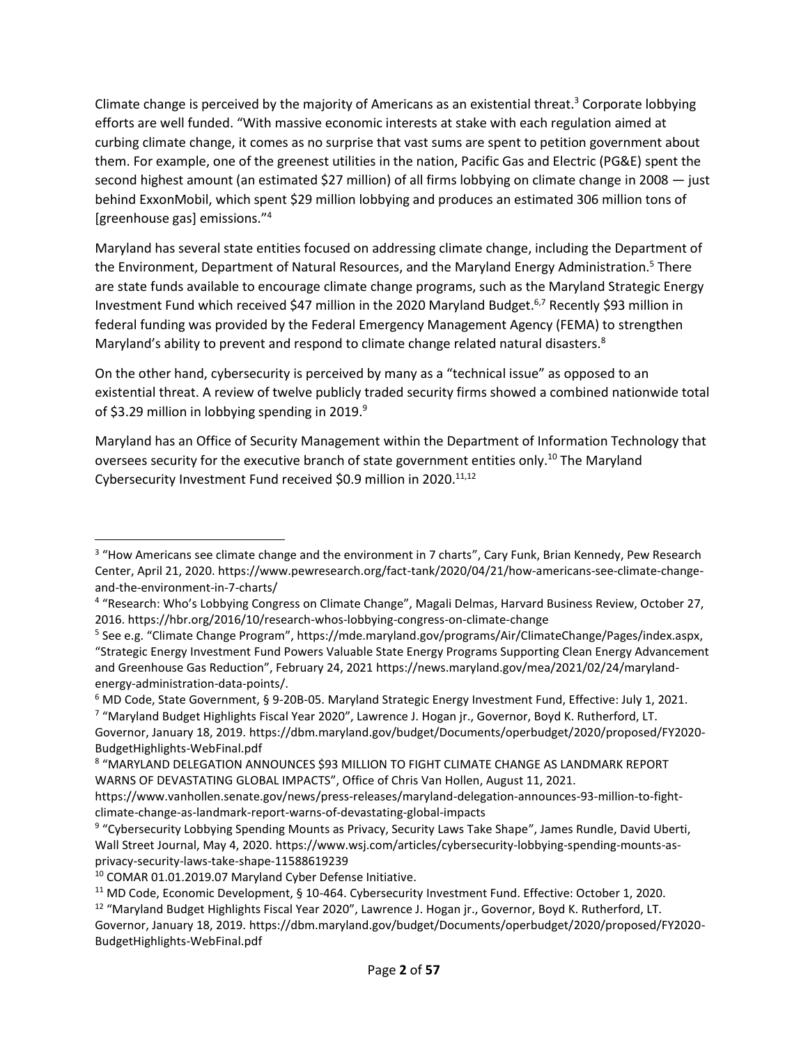Climate change is perceived by the majority of Americans as an existential threat.[3] Corporate lobbying efforts are well funded. "With massive economic interests at stake with each regulation aimed at curbing climate change, it comes as no surprise that vast sums are spent to petition government about them. For example, one of the greenest utilities in the nation, Pacific Gas and Electric (PG&E) spent the second highest amount (an estimated $27 million) of all firms lobbying on climate change in 2008 — just behind ExxonMobil, which spent $29 million lobbying and produces an estimated 306 million tons of [greenhouse gas] emissions."[4]

Maryland has several state entities focused on addressing climate change, including the Department of the Environment, Department of Natural Resources, and the Maryland Energy Administration.[5] There are state funds available to encourage climate change programs, such as the Maryland Strategic Energy Investment Fund which received $47 million in the 2020 Maryland Budget.[6,7] Recently $93 million in federal funding was provided by the Federal Emergency Management Agency (FEMA) to strengthen Maryland's ability to prevent and respond to climate change related natural disasters.[8]

On the other hand, cybersecurity is perceived by many as a "technical issue" as opposed to an existential threat. A review of twelve publicly traded security firms showed a combined nationwide total of $3.29 million in lobbying spending in 2019.[9]

Maryland has an Office of Security Management within the Department of Information Technology that oversees security for the executive branch of state government entities only.[10] The Maryland Cybersecurity Investment Fund received $0.9 million in 2020.[11,12]

---

[3] "How Americans see climate change and the environment in 7 charts", Cary Funk, Brian Kennedy, Pew Research Center, April 21, 2020. https://www.pewresearch.org/fact-tank/2020/04/21/how-americans-see-climate-change-and-the-environment-in-7-charts/

[4] "Research: Who's Lobbying Congress on Climate Change", Magali Delmas, Harvard Business Review, October 27, 2016. https://hbr.org/2016/10/research-whos-lobbying-congress-on-climate-change

[5] See e.g. "Climate Change Program", https://mde.maryland.gov/programs/Air/ClimateChange/Pages/index.aspx, "Strategic Energy Investment Fund Powers Valuable State Energy Programs Supporting Clean Energy Advancement and Greenhouse Gas Reduction", February 24, 2021 https://news.maryland.gov/mea/2021/02/24/maryland-energy-administration-data-points/.

[6] MD Code, State Government, § 9-20B-05. Maryland Strategic Energy Investment Fund, Effective: July 1, 2021.

[7] "Maryland Budget Highlights Fiscal Year 2020", Lawrence J. Hogan jr., Governor, Boyd K. Rutherford, LT. Governor, January 18, 2019. https://dbm.maryland.gov/budget/Documents/operbudget/2020/proposed/FY2020-BudgetHighlights-WebFinal.pdf

[8] "MARYLAND DELEGATION ANNOUNCES $93 MILLION TO FIGHT CLIMATE CHANGE AS LANDMARK REPORT WARNS OF DEVASTATING GLOBAL IMPACTS", Office of Chris Van Hollen, August 11, 2021. https://www.vanhollen.senate.gov/news/press-releases/maryland-delegation-announces-93-million-to-fight-climate-change-as-landmark-report-warns-of-devastating-global-impacts

[9] "Cybersecurity Lobbying Spending Mounts as Privacy, Security Laws Take Shape", James Rundle, David Uberti, Wall Street Journal, May 4, 2020. https://www.wsj.com/articles/cybersecurity-lobbying-spending-mounts-as-privacy-security-laws-take-shape-11588619239

[10] COMAR 01.01.2019.07 Maryland Cyber Defense Initiative.

[11] MD Code, Economic Development, § 10-464. Cybersecurity Investment Fund. Effective: October 1, 2020.

[12] "Maryland Budget Highlights Fiscal Year 2020", Lawrence J. Hogan jr., Governor, Boyd K. Rutherford, LT. Governor, January 18, 2019. https://dbm.maryland.gov/budget/Documents/operbudget/2020/proposed/FY2020-BudgetHighlights-WebFinal.pdf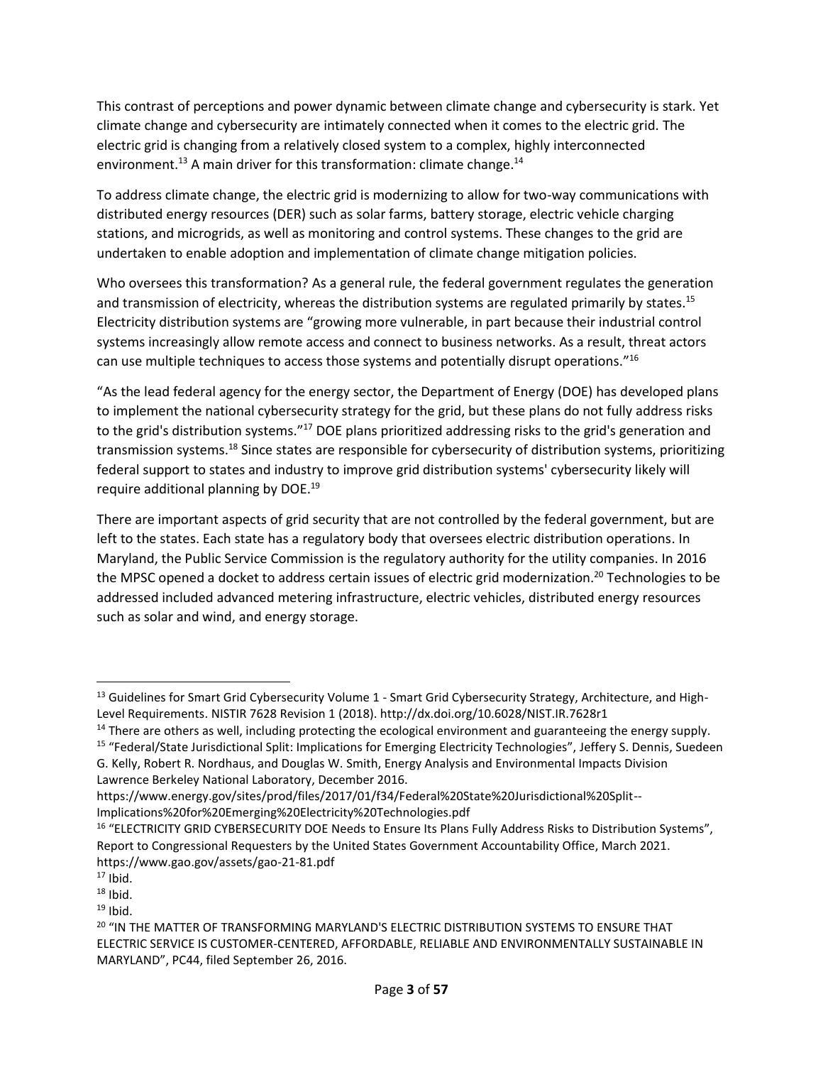This contrast of perceptions and power dynamic between climate change and cybersecurity is stark. Yet climate change and cybersecurity are intimately connected when it comes to the electric grid. The electric grid is changing from a relatively closed system to a complex, highly interconnected environment.[13] A main driver for this transformation: climate change.[14]

To address climate change, the electric grid is modernizing to allow for two-way communications with distributed energy resources (DER) such as solar farms, battery storage, electric vehicle charging stations, and microgrids, as well as monitoring and control systems. These changes to the grid are undertaken to enable adoption and implementation of climate change mitigation policies.

Who oversees this transformation? As a general rule, the federal government regulates the generation and transmission of electricity, whereas the distribution systems are regulated primarily by states.[15] Electricity distribution systems are "growing more vulnerable, in part because their industrial control systems increasingly allow remote access and connect to business networks. As a result, threat actors can use multiple techniques to access those systems and potentially disrupt operations."[16]

"As the lead federal agency for the energy sector, the Department of Energy (DOE) has developed plans to implement the national cybersecurity strategy for the grid, but these plans do not fully address risks to the grid's distribution systems."[17] DOE plans prioritized addressing risks to the grid's generation and transmission systems.[18] Since states are responsible for cybersecurity of distribution systems, prioritizing federal support to states and industry to improve grid distribution systems' cybersecurity likely will require additional planning by DOE.[19]

There are important aspects of grid security that are not controlled by the federal government, but are left to the states. Each state has a regulatory body that oversees electric distribution operations. In Maryland, the Public Service Commission is the regulatory authority for the utility companies. In 2016 the MPSC opened a docket to address certain issues of electric grid modernization.[20] Technologies to be addressed included advanced metering infrastructure, electric vehicles, distributed energy resources such as solar and wind, and energy storage.

---

[13] Guidelines for Smart Grid Cybersecurity Volume 1 - Smart Grid Cybersecurity Strategy, Architecture, and High-Level Requirements. NISTIR 7628 Revision 1 (2018). http://dx.doi.org/10.6028/NIST.IR.7628r1

[14] There are others as well, including protecting the ecological environment and guaranteeing the energy supply.

[15] "Federal/State Jurisdictional Split: Implications for Emerging Electricity Technologies", Jeffery S. Dennis, Suedeen G. Kelly, Robert R. Nordhaus, and Douglas W. Smith, Energy Analysis and Environmental Impacts Division Lawrence Berkeley National Laboratory, December 2016. https://www.energy.gov/sites/prod/files/2017/01/f34/Federal%20State%20Jurisdictional%20Split--Implications%20for%20Emerging%20Electricity%20Technologies.pdf

[16] "ELECTRICITY GRID CYBERSECURITY DOE Needs to Ensure Its Plans Fully Address Risks to Distribution Systems", Report to Congressional Requesters by the United States Government Accountability Office, March 2021. https://www.gao.gov/assets/gao-21-81.pdf

[17] Ibid.

[18] Ibid.

[19] Ibid.

[20] "IN THE MATTER OF TRANSFORMING MARYLAND'S ELECTRIC DISTRIBUTION SYSTEMS TO ENSURE THAT ELECTRIC SERVICE IS CUSTOMER-CENTERED, AFFORDABLE, RELIABLE AND ENVIRONMENTALLY SUSTAINABLE IN MARYLAND", PC44, filed September 26, 2016.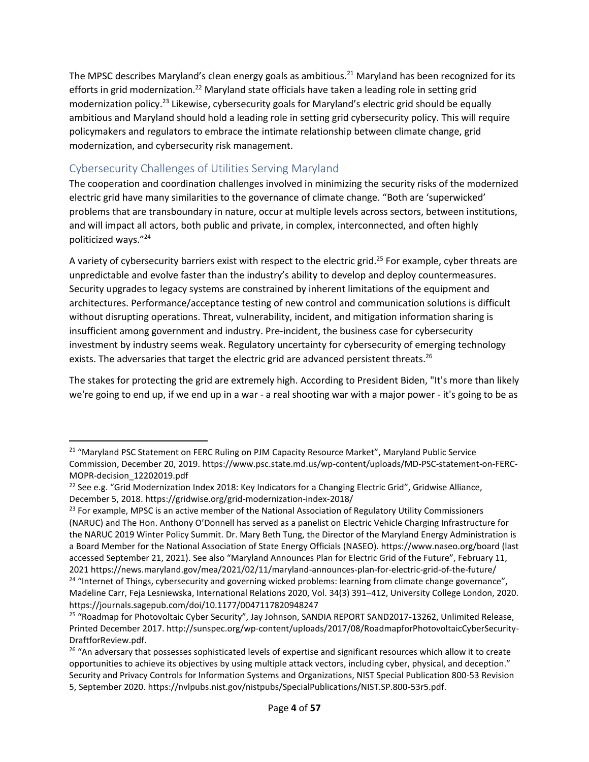The MPSC describes Maryland's clean energy goals as ambitious.[21] Maryland has been recognized for its efforts in grid modernization.[22] Maryland state officials have taken a leading role in setting grid modernization policy.[23] Likewise, cybersecurity goals for Maryland's electric grid should be equally ambitious and Maryland should hold a leading role in setting grid cybersecurity policy. This will require policymakers and regulators to embrace the intimate relationship between climate change, grid modernization, and cybersecurity risk management.

## Cybersecurity Challenges of Utilities Serving Maryland

The cooperation and coordination challenges involved in minimizing the security risks of the modernized electric grid have many similarities to the governance of climate change. "Both are 'superwicked' problems that are transboundary in nature, occur at multiple levels across sectors, between institutions, and will impact all actors, both public and private, in complex, interconnected, and often highly politicized ways."[24]

A variety of cybersecurity barriers exist with respect to the electric grid.[25] For example, cyber threats are unpredictable and evolve faster than the industry's ability to develop and deploy countermeasures. Security upgrades to legacy systems are constrained by inherent limitations of the equipment and architectures. Performance/acceptance testing of new control and communication solutions is difficult without disrupting operations. Threat, vulnerability, incident, and mitigation information sharing is insufficient among government and industry. Pre-incident, the business case for cybersecurity investment by industry seems weak. Regulatory uncertainty for cybersecurity of emerging technology exists. The adversaries that target the electric grid are advanced persistent threats.[26]

The stakes for protecting the grid are extremely high. According to President Biden, "It's more than likely we're going to end up, if we end up in a war - a real shooting war with a major power - it's going to be as

---

[21] "Maryland PSC Statement on FERC Ruling on PJM Capacity Resource Market", Maryland Public Service Commission, December 20, 2019. https://www.psc.state.md.us/wp-content/uploads/MD-PSC-statement-on-FERC-MOPR-decision_12202019.pdf

[22] See e.g. "Grid Modernization Index 2018: Key Indicators for a Changing Electric Grid", Gridwise Alliance, December 5, 2018. https://gridwise.org/grid-modernization-index-2018/

[23] For example, MPSC is an active member of the National Association of Regulatory Utility Commissioners (NARUC) and The Hon. Anthony O'Donnell has served as a panelist on Electric Vehicle Charging Infrastructure for the NARUC 2019 Winter Policy Summit. Dr. Mary Beth Tung, the Director of the Maryland Energy Administration is a Board Member for the National Association of State Energy Officials (NASEO). https://www.naseo.org/board (last accessed September 21, 2021). See also "Maryland Announces Plan for Electric Grid of the Future", February 11, 2021 https://news.maryland.gov/mea/2021/02/11/maryland-announces-plan-for-electric-grid-of-the-future/

[24] "Internet of Things, cybersecurity and governing wicked problems: learning from climate change governance", Madeline Carr, Feja Lesniewska, International Relations 2020, Vol. 34(3) 391–412, University College London, 2020. https://journals.sagepub.com/doi/10.1177/0047117820948247

[25] "Roadmap for Photovoltaic Cyber Security", Jay Johnson, SANDIA REPORT SAND2017-13262, Unlimited Release, Printed December 2017. http://sunspec.org/wp-content/uploads/2017/08/RoadmapforPhotovoltaicCyberSecurity-DraftforReview.pdf.

[26] "An adversary that possesses sophisticated levels of expertise and significant resources which allow it to create opportunities to achieve its objectives by using multiple attack vectors, including cyber, physical, and deception." Security and Privacy Controls for Information Systems and Organizations, NIST Special Publication 800-53 Revision 5, September 2020. https://nvlpubs.nist.gov/nistpubs/SpecialPublications/NIST.SP.800-53r5.pdf.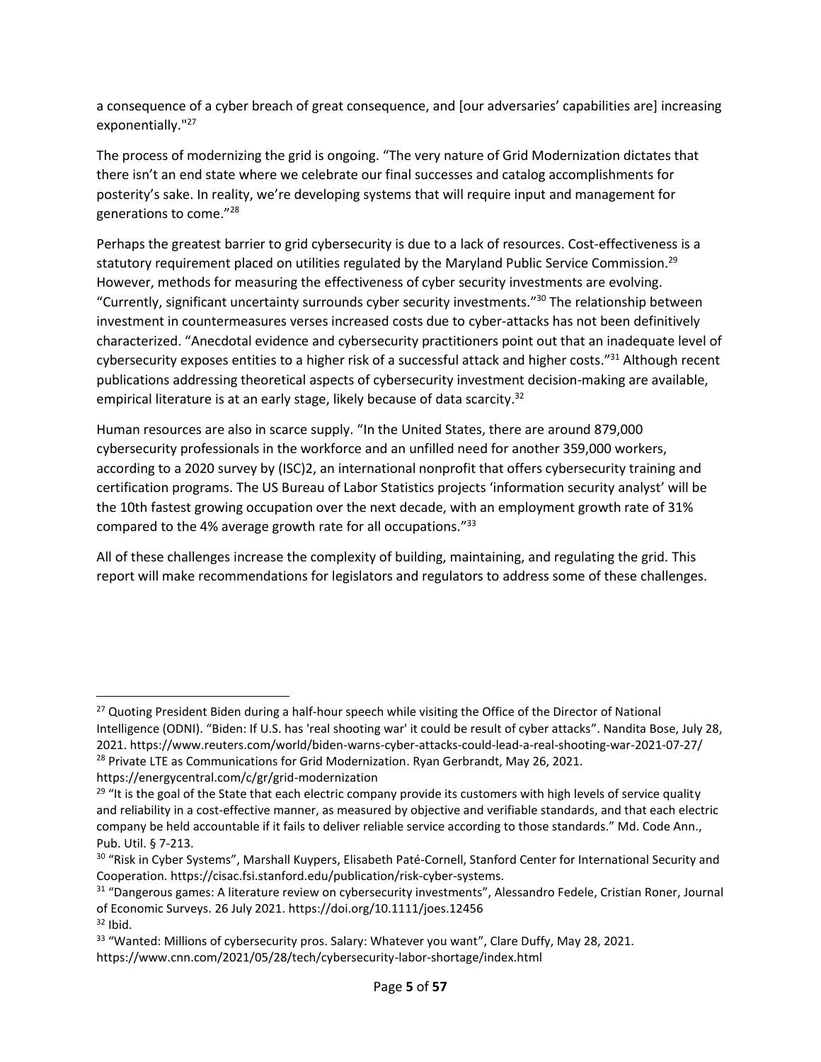a consequence of a cyber breach of great consequence, and [our adversaries' capabilities are] increasing exponentially."[27]

The process of modernizing the grid is ongoing. "The very nature of Grid Modernization dictates that there isn't an end state where we celebrate our final successes and catalog accomplishments for posterity's sake. In reality, we're developing systems that will require input and management for generations to come."[28]

Perhaps the greatest barrier to grid cybersecurity is due to a lack of resources. Cost-effectiveness is a statutory requirement placed on utilities regulated by the Maryland Public Service Commission.[29] However, methods for measuring the effectiveness of cyber security investments are evolving. "Currently, significant uncertainty surrounds cyber security investments."[30] The relationship between investment in countermeasures verses increased costs due to cyber-attacks has not been definitively characterized. "Anecdotal evidence and cybersecurity practitioners point out that an inadequate level of cybersecurity exposes entities to a higher risk of a successful attack and higher costs."[31] Although recent publications addressing theoretical aspects of cybersecurity investment decision-making are available, empirical literature is at an early stage, likely because of data scarcity.[32]

Human resources are also in scarce supply. "In the United States, there are around 879,000 cybersecurity professionals in the workforce and an unfilled need for another 359,000 workers, according to a 2020 survey by (ISC)2, an international nonprofit that offers cybersecurity training and certification programs. The US Bureau of Labor Statistics projects 'information security analyst' will be the 10th fastest growing occupation over the next decade, with an employment growth rate of 31% compared to the 4% average growth rate for all occupations."[33]

All of these challenges increase the complexity of building, maintaining, and regulating the grid. This report will make recommendations for legislators and regulators to address some of these challenges.

---

[27] Quoting President Biden during a half-hour speech while visiting the Office of the Director of National Intelligence (ODNI). "Biden: If U.S. has 'real shooting war' it could be result of cyber attacks". Nandita Bose, July 28, 2021. https://www.reuters.com/world/biden-warns-cyber-attacks-could-lead-a-real-shooting-war-2021-07-27/

[28] Private LTE as Communications for Grid Modernization. Ryan Gerbrandt, May 26, 2021. https://energycentral.com/c/gr/grid-modernization

[29] "It is the goal of the State that each electric company provide its customers with high levels of service quality and reliability in a cost-effective manner, as measured by objective and verifiable standards, and that each electric company be held accountable if it fails to deliver reliable service according to those standards." Md. Code Ann., Pub. Util. § 7-213.

[30] "Risk in Cyber Systems", Marshall Kuypers, Elisabeth Paté-Cornell, Stanford Center for International Security and Cooperation. https://cisac.fsi.stanford.edu/publication/risk-cyber-systems.

[31] "Dangerous games: A literature review on cybersecurity investments", Alessandro Fedele, Cristian Roner, Journal of Economic Surveys. 26 July 2021. https://doi.org/10.1111/joes.12456

[32] Ibid.

[33] "Wanted: Millions of cybersecurity pros. Salary: Whatever you want", Clare Duffy, May 28, 2021. https://www.cnn.com/2021/05/28/tech/cybersecurity-labor-shortage/index.html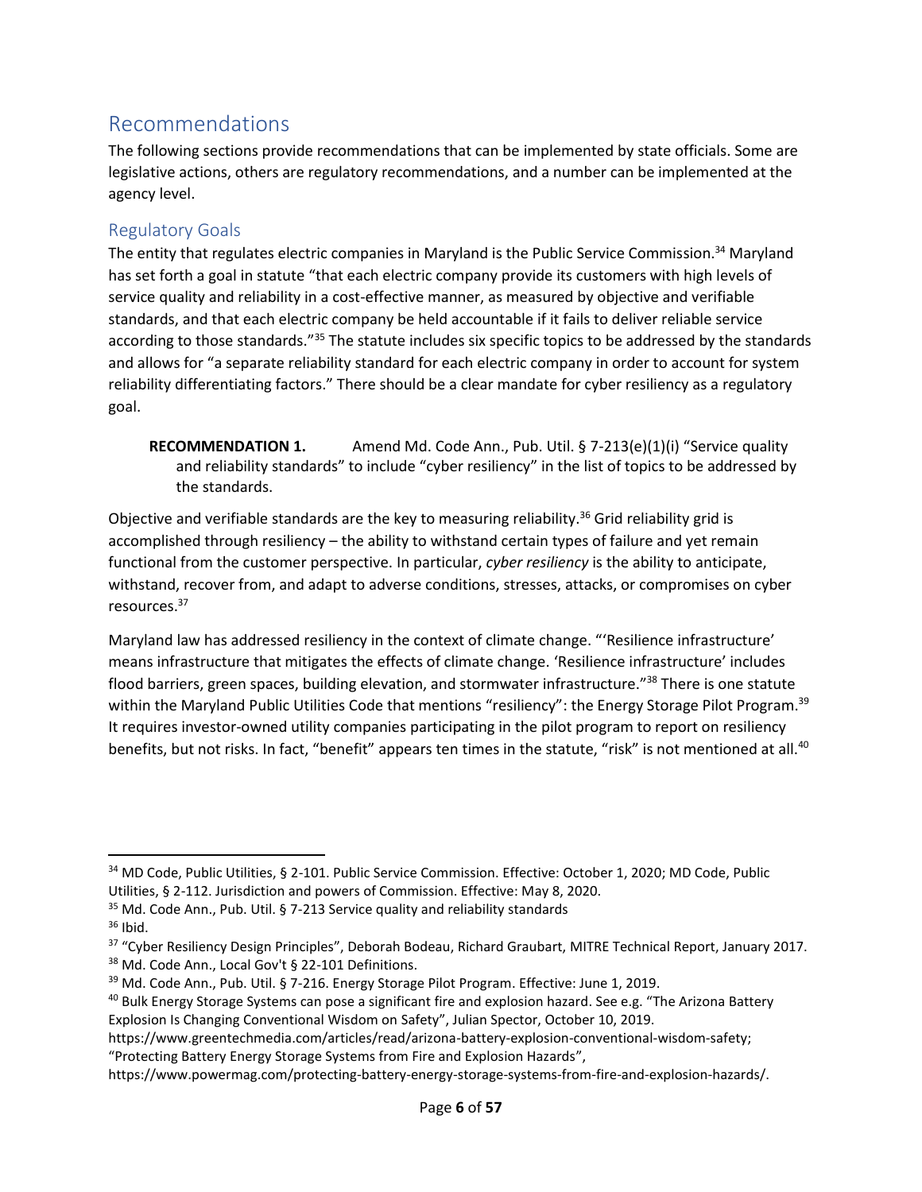## Recommendations

The following sections provide recommendations that can be implemented by state officials. Some are legislative actions, others are regulatory recommendations, and a number can be implemented at the agency level.

### Regulatory Goals

The entity that regulates electric companies in Maryland is the Public Service Commission.[34] Maryland has set forth a goal in statute "that each electric company provide its customers with high levels of service quality and reliability in a cost-effective manner, as measured by objective and verifiable standards, and that each electric company be held accountable if it fails to deliver reliable service according to those standards."[35] The statute includes six specific topics to be addressed by the standards and allows for "a separate reliability standard for each electric company in order to account for system reliability differentiating factors." There should be a clear mandate for cyber resiliency as a regulatory goal.

> **RECOMMENDATION 1.** Amend Md. Code Ann., Pub. Util. § 7-213(e)(1)(i) "Service quality and reliability standards" to include "cyber resiliency" in the list of topics to be addressed by the standards.

Objective and verifiable standards are the key to measuring reliability.[36] Grid reliability grid is accomplished through resiliency – the ability to withstand certain types of failure and yet remain functional from the customer perspective. In particular, *cyber resiliency* is the ability to anticipate, withstand, recover from, and adapt to adverse conditions, stresses, attacks, or compromises on cyber resources.[37]

Maryland law has addressed resiliency in the context of climate change. "'Resilience infrastructure' means infrastructure that mitigates the effects of climate change. 'Resilience infrastructure' includes flood barriers, green spaces, building elevation, and stormwater infrastructure."[38] There is one statute within the Maryland Public Utilities Code that mentions "resiliency": the Energy Storage Pilot Program.[39] It requires investor-owned utility companies participating in the pilot program to report on resiliency benefits, but not risks. In fact, "benefit" appears ten times in the statute, "risk" is not mentioned at all.[40]

---

[34] MD Code, Public Utilities, § 2-101. Public Service Commission. Effective: October 1, 2020; MD Code, Public Utilities, § 2-112. Jurisdiction and powers of Commission. Effective: May 8, 2020.

[35] Md. Code Ann., Pub. Util. § 7-213 Service quality and reliability standards

[36] Ibid.

[37] "Cyber Resiliency Design Principles", Deborah Bodeau, Richard Graubart, MITRE Technical Report, January 2017.

[38] Md. Code Ann., Local Gov't § 22-101 Definitions.

[39] Md. Code Ann., Pub. Util. § 7-216. Energy Storage Pilot Program. Effective: June 1, 2019.

[40] Bulk Energy Storage Systems can pose a significant fire and explosion hazard. See e.g. "The Arizona Battery Explosion Is Changing Conventional Wisdom on Safety", Julian Spector, October 10, 2019. https://www.greentechmedia.com/articles/read/arizona-battery-explosion-conventional-wisdom-safety; "Protecting Battery Energy Storage Systems from Fire and Explosion Hazards", https://www.powermag.com/protecting-battery-energy-storage-systems-from-fire-and-explosion-hazards/.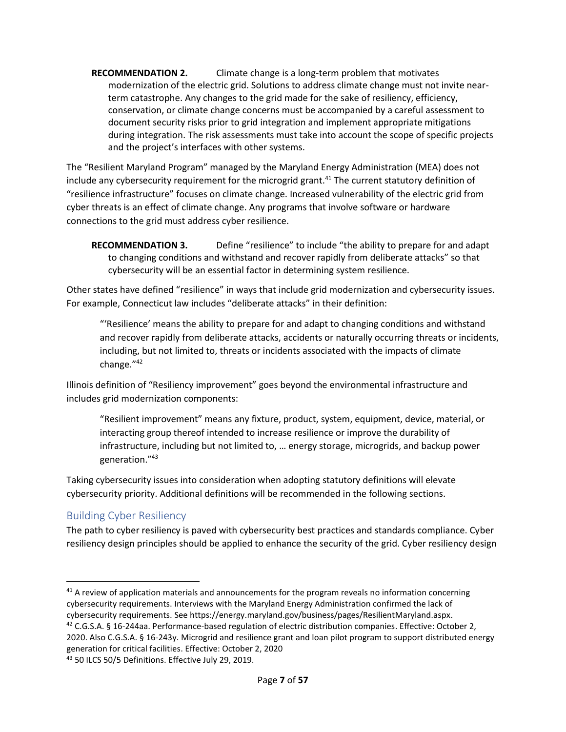**RECOMMENDATION 2.** Climate change is a long-term problem that motivates modernization of the electric grid. Solutions to address climate change must not invite near-term catastrophe. Any changes to the grid made for the sake of resiliency, efficiency, conservation, or climate change concerns must be accompanied by a careful assessment to document security risks prior to grid integration and implement appropriate mitigations during integration. The risk assessments must take into account the scope of specific projects and the project's interfaces with other systems.

The "Resilient Maryland Program" managed by the Maryland Energy Administration (MEA) does not include any cybersecurity requirement for the microgrid grant.[41] The current statutory definition of "resilience infrastructure" focuses on climate change. Increased vulnerability of the electric grid from cyber threats is an effect of climate change. Any programs that involve software or hardware connections to the grid must address cyber resilience.

**RECOMMENDATION 3.** Define "resilience" to include "the ability to prepare for and adapt to changing conditions and withstand and recover rapidly from deliberate attacks" so that cybersecurity will be an essential factor in determining system resilience.

Other states have defined "resilience" in ways that include grid modernization and cybersecurity issues. For example, Connecticut law includes "deliberate attacks" in their definition:

> "'Resilience' means the ability to prepare for and adapt to changing conditions and withstand and recover rapidly from deliberate attacks, accidents or naturally occurring threats or incidents, including, but not limited to, threats or incidents associated with the impacts of climate change."[42]

Illinois definition of "Resiliency improvement" goes beyond the environmental infrastructure and includes grid modernization components:

> "Resilient improvement" means any fixture, product, system, equipment, device, material, or interacting group thereof intended to increase resilience or improve the durability of infrastructure, including but not limited to, … energy storage, microgrids, and backup power generation."[43]

Taking cybersecurity issues into consideration when adopting statutory definitions will elevate cybersecurity priority. Additional definitions will be recommended in the following sections.

## Building Cyber Resiliency

The path to cyber resiliency is paved with cybersecurity best practices and standards compliance. Cyber resiliency design principles should be applied to enhance the security of the grid. Cyber resiliency design

---

[41] A review of application materials and announcements for the program reveals no information concerning cybersecurity requirements. Interviews with the Maryland Energy Administration confirmed the lack of cybersecurity requirements. See https://energy.maryland.gov/business/pages/ResilientMaryland.aspx.

[42] C.G.S.A. § 16-244aa. Performance-based regulation of electric distribution companies. Effective: October 2, 2020. Also C.G.S.A. § 16-243y. Microgrid and resilience grant and loan pilot program to support distributed energy generation for critical facilities. Effective: October 2, 2020

[43] 50 ILCS 50/5 Definitions. Effective July 29, 2019.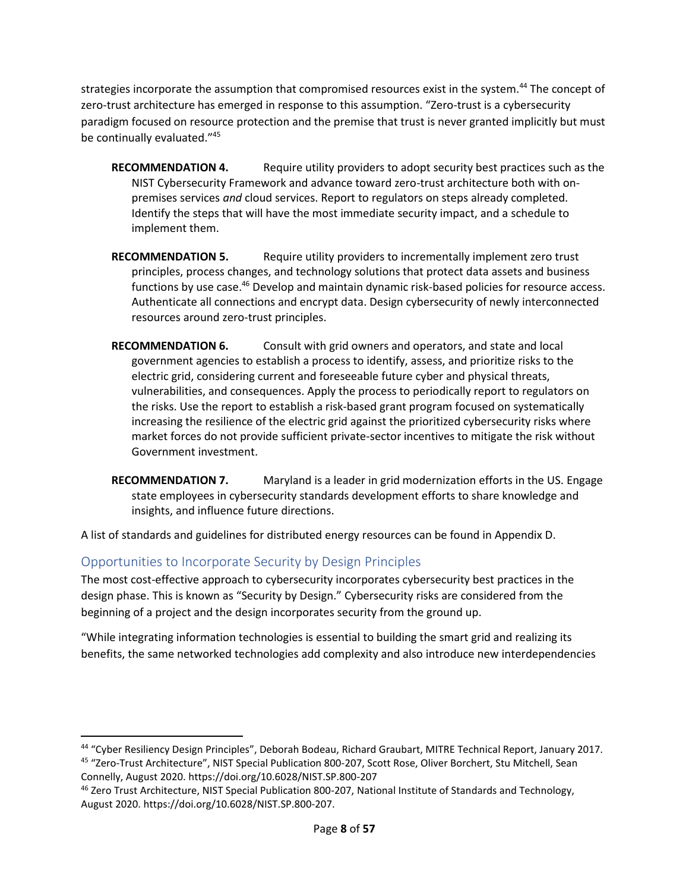strategies incorporate the assumption that compromised resources exist in the system.[44] The concept of zero-trust architecture has emerged in response to this assumption. "Zero-trust is a cybersecurity paradigm focused on resource protection and the premise that trust is never granted implicitly but must be continually evaluated."[45]

**RECOMMENDATION 4.** Require utility providers to adopt security best practices such as the NIST Cybersecurity Framework and advance toward zero-trust architecture both with on-premises services *and* cloud services. Report to regulators on steps already completed. Identify the steps that will have the most immediate security impact, and a schedule to implement them.

**RECOMMENDATION 5.** Require utility providers to incrementally implement zero trust principles, process changes, and technology solutions that protect data assets and business functions by use case.[46] Develop and maintain dynamic risk-based policies for resource access. Authenticate all connections and encrypt data. Design cybersecurity of newly interconnected resources around zero-trust principles.

**RECOMMENDATION 6.** Consult with grid owners and operators, and state and local government agencies to establish a process to identify, assess, and prioritize risks to the electric grid, considering current and foreseeable future cyber and physical threats, vulnerabilities, and consequences. Apply the process to periodically report to regulators on the risks. Use the report to establish a risk-based grant program focused on systematically increasing the resilience of the electric grid against the prioritized cybersecurity risks where market forces do not provide sufficient private-sector incentives to mitigate the risk without Government investment.

**RECOMMENDATION 7.** Maryland is a leader in grid modernization efforts in the US. Engage state employees in cybersecurity standards development efforts to share knowledge and insights, and influence future directions.

A list of standards and guidelines for distributed energy resources can be found in Appendix D.

## Opportunities to Incorporate Security by Design Principles

The most cost-effective approach to cybersecurity incorporates cybersecurity best practices in the design phase. This is known as "Security by Design." Cybersecurity risks are considered from the beginning of a project and the design incorporates security from the ground up.

"While integrating information technologies is essential to building the smart grid and realizing its benefits, the same networked technologies add complexity and also introduce new interdependencies

[44] "Cyber Resiliency Design Principles", Deborah Bodeau, Richard Graubart, MITRE Technical Report, January 2017.

[45] "Zero-Trust Architecture", NIST Special Publication 800-207, Scott Rose, Oliver Borchert, Stu Mitchell, Sean Connelly, August 2020. https://doi.org/10.6028/NIST.SP.800-207

[46] Zero Trust Architecture, NIST Special Publication 800-207, National Institute of Standards and Technology, August 2020. https://doi.org/10.6028/NIST.SP.800-207.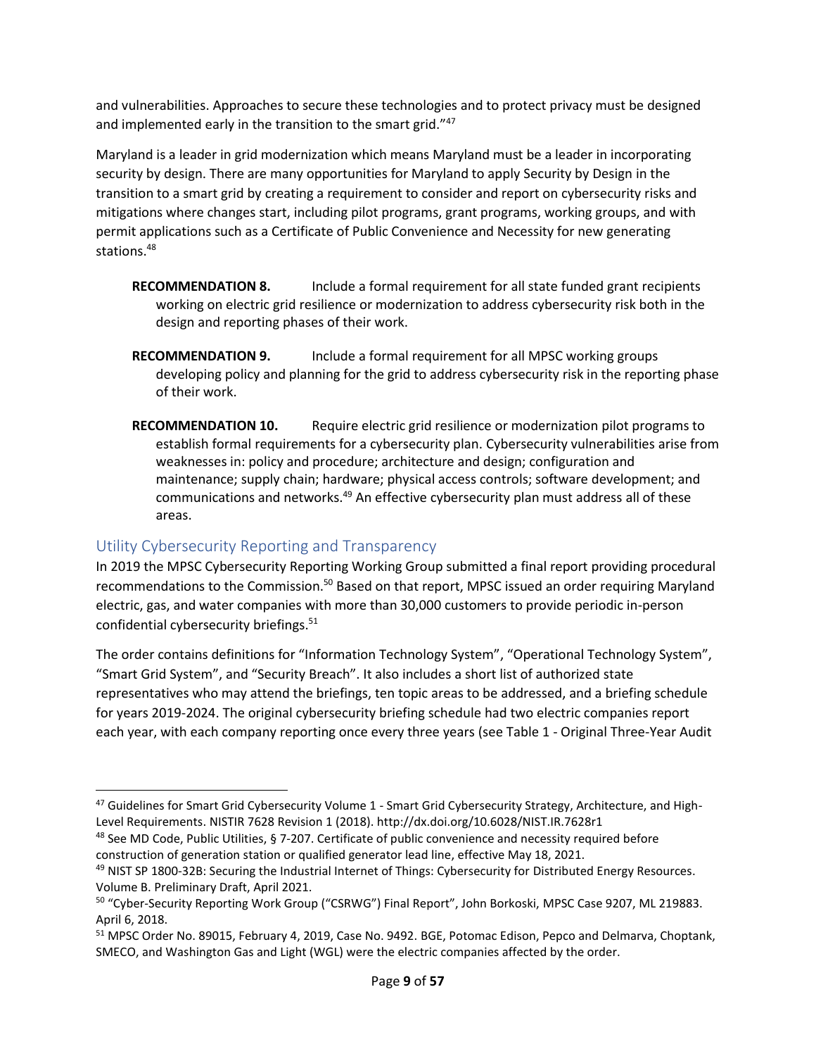and vulnerabilities. Approaches to secure these technologies and to protect privacy must be designed and implemented early in the transition to the smart grid."[47]

Maryland is a leader in grid modernization which means Maryland must be a leader in incorporating security by design. There are many opportunities for Maryland to apply Security by Design in the transition to a smart grid by creating a requirement to consider and report on cybersecurity risks and mitigations where changes start, including pilot programs, grant programs, working groups, and with permit applications such as a Certificate of Public Convenience and Necessity for new generating stations.[48]

**RECOMMENDATION 8.** Include a formal requirement for all state funded grant recipients working on electric grid resilience or modernization to address cybersecurity risk both in the design and reporting phases of their work.

**RECOMMENDATION 9.** Include a formal requirement for all MPSC working groups developing policy and planning for the grid to address cybersecurity risk in the reporting phase of their work.

**RECOMMENDATION 10.** Require electric grid resilience or modernization pilot programs to establish formal requirements for a cybersecurity plan. Cybersecurity vulnerabilities arise from weaknesses in: policy and procedure; architecture and design; configuration and maintenance; supply chain; hardware; physical access controls; software development; and communications and networks.[49] An effective cybersecurity plan must address all of these areas.

## Utility Cybersecurity Reporting and Transparency

In 2019 the MPSC Cybersecurity Reporting Working Group submitted a final report providing procedural recommendations to the Commission.[50] Based on that report, MPSC issued an order requiring Maryland electric, gas, and water companies with more than 30,000 customers to provide periodic in-person confidential cybersecurity briefings.[51]

The order contains definitions for "Information Technology System", "Operational Technology System", "Smart Grid System", and "Security Breach". It also includes a short list of authorized state representatives who may attend the briefings, ten topic areas to be addressed, and a briefing schedule for years 2019-2024. The original cybersecurity briefing schedule had two electric companies report each year, with each company reporting once every three years (see Table 1 - Original Three-Year Audit

---

[47] Guidelines for Smart Grid Cybersecurity Volume 1 - Smart Grid Cybersecurity Strategy, Architecture, and High-Level Requirements. NISTIR 7628 Revision 1 (2018). http://dx.doi.org/10.6028/NIST.IR.7628r1

[48] See MD Code, Public Utilities, § 7-207. Certificate of public convenience and necessity required before construction of generation station or qualified generator lead line, effective May 18, 2021.

[49] NIST SP 1800-32B: Securing the Industrial Internet of Things: Cybersecurity for Distributed Energy Resources. Volume B. Preliminary Draft, April 2021.

[50] "Cyber-Security Reporting Work Group ("CSRWG") Final Report", John Borkoski, MPSC Case 9207, ML 219883. April 6, 2018.

[51] MPSC Order No. 89015, February 4, 2019, Case No. 9492. BGE, Potomac Edison, Pepco and Delmarva, Choptank, SMECO, and Washington Gas and Light (WGL) were the electric companies affected by the order.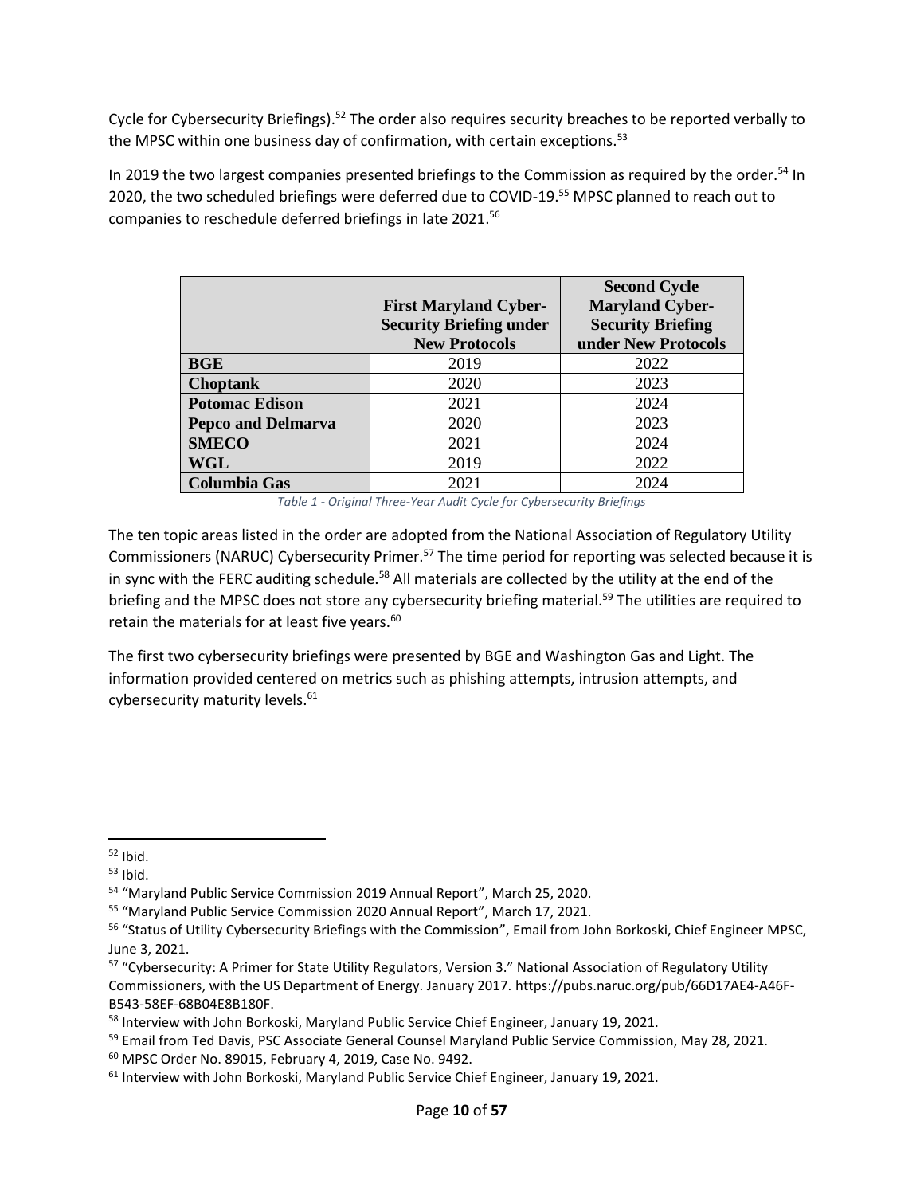Cycle for Cybersecurity Briefings).[52] The order also requires security breaches to be reported verbally to the MPSC within one business day of confirmation, with certain exceptions.[53]

In 2019 the two largest companies presented briefings to the Commission as required by the order.[54] In 2020, the two scheduled briefings were deferred due to COVID-19.[55] MPSC planned to reach out to companies to reschedule deferred briefings in late 2021.[56]

| | First Maryland Cyber-Security Briefing under New Protocols | Second Cycle Maryland Cyber-Security Briefing under New Protocols |
|---|---|---|
| **BGE** | 2019 | 2022 |
| **Choptank** | 2020 | 2023 |
| **Potomac Edison** | 2021 | 2024 |
| **Pepco and Delmarva** | 2020 | 2023 |
| **SMECO** | 2021 | 2024 |
| **WGL** | 2019 | 2022 |
| **Columbia Gas** | 2021 | 2024 |

*Table 1 - Original Three-Year Audit Cycle for Cybersecurity Briefings*

The ten topic areas listed in the order are adopted from the National Association of Regulatory Utility Commissioners (NARUC) Cybersecurity Primer.[57] The time period for reporting was selected because it is in sync with the FERC auditing schedule.[58] All materials are collected by the utility at the end of the briefing and the MPSC does not store any cybersecurity briefing material.[59] The utilities are required to retain the materials for at least five years.[60]

The first two cybersecurity briefings were presented by BGE and Washington Gas and Light. The information provided centered on metrics such as phishing attempts, intrusion attempts, and cybersecurity maturity levels.[61]

---

[52] Ibid.

[53] Ibid.

[54] "Maryland Public Service Commission 2019 Annual Report", March 25, 2020.

[55] "Maryland Public Service Commission 2020 Annual Report", March 17, 2021.

[56] "Status of Utility Cybersecurity Briefings with the Commission", Email from John Borkoski, Chief Engineer MPSC, June 3, 2021.

[57] "Cybersecurity: A Primer for State Utility Regulators, Version 3." National Association of Regulatory Utility Commissioners, with the US Department of Energy. January 2017. https://pubs.naruc.org/pub/66D17AE4-A46F-B543-58EF-68B04E8B180F.

[58] Interview with John Borkoski, Maryland Public Service Chief Engineer, January 19, 2021.

[59] Email from Ted Davis, PSC Associate General Counsel Maryland Public Service Commission, May 28, 2021.

[60] MPSC Order No. 89015, February 4, 2019, Case No. 9492.

[61] Interview with John Borkoski, Maryland Public Service Chief Engineer, January 19, 2021.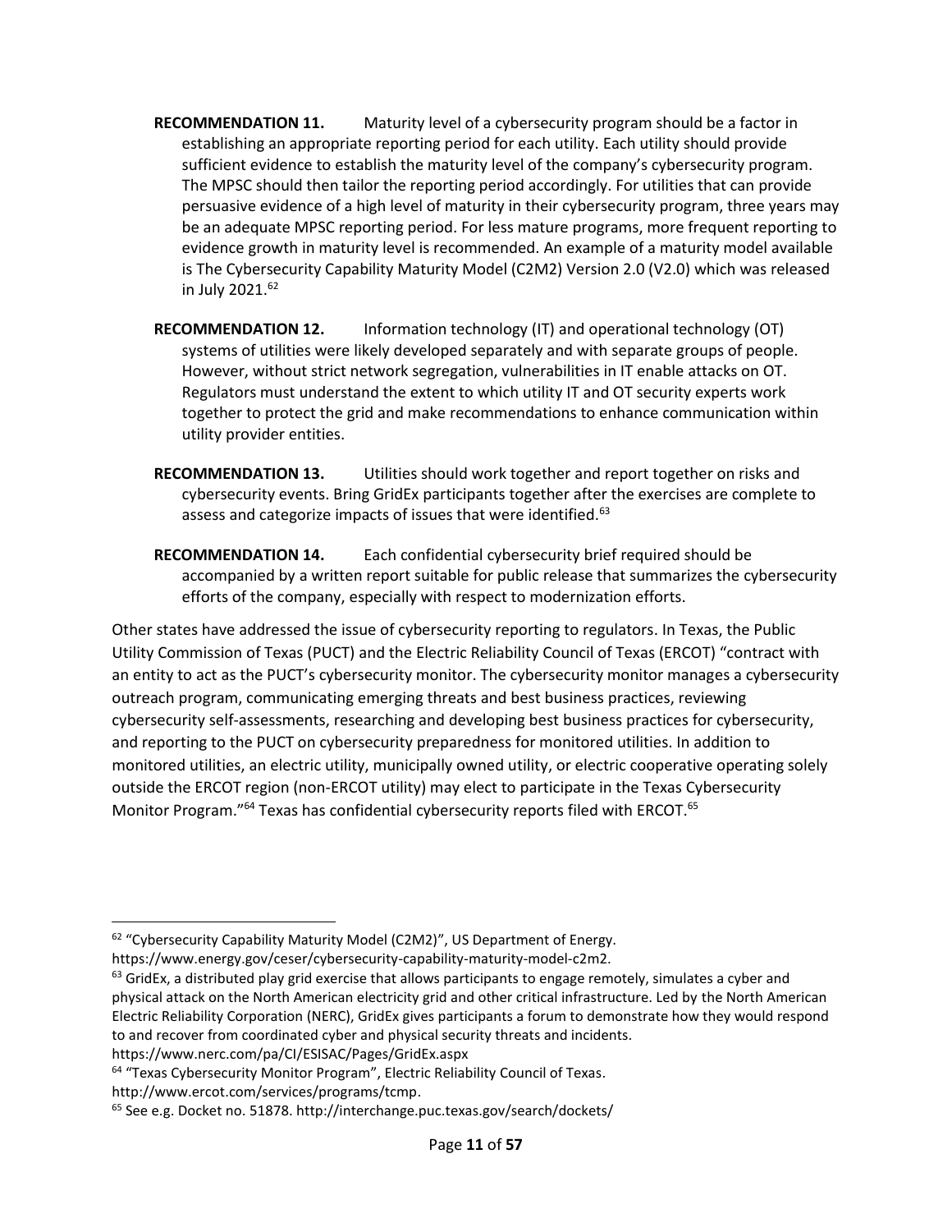**RECOMMENDATION 11.** Maturity level of a cybersecurity program should be a factor in establishing an appropriate reporting period for each utility. Each utility should provide sufficient evidence to establish the maturity level of the company's cybersecurity program. The MPSC should then tailor the reporting period accordingly. For utilities that can provide persuasive evidence of a high level of maturity in their cybersecurity program, three years may be an adequate MPSC reporting period. For less mature programs, more frequent reporting to evidence growth in maturity level is recommended. An example of a maturity model available is The Cybersecurity Capability Maturity Model (C2M2) Version 2.0 (V2.0) which was released in July 2021.[62]

**RECOMMENDATION 12.** Information technology (IT) and operational technology (OT) systems of utilities were likely developed separately and with separate groups of people. However, without strict network segregation, vulnerabilities in IT enable attacks on OT. Regulators must understand the extent to which utility IT and OT security experts work together to protect the grid and make recommendations to enhance communication within utility provider entities.

**RECOMMENDATION 13.** Utilities should work together and report together on risks and cybersecurity events. Bring GridEx participants together after the exercises are complete to assess and categorize impacts of issues that were identified.[63]

**RECOMMENDATION 14.** Each confidential cybersecurity brief required should be accompanied by a written report suitable for public release that summarizes the cybersecurity efforts of the company, especially with respect to modernization efforts.

Other states have addressed the issue of cybersecurity reporting to regulators. In Texas, the Public Utility Commission of Texas (PUCT) and the Electric Reliability Council of Texas (ERCOT) "contract with an entity to act as the PUCT's cybersecurity monitor. The cybersecurity monitor manages a cybersecurity outreach program, communicating emerging threats and best business practices, reviewing cybersecurity self-assessments, researching and developing best business practices for cybersecurity, and reporting to the PUCT on cybersecurity preparedness for monitored utilities. In addition to monitored utilities, an electric utility, municipally owned utility, or electric cooperative operating solely outside the ERCOT region (non-ERCOT utility) may elect to participate in the Texas Cybersecurity Monitor Program."[64] Texas has confidential cybersecurity reports filed with ERCOT.[65]

---

[62] "Cybersecurity Capability Maturity Model (C2M2)", US Department of Energy. https://www.energy.gov/ceser/cybersecurity-capability-maturity-model-c2m2.

[63] GridEx, a distributed play grid exercise that allows participants to engage remotely, simulates a cyber and physical attack on the North American electricity grid and other critical infrastructure. Led by the North American Electric Reliability Corporation (NERC), GridEx gives participants a forum to demonstrate how they would respond to and recover from coordinated cyber and physical security threats and incidents. https://www.nerc.com/pa/CI/ESISAC/Pages/GridEx.aspx

[64] "Texas Cybersecurity Monitor Program", Electric Reliability Council of Texas. http://www.ercot.com/services/programs/tcmp.

[65] See e.g. Docket no. 51878. http://interchange.puc.texas.gov/search/dockets/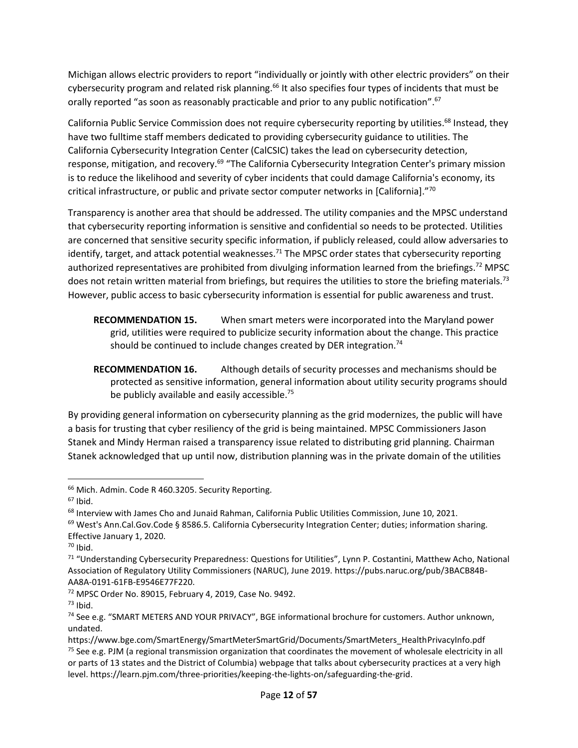Michigan allows electric providers to report "individually or jointly with other electric providers" on their cybersecurity program and related risk planning.[66] It also specifies four types of incidents that must be orally reported "as soon as reasonably practicable and prior to any public notification".[67]

California Public Service Commission does not require cybersecurity reporting by utilities.[68] Instead, they have two fulltime staff members dedicated to providing cybersecurity guidance to utilities. The California Cybersecurity Integration Center (CalCSIC) takes the lead on cybersecurity detection, response, mitigation, and recovery.[69] "The California Cybersecurity Integration Center's primary mission is to reduce the likelihood and severity of cyber incidents that could damage California's economy, its critical infrastructure, or public and private sector computer networks in [California]."[70]

Transparency is another area that should be addressed. The utility companies and the MPSC understand that cybersecurity reporting information is sensitive and confidential so needs to be protected. Utilities are concerned that sensitive security specific information, if publicly released, could allow adversaries to identify, target, and attack potential weaknesses.[71] The MPSC order states that cybersecurity reporting authorized representatives are prohibited from divulging information learned from the briefings.[72] MPSC does not retain written material from briefings, but requires the utilities to store the briefing materials.[73] However, public access to basic cybersecurity information is essential for public awareness and trust.

**RECOMMENDATION 15.** When smart meters were incorporated into the Maryland power grid, utilities were required to publicize security information about the change. This practice should be continued to include changes created by DER integration.[74]

**RECOMMENDATION 16.** Although details of security processes and mechanisms should be protected as sensitive information, general information about utility security programs should be publicly available and easily accessible.[75]

By providing general information on cybersecurity planning as the grid modernizes, the public will have a basis for trusting that cyber resiliency of the grid is being maintained. MPSC Commissioners Jason Stanek and Mindy Herman raised a transparency issue related to distributing grid planning. Chairman Stanek acknowledged that up until now, distribution planning was in the private domain of the utilities

---

[66] Mich. Admin. Code R 460.3205. Security Reporting.

[67] Ibid.

[68] Interview with James Cho and Junaid Rahman, California Public Utilities Commission, June 10, 2021.

[69] West's Ann.Cal.Gov.Code § 8586.5. California Cybersecurity Integration Center; duties; information sharing. Effective January 1, 2020.

[70] Ibid.

[71] "Understanding Cybersecurity Preparedness: Questions for Utilities", Lynn P. Costantini, Matthew Acho, National Association of Regulatory Utility Commissioners (NARUC), June 2019. https://pubs.naruc.org/pub/3BACB84B-AA8A-0191-61FB-E9546E77F220.

[72] MPSC Order No. 89015, February 4, 2019, Case No. 9492.

[73] Ibid.

[74] See e.g. "SMART METERS AND YOUR PRIVACY", BGE informational brochure for customers. Author unknown, undated.
https://www.bge.com/SmartEnergy/SmartMeterSmartGrid/Documents/SmartMeters_HealthPrivacyInfo.pdf

[75] See e.g. PJM (a regional transmission organization that coordinates the movement of wholesale electricity in all or parts of 13 states and the District of Columbia) webpage that talks about cybersecurity practices at a very high level. https://learn.pjm.com/three-priorities/keeping-the-lights-on/safeguarding-the-grid.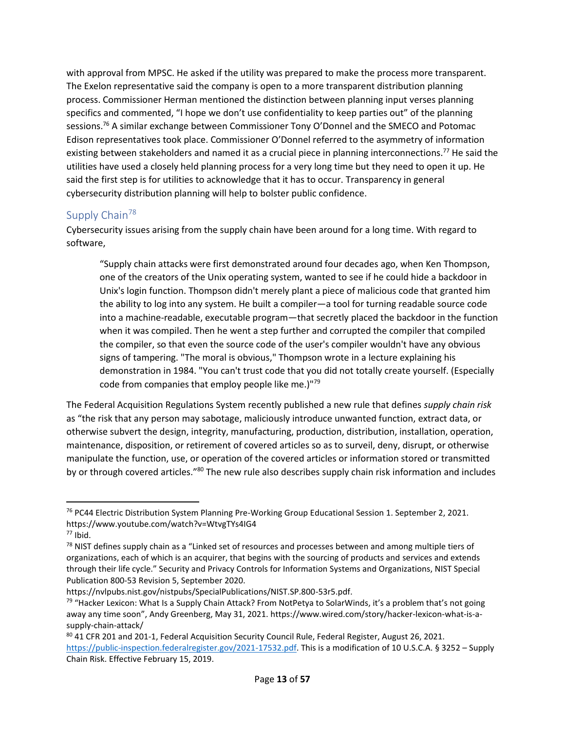with approval from MPSC. He asked if the utility was prepared to make the process more transparent. The Exelon representative said the company is open to a more transparent distribution planning process. Commissioner Herman mentioned the distinction between planning input verses planning specifics and commented, "I hope we don't use confidentiality to keep parties out" of the planning sessions.[76] A similar exchange between Commissioner Tony O'Donnel and the SMECO and Potomac Edison representatives took place. Commissioner O'Donnel referred to the asymmetry of information existing between stakeholders and named it as a crucial piece in planning interconnections.[77] He said the utilities have used a closely held planning process for a very long time but they need to open it up. He said the first step is for utilities to acknowledge that it has to occur. Transparency in general cybersecurity distribution planning will help to bolster public confidence.

## Supply Chain[78]

Cybersecurity issues arising from the supply chain have been around for a long time. With regard to software,

> "Supply chain attacks were first demonstrated around four decades ago, when Ken Thompson, one of the creators of the Unix operating system, wanted to see if he could hide a backdoor in Unix's login function. Thompson didn't merely plant a piece of malicious code that granted him the ability to log into any system. He built a compiler—a tool for turning readable source code into a machine-readable, executable program—that secretly placed the backdoor in the function when it was compiled. Then he went a step further and corrupted the compiler that compiled the compiler, so that even the source code of the user's compiler wouldn't have any obvious signs of tampering. "The moral is obvious," Thompson wrote in a lecture explaining his demonstration in 1984. "You can't trust code that you did not totally create yourself. (Especially code from companies that employ people like me.)"[79]

The Federal Acquisition Regulations System recently published a new rule that defines *supply chain risk* as "the risk that any person may sabotage, maliciously introduce unwanted function, extract data, or otherwise subvert the design, integrity, manufacturing, production, distribution, installation, operation, maintenance, disposition, or retirement of covered articles so as to surveil, deny, disrupt, or otherwise manipulate the function, use, or operation of the covered articles or information stored or transmitted by or through covered articles."[80] The new rule also describes supply chain risk information and includes

---

[76] PC44 Electric Distribution System Planning Pre-Working Group Educational Session 1. September 2, 2021. https://www.youtube.com/watch?v=WtvgTYs4IG4

[77] Ibid.

[78] NIST defines supply chain as a "Linked set of resources and processes between and among multiple tiers of organizations, each of which is an acquirer, that begins with the sourcing of products and services and extends through their life cycle." Security and Privacy Controls for Information Systems and Organizations, NIST Special Publication 800-53 Revision 5, September 2020. https://nvlpubs.nist.gov/nistpubs/SpecialPublications/NIST.SP.800-53r5.pdf.

[79] "Hacker Lexicon: What Is a Supply Chain Attack? From NotPetya to SolarWinds, it's a problem that's not going away any time soon", Andy Greenberg, May 31, 2021. https://www.wired.com/story/hacker-lexicon-what-is-a-supply-chain-attack/

[80] 41 CFR 201 and 201-1, Federal Acquisition Security Council Rule, Federal Register, August 26, 2021. https://public-inspection.federalregister.gov/2021-17532.pdf. This is a modification of 10 U.S.C.A. § 3252 – Supply Chain Risk. Effective February 15, 2019.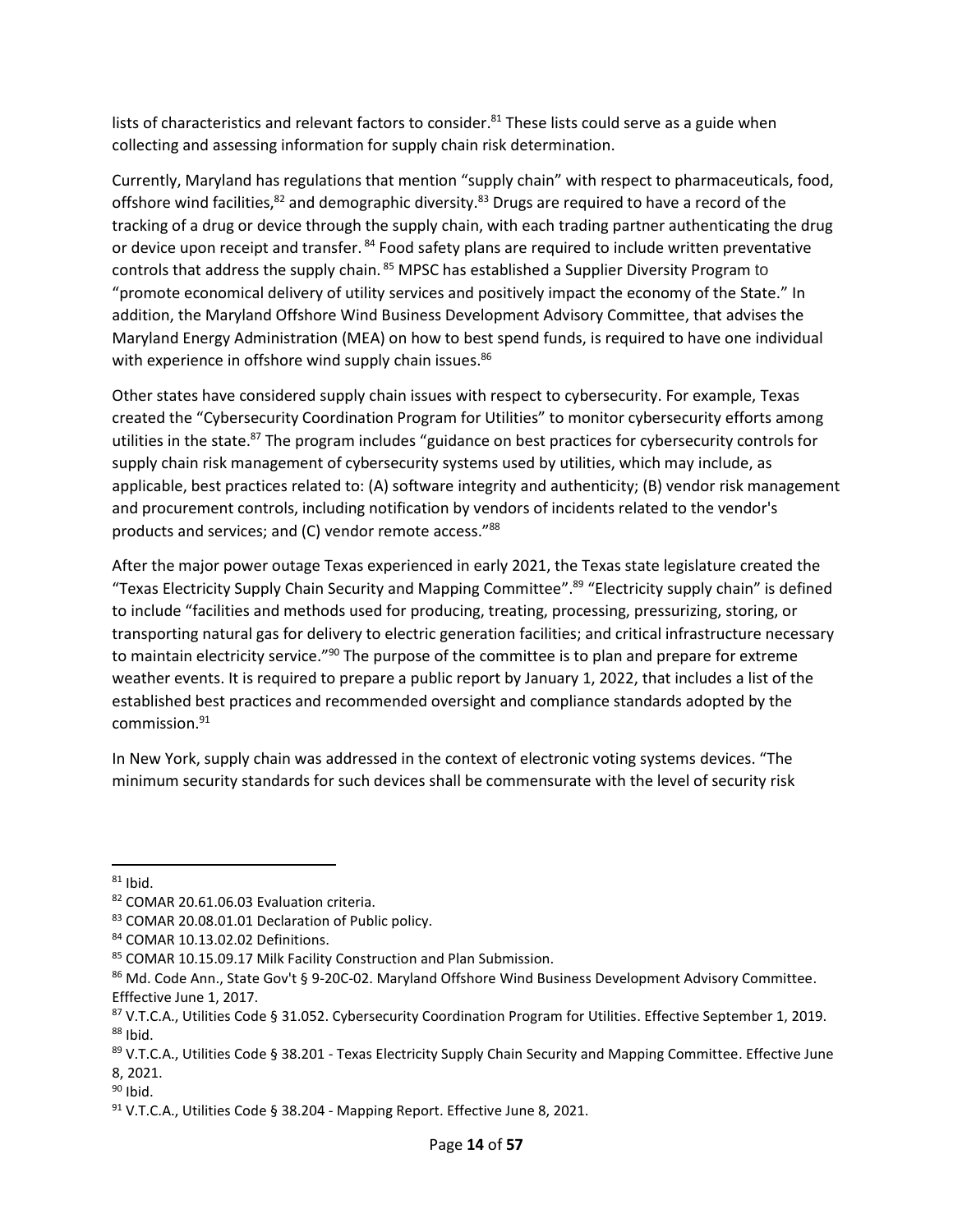lists of characteristics and relevant factors to consider.[81] These lists could serve as a guide when collecting and assessing information for supply chain risk determination.

Currently, Maryland has regulations that mention "supply chain" with respect to pharmaceuticals, food, offshore wind facilities,[82] and demographic diversity.[83] Drugs are required to have a record of the tracking of a drug or device through the supply chain, with each trading partner authenticating the drug or device upon receipt and transfer.[84] Food safety plans are required to include written preventative controls that address the supply chain.[85] MPSC has established a Supplier Diversity Program to "promote economical delivery of utility services and positively impact the economy of the State." In addition, the Maryland Offshore Wind Business Development Advisory Committee, that advises the Maryland Energy Administration (MEA) on how to best spend funds, is required to have one individual with experience in offshore wind supply chain issues.[86]

Other states have considered supply chain issues with respect to cybersecurity. For example, Texas created the "Cybersecurity Coordination Program for Utilities" to monitor cybersecurity efforts among utilities in the state.[87] The program includes "guidance on best practices for cybersecurity controls for supply chain risk management of cybersecurity systems used by utilities, which may include, as applicable, best practices related to: (A) software integrity and authenticity; (B) vendor risk management and procurement controls, including notification by vendors of incidents related to the vendor's products and services; and (C) vendor remote access."[88]

After the major power outage Texas experienced in early 2021, the Texas state legislature created the "Texas Electricity Supply Chain Security and Mapping Committee".[89] "Electricity supply chain" is defined to include "facilities and methods used for producing, treating, processing, pressurizing, storing, or transporting natural gas for delivery to electric generation facilities; and critical infrastructure necessary to maintain electricity service."[90] The purpose of the committee is to plan and prepare for extreme weather events. It is required to prepare a public report by January 1, 2022, that includes a list of the established best practices and recommended oversight and compliance standards adopted by the commission.[91]

In New York, supply chain was addressed in the context of electronic voting systems devices. "The minimum security standards for such devices shall be commensurate with the level of security risk

---

[81] Ibid.

[82] COMAR 20.61.06.03 Evaluation criteria.

[83] COMAR 20.08.01.01 Declaration of Public policy.

[84] COMAR 10.13.02.02 Definitions.

[85] COMAR 10.15.09.17 Milk Facility Construction and Plan Submission.

[86] Md. Code Ann., State Gov't § 9-20C-02. Maryland Offshore Wind Business Development Advisory Committee. Efffective June 1, 2017.

[87] V.T.C.A., Utilities Code § 31.052. Cybersecurity Coordination Program for Utilities. Effective September 1, 2019.

[88] Ibid.

[89] V.T.C.A., Utilities Code § 38.201 - Texas Electricity Supply Chain Security and Mapping Committee. Effective June 8, 2021.

[90] Ibid.

[91] V.T.C.A., Utilities Code § 38.204 - Mapping Report. Effective June 8, 2021.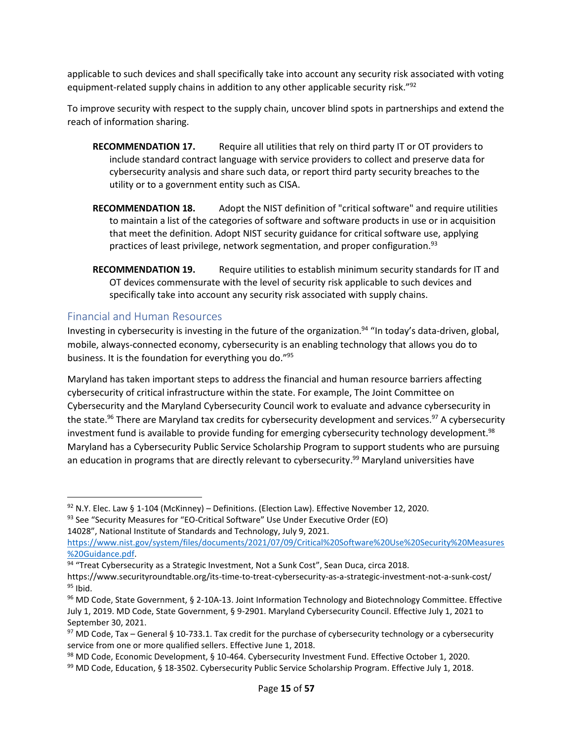applicable to such devices and shall specifically take into account any security risk associated with voting equipment-related supply chains in addition to any other applicable security risk."[92]

To improve security with respect to the supply chain, uncover blind spots in partnerships and extend the reach of information sharing.

**RECOMMENDATION 17.** Require all utilities that rely on third party IT or OT providers to include standard contract language with service providers to collect and preserve data for cybersecurity analysis and share such data, or report third party security breaches to the utility or to a government entity such as CISA.

**RECOMMENDATION 18.** Adopt the NIST definition of "critical software" and require utilities to maintain a list of the categories of software and software products in use or in acquisition that meet the definition. Adopt NIST security guidance for critical software use, applying practices of least privilege, network segmentation, and proper configuration.[93]

**RECOMMENDATION 19.** Require utilities to establish minimum security standards for IT and OT devices commensurate with the level of security risk applicable to such devices and specifically take into account any security risk associated with supply chains.

## Financial and Human Resources

Investing in cybersecurity is investing in the future of the organization.[94] "In today's data-driven, global, mobile, always-connected economy, cybersecurity is an enabling technology that allows you do to business. It is the foundation for everything you do."[95]

Maryland has taken important steps to address the financial and human resource barriers affecting cybersecurity of critical infrastructure within the state. For example, The Joint Committee on Cybersecurity and the Maryland Cybersecurity Council work to evaluate and advance cybersecurity in the state.[96] There are Maryland tax credits for cybersecurity development and services.[97] A cybersecurity investment fund is available to provide funding for emerging cybersecurity technology development.[98] Maryland has a Cybersecurity Public Service Scholarship Program to support students who are pursuing an education in programs that are directly relevant to cybersecurity.[99] Maryland universities have

---

[92] N.Y. Elec. Law § 1-104 (McKinney) – Definitions. (Election Law). Effective November 12, 2020.

[93] See "Security Measures for "EO-Critical Software" Use Under Executive Order (EO) 14028", National Institute of Standards and Technology, July 9, 2021. https://www.nist.gov/system/files/documents/2021/07/09/Critical%20Software%20Use%20Security%20Measures%20Guidance.pdf.

[94] "Treat Cybersecurity as a Strategic Investment, Not a Sunk Cost", Sean Duca, circa 2018. https://www.securityroundtable.org/its-time-to-treat-cybersecurity-as-a-strategic-investment-not-a-sunk-cost/

[95] Ibid.

[96] MD Code, State Government, § 2-10A-13. Joint Information Technology and Biotechnology Committee. Effective July 1, 2019. MD Code, State Government, § 9-2901. Maryland Cybersecurity Council. Effective July 1, 2021 to September 30, 2021.

[97] MD Code, Tax – General § 10-733.1. Tax credit for the purchase of cybersecurity technology or a cybersecurity service from one or more qualified sellers. Effective June 1, 2018.

[98] MD Code, Economic Development, § 10-464. Cybersecurity Investment Fund. Effective October 1, 2020.

[99] MD Code, Education, § 18-3502. Cybersecurity Public Service Scholarship Program. Effective July 1, 2018.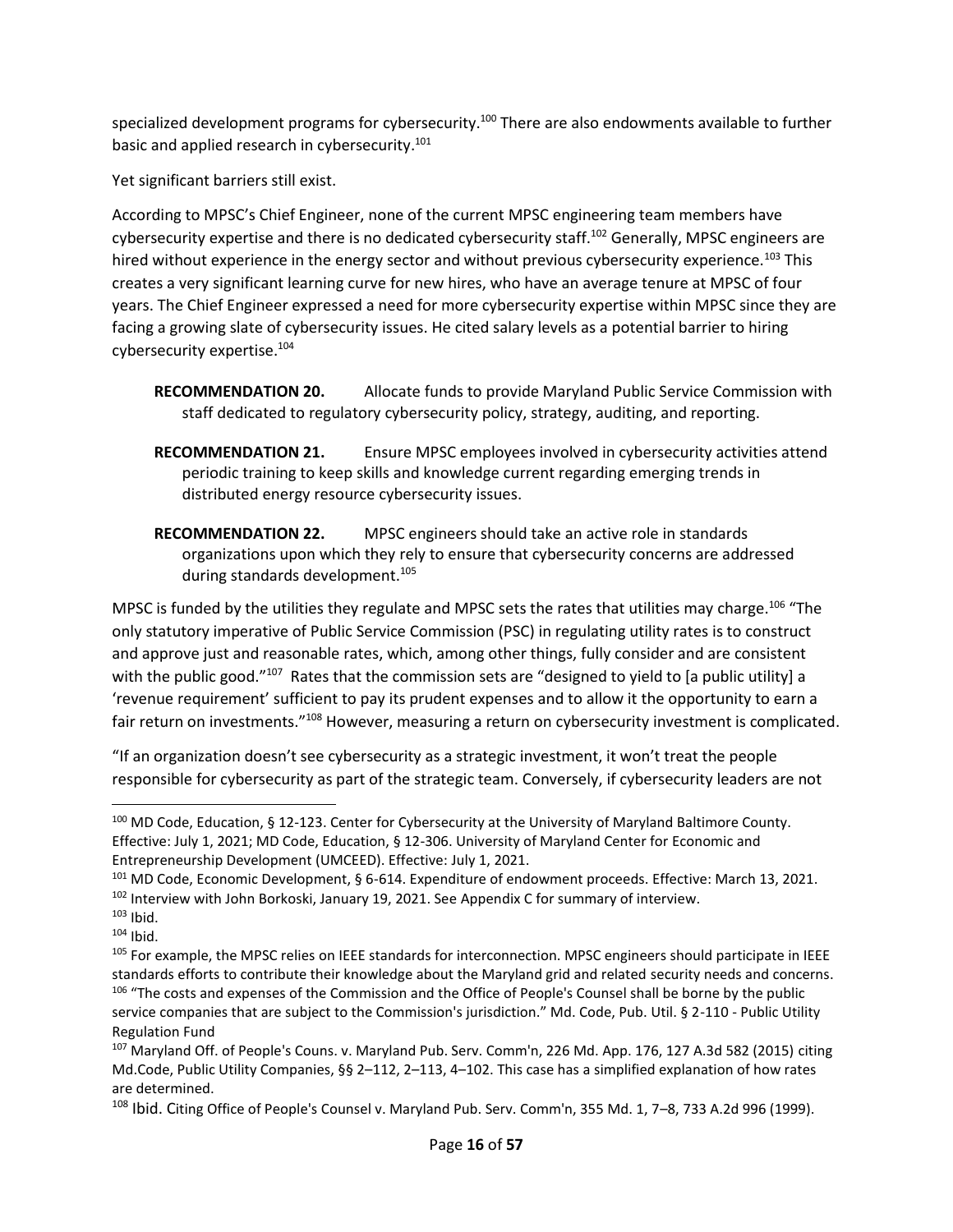specialized development programs for cybersecurity.[100] There are also endowments available to further basic and applied research in cybersecurity.[101]

Yet significant barriers still exist.

According to MPSC's Chief Engineer, none of the current MPSC engineering team members have cybersecurity expertise and there is no dedicated cybersecurity staff.[102] Generally, MPSC engineers are hired without experience in the energy sector and without previous cybersecurity experience.[103] This creates a very significant learning curve for new hires, who have an average tenure at MPSC of four years. The Chief Engineer expressed a need for more cybersecurity expertise within MPSC since they are facing a growing slate of cybersecurity issues. He cited salary levels as a potential barrier to hiring cybersecurity expertise.[104]

**RECOMMENDATION 20.** Allocate funds to provide Maryland Public Service Commission with staff dedicated to regulatory cybersecurity policy, strategy, auditing, and reporting.

**RECOMMENDATION 21.** Ensure MPSC employees involved in cybersecurity activities attend periodic training to keep skills and knowledge current regarding emerging trends in distributed energy resource cybersecurity issues.

**RECOMMENDATION 22.** MPSC engineers should take an active role in standards organizations upon which they rely to ensure that cybersecurity concerns are addressed during standards development.[105]

MPSC is funded by the utilities they regulate and MPSC sets the rates that utilities may charge.[106] "The only statutory imperative of Public Service Commission (PSC) in regulating utility rates is to construct and approve just and reasonable rates, which, among other things, fully consider and are consistent with the public good."[107] Rates that the commission sets are "designed to yield to [a public utility] a 'revenue requirement' sufficient to pay its prudent expenses and to allow it the opportunity to earn a fair return on investments."[108] However, measuring a return on cybersecurity investment is complicated.

"If an organization doesn't see cybersecurity as a strategic investment, it won't treat the people responsible for cybersecurity as part of the strategic team. Conversely, if cybersecurity leaders are not

---

[100] MD Code, Education, § 12-123. Center for Cybersecurity at the University of Maryland Baltimore County. Effective: July 1, 2021; MD Code, Education, § 12-306. University of Maryland Center for Economic and Entrepreneurship Development (UMCEED). Effective: July 1, 2021.

[101] MD Code, Economic Development, § 6-614. Expenditure of endowment proceeds. Effective: March 13, 2021.

[102] Interview with John Borkoski, January 19, 2021. See Appendix C for summary of interview.

[103] Ibid.

[104] Ibid.

[105] For example, the MPSC relies on IEEE standards for interconnection. MPSC engineers should participate in IEEE standards efforts to contribute their knowledge about the Maryland grid and related security needs and concerns.

[106] "The costs and expenses of the Commission and the Office of People's Counsel shall be borne by the public service companies that are subject to the Commission's jurisdiction." Md. Code, Pub. Util. § 2-110 - Public Utility Regulation Fund

[107] Maryland Off. of People's Couns. v. Maryland Pub. Serv. Comm'n, 226 Md. App. 176, 127 A.3d 582 (2015) citing Md.Code, Public Utility Companies, §§ 2–112, 2–113, 4–102. This case has a simplified explanation of how rates are determined.

[108] Ibid. Citing Office of People's Counsel v. Maryland Pub. Serv. Comm'n, 355 Md. 1, 7–8, 733 A.2d 996 (1999).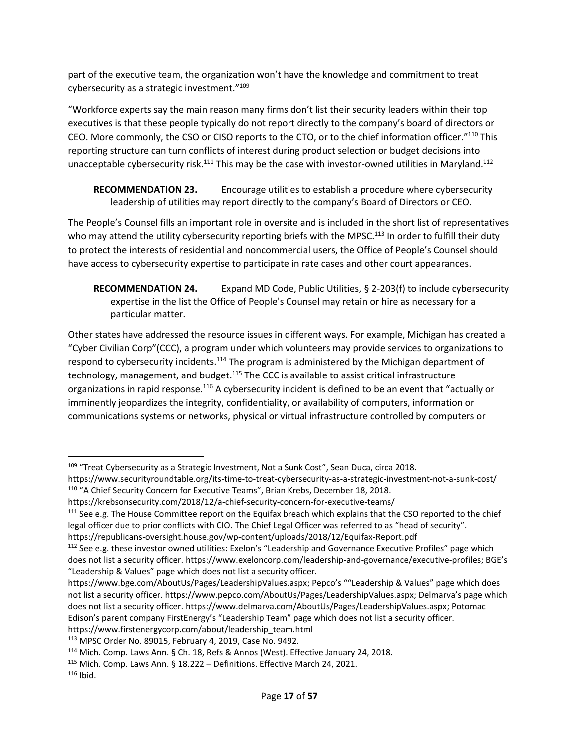part of the executive team, the organization won't have the knowledge and commitment to treat cybersecurity as a strategic investment."[109]

"Workforce experts say the main reason many firms don't list their security leaders within their top executives is that these people typically do not report directly to the company's board of directors or CEO. More commonly, the CSO or CISO reports to the CTO, or to the chief information officer."[110] This reporting structure can turn conflicts of interest during product selection or budget decisions into unacceptable cybersecurity risk.[111] This may be the case with investor-owned utilities in Maryland.[112]

> **RECOMMENDATION 23.** Encourage utilities to establish a procedure where cybersecurity leadership of utilities may report directly to the company's Board of Directors or CEO.

The People's Counsel fills an important role in oversite and is included in the short list of representatives who may attend the utility cybersecurity reporting briefs with the MPSC.[113] In order to fulfill their duty to protect the interests of residential and noncommercial users, the Office of People's Counsel should have access to cybersecurity expertise to participate in rate cases and other court appearances.

> **RECOMMENDATION 24.** Expand MD Code, Public Utilities, § 2-203(f) to include cybersecurity expertise in the list the Office of People's Counsel may retain or hire as necessary for a particular matter.

Other states have addressed the resource issues in different ways. For example, Michigan has created a "Cyber Civilian Corp"(CCC), a program under which volunteers may provide services to organizations to respond to cybersecurity incidents.[114] The program is administered by the Michigan department of technology, management, and budget.[115] The CCC is available to assist critical infrastructure organizations in rapid response.[116] A cybersecurity incident is defined to be an event that "actually or imminently jeopardizes the integrity, confidentiality, or availability of computers, information or communications systems or networks, physical or virtual infrastructure controlled by computers or

---

[109] "Treat Cybersecurity as a Strategic Investment, Not a Sunk Cost", Sean Duca, circa 2018. https://www.securityroundtable.org/its-time-to-treat-cybersecurity-as-a-strategic-investment-not-a-sunk-cost/

[110] "A Chief Security Concern for Executive Teams", Brian Krebs, December 18, 2018. https://krebsonsecurity.com/2018/12/a-chief-security-concern-for-executive-teams/

[111] See e.g. The House Committee report on the Equifax breach which explains that the CSO reported to the chief legal officer due to prior conflicts with CIO. The Chief Legal Officer was referred to as "head of security". https://republicans-oversight.house.gov/wp-content/uploads/2018/12/Equifax-Report.pdf

[112] See e.g. these investor owned utilities: Exelon's "Leadership and Governance Executive Profiles" page which does not list a security officer. https://www.exeloncorp.com/leadership-and-governance/executive-profiles; BGE's "Leadership & Values" page which does not list a security officer. https://www.bge.com/AboutUs/Pages/LeadershipValues.aspx; Pepco's ""Leadership & Values" page which does not list a security officer. https://www.pepco.com/AboutUs/Pages/LeadershipValues.aspx; Delmarva's page which does not list a security officer. https://www.delmarva.com/AboutUs/Pages/LeadershipValues.aspx; Potomac Edison's parent company FirstEnergy's "Leadership Team" page which does not list a security officer. https://www.firstenergycorp.com/about/leadership_team.html

[113] MPSC Order No. 89015, February 4, 2019, Case No. 9492.

[114] Mich. Comp. Laws Ann. § Ch. 18, Refs & Annos (West). Effective January 24, 2018.

[115] Mich. Comp. Laws Ann. § 18.222 – Definitions. Effective March 24, 2021.

[116] Ibid.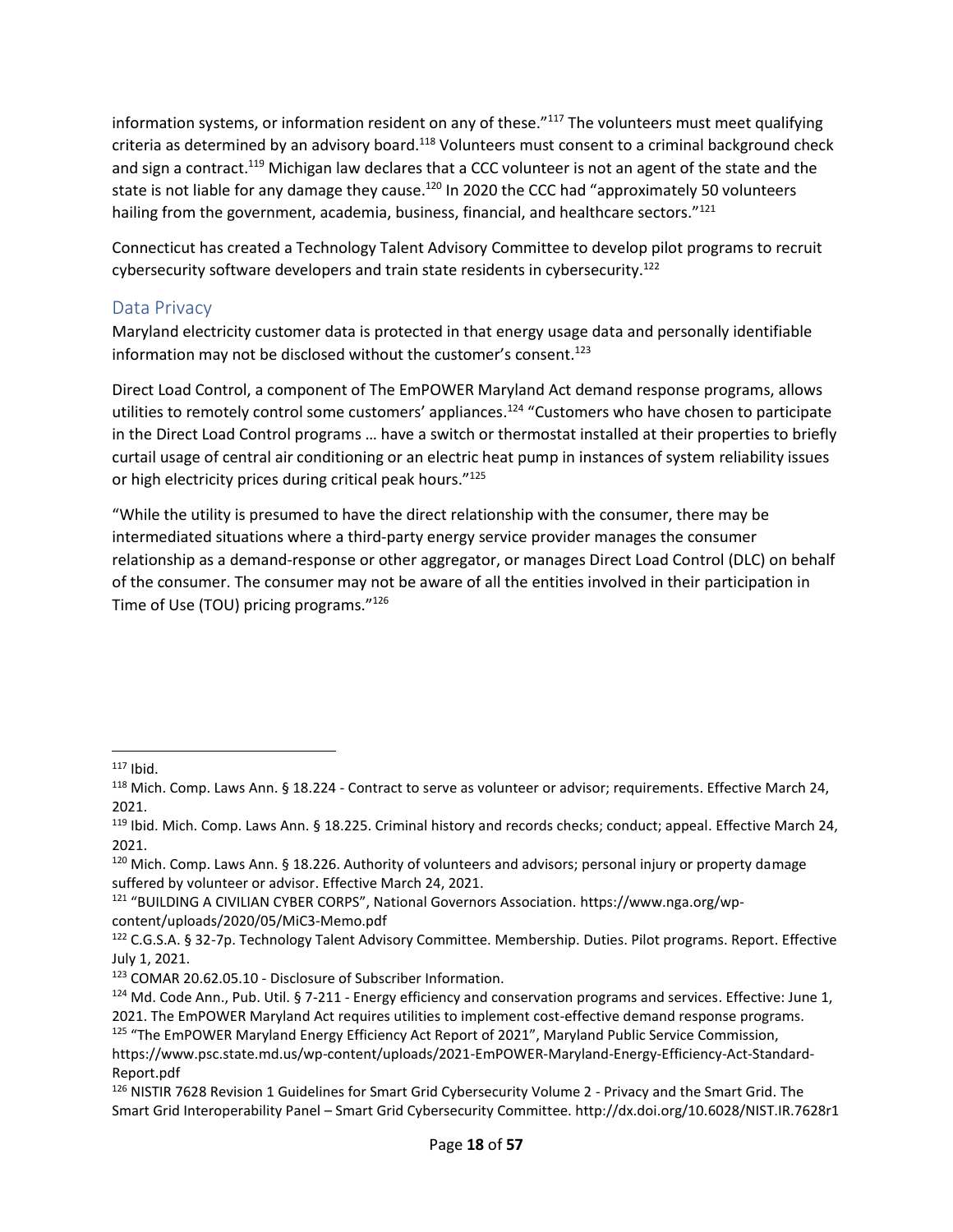information systems, or information resident on any of these."[117] The volunteers must meet qualifying criteria as determined by an advisory board.[118] Volunteers must consent to a criminal background check and sign a contract.[119] Michigan law declares that a CCC volunteer is not an agent of the state and the state is not liable for any damage they cause.[120] In 2020 the CCC had "approximately 50 volunteers hailing from the government, academia, business, financial, and healthcare sectors."[121]

Connecticut has created a Technology Talent Advisory Committee to develop pilot programs to recruit cybersecurity software developers and train state residents in cybersecurity.[122]

## Data Privacy

Maryland electricity customer data is protected in that energy usage data and personally identifiable information may not be disclosed without the customer's consent.[123]

Direct Load Control, a component of The EmPOWER Maryland Act demand response programs, allows utilities to remotely control some customers' appliances.[124] "Customers who have chosen to participate in the Direct Load Control programs … have a switch or thermostat installed at their properties to briefly curtail usage of central air conditioning or an electric heat pump in instances of system reliability issues or high electricity prices during critical peak hours."[125]

"While the utility is presumed to have the direct relationship with the consumer, there may be intermediated situations where a third-party energy service provider manages the consumer relationship as a demand-response or other aggregator, or manages Direct Load Control (DLC) on behalf of the consumer. The consumer may not be aware of all the entities involved in their participation in Time of Use (TOU) pricing programs."[126]

---

[117] Ibid.

[118] Mich. Comp. Laws Ann. § 18.224 - Contract to serve as volunteer or advisor; requirements. Effective March 24, 2021.

[119] Ibid. Mich. Comp. Laws Ann. § 18.225. Criminal history and records checks; conduct; appeal. Effective March 24, 2021.

[120] Mich. Comp. Laws Ann. § 18.226. Authority of volunteers and advisors; personal injury or property damage suffered by volunteer or advisor. Effective March 24, 2021.

[121] "BUILDING A CIVILIAN CYBER CORPS", National Governors Association. https://www.nga.org/wp-content/uploads/2020/05/MiC3-Memo.pdf

[122] C.G.S.A. § 32-7p. Technology Talent Advisory Committee. Membership. Duties. Pilot programs. Report. Effective July 1, 2021.

[123] COMAR 20.62.05.10 - Disclosure of Subscriber Information.

[124] Md. Code Ann., Pub. Util. § 7-211 - Energy efficiency and conservation programs and services. Effective: June 1, 2021. The EmPOWER Maryland Act requires utilities to implement cost-effective demand response programs.

[125] "The EmPOWER Maryland Energy Efficiency Act Report of 2021", Maryland Public Service Commission, https://www.psc.state.md.us/wp-content/uploads/2021-EmPOWER-Maryland-Energy-Efficiency-Act-Standard-Report.pdf

[126] NISTIR 7628 Revision 1 Guidelines for Smart Grid Cybersecurity Volume 2 - Privacy and the Smart Grid. The Smart Grid Interoperability Panel – Smart Grid Cybersecurity Committee. http://dx.doi.org/10.6028/NIST.IR.7628r1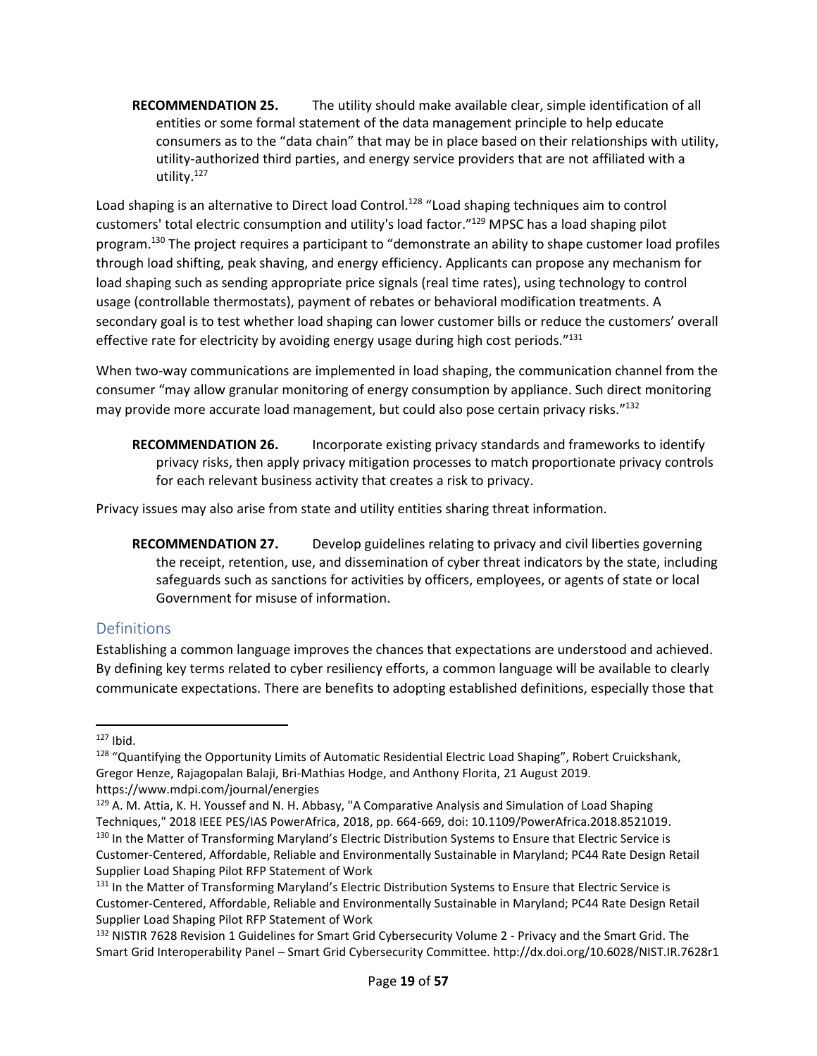**RECOMMENDATION 25.** The utility should make available clear, simple identification of all entities or some formal statement of the data management principle to help educate consumers as to the "data chain" that may be in place based on their relationships with utility, utility-authorized third parties, and energy service providers that are not affiliated with a utility.[127]

Load shaping is an alternative to Direct load Control.[128] "Load shaping techniques aim to control customers' total electric consumption and utility's load factor."[129] MPSC has a load shaping pilot program.[130] The project requires a participant to "demonstrate an ability to shape customer load profiles through load shifting, peak shaving, and energy efficiency. Applicants can propose any mechanism for load shaping such as sending appropriate price signals (real time rates), using technology to control usage (controllable thermostats), payment of rebates or behavioral modification treatments. A secondary goal is to test whether load shaping can lower customer bills or reduce the customers' overall effective rate for electricity by avoiding energy usage during high cost periods."[131]

When two-way communications are implemented in load shaping, the communication channel from the consumer "may allow granular monitoring of energy consumption by appliance. Such direct monitoring may provide more accurate load management, but could also pose certain privacy risks."[132]

**RECOMMENDATION 26.** Incorporate existing privacy standards and frameworks to identify privacy risks, then apply privacy mitigation processes to match proportionate privacy controls for each relevant business activity that creates a risk to privacy.

Privacy issues may also arise from state and utility entities sharing threat information.

**RECOMMENDATION 27.** Develop guidelines relating to privacy and civil liberties governing the receipt, retention, use, and dissemination of cyber threat indicators by the state, including safeguards such as sanctions for activities by officers, employees, or agents of state or local Government for misuse of information.

## Definitions

Establishing a common language improves the chances that expectations are understood and achieved. By defining key terms related to cyber resiliency efforts, a common language will be available to clearly communicate expectations. There are benefits to adopting established definitions, especially those that

---

[127] Ibid.

[128] "Quantifying the Opportunity Limits of Automatic Residential Electric Load Shaping", Robert Cruickshank, Gregor Henze, Rajagopalan Balaji, Bri-Mathias Hodge, and Anthony Florita, 21 August 2019. https://www.mdpi.com/journal/energies

[129] A. M. Attia, K. H. Youssef and N. H. Abbasy, "A Comparative Analysis and Simulation of Load Shaping Techniques," 2018 IEEE PES/IAS PowerAfrica, 2018, pp. 664-669, doi: 10.1109/PowerAfrica.2018.8521019.

[130] In the Matter of Transforming Maryland's Electric Distribution Systems to Ensure that Electric Service is Customer-Centered, Affordable, Reliable and Environmentally Sustainable in Maryland; PC44 Rate Design Retail Supplier Load Shaping Pilot RFP Statement of Work

[131] In the Matter of Transforming Maryland's Electric Distribution Systems to Ensure that Electric Service is Customer-Centered, Affordable, Reliable and Environmentally Sustainable in Maryland; PC44 Rate Design Retail Supplier Load Shaping Pilot RFP Statement of Work

[132] NISTIR 7628 Revision 1 Guidelines for Smart Grid Cybersecurity Volume 2 - Privacy and the Smart Grid. The Smart Grid Interoperability Panel – Smart Grid Cybersecurity Committee. http://dx.doi.org/10.6028/NIST.IR.7628r1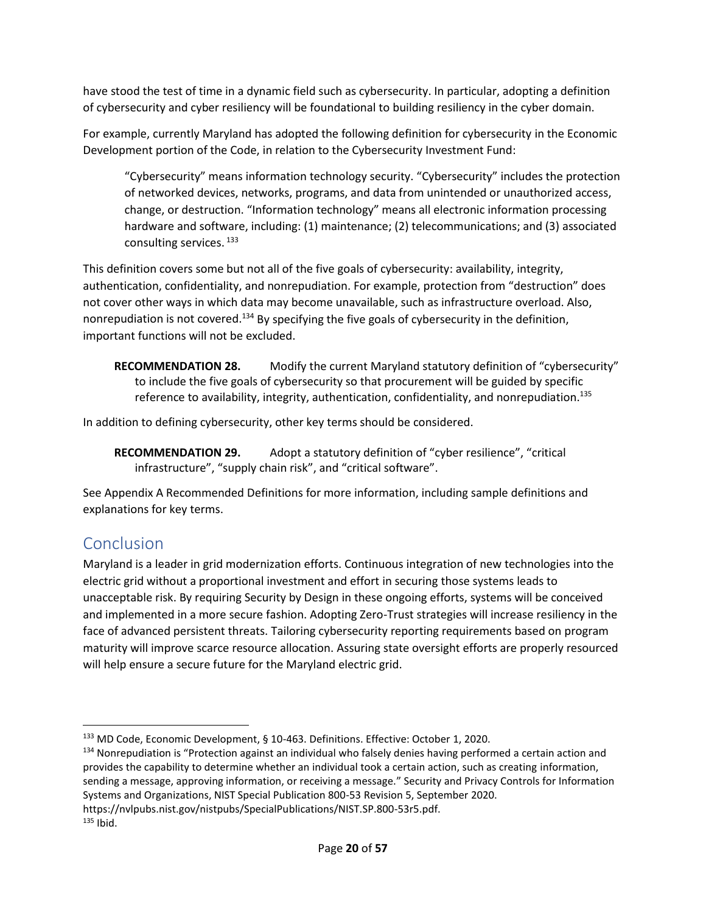have stood the test of time in a dynamic field such as cybersecurity. In particular, adopting a definition of cybersecurity and cyber resiliency will be foundational to building resiliency in the cyber domain.

For example, currently Maryland has adopted the following definition for cybersecurity in the Economic Development portion of the Code, in relation to the Cybersecurity Investment Fund:

> "Cybersecurity" means information technology security. "Cybersecurity" includes the protection of networked devices, networks, programs, and data from unintended or unauthorized access, change, or destruction. "Information technology" means all electronic information processing hardware and software, including: (1) maintenance; (2) telecommunications; and (3) associated consulting services. [133]

This definition covers some but not all of the five goals of cybersecurity: availability, integrity, authentication, confidentiality, and nonrepudiation. For example, protection from "destruction" does not cover other ways in which data may become unavailable, such as infrastructure overload. Also, nonrepudiation is not covered.[134] By specifying the five goals of cybersecurity in the definition, important functions will not be excluded.

**RECOMMENDATION 28.** Modify the current Maryland statutory definition of "cybersecurity" to include the five goals of cybersecurity so that procurement will be guided by specific reference to availability, integrity, authentication, confidentiality, and nonrepudiation.[135]

In addition to defining cybersecurity, other key terms should be considered.

**RECOMMENDATION 29.** Adopt a statutory definition of "cyber resilience", "critical infrastructure", "supply chain risk", and "critical software".

See Appendix A Recommended Definitions for more information, including sample definitions and explanations for key terms.

## Conclusion

Maryland is a leader in grid modernization efforts. Continuous integration of new technologies into the electric grid without a proportional investment and effort in securing those systems leads to unacceptable risk. By requiring Security by Design in these ongoing efforts, systems will be conceived and implemented in a more secure fashion. Adopting Zero-Trust strategies will increase resiliency in the face of advanced persistent threats. Tailoring cybersecurity reporting requirements based on program maturity will improve scarce resource allocation. Assuring state oversight efforts are properly resourced will help ensure a secure future for the Maryland electric grid.

---

[133] MD Code, Economic Development, § 10-463. Definitions. Effective: October 1, 2020.

[134] Nonrepudiation is "Protection against an individual who falsely denies having performed a certain action and provides the capability to determine whether an individual took a certain action, such as creating information, sending a message, approving information, or receiving a message." Security and Privacy Controls for Information Systems and Organizations, NIST Special Publication 800-53 Revision 5, September 2020. https://nvlpubs.nist.gov/nistpubs/SpecialPublications/NIST.SP.800-53r5.pdf.

[135] Ibid.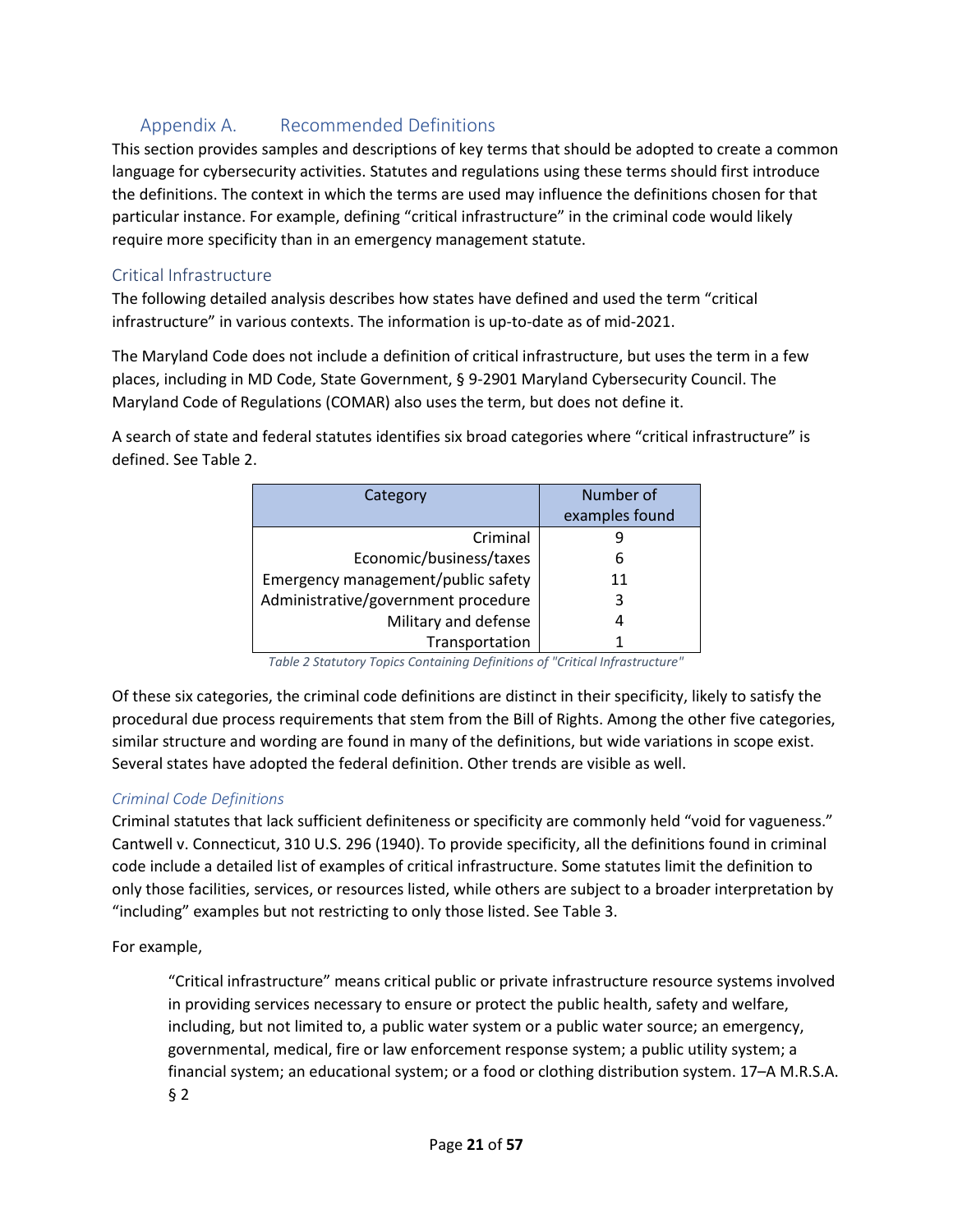## Appendix A. Recommended Definitions

This section provides samples and descriptions of key terms that should be adopted to create a common language for cybersecurity activities. Statutes and regulations using these terms should first introduce the definitions. The context in which the terms are used may influence the definitions chosen for that particular instance. For example, defining "critical infrastructure" in the criminal code would likely require more specificity than in an emergency management statute.

### Critical Infrastructure

The following detailed analysis describes how states have defined and used the term "critical infrastructure" in various contexts. The information is up-to-date as of mid-2021.

The Maryland Code does not include a definition of critical infrastructure, but uses the term in a few places, including in MD Code, State Government, § 9-2901 Maryland Cybersecurity Council. The Maryland Code of Regulations (COMAR) also uses the term, but does not define it.

A search of state and federal statutes identifies six broad categories where "critical infrastructure" is defined. See Table 2.

| Category | Number of examples found |
|---|---|
| Criminal | 9 |
| Economic/business/taxes | 6 |
| Emergency management/public safety | 11 |
| Administrative/government procedure | 3 |
| Military and defense | 4 |
| Transportation | 1 |

*Table 2 Statutory Topics Containing Definitions of "Critical Infrastructure"*

Of these six categories, the criminal code definitions are distinct in their specificity, likely to satisfy the procedural due process requirements that stem from the Bill of Rights. Among the other five categories, similar structure and wording are found in many of the definitions, but wide variations in scope exist. Several states have adopted the federal definition. Other trends are visible as well.

#### *Criminal Code Definitions*

Criminal statutes that lack sufficient definiteness or specificity are commonly held "void for vagueness." Cantwell v. Connecticut, 310 U.S. 296 (1940). To provide specificity, all the definitions found in criminal code include a detailed list of examples of critical infrastructure. Some statutes limit the definition to only those facilities, services, or resources listed, while others are subject to a broader interpretation by "including" examples but not restricting to only those listed. See Table 3.

For example,

> "Critical infrastructure" means critical public or private infrastructure resource systems involved in providing services necessary to ensure or protect the public health, safety and welfare, including, but not limited to, a public water system or a public water source; an emergency, governmental, medical, fire or law enforcement response system; a public utility system; a financial system; an educational system; or a food or clothing distribution system. 17–A M.R.S.A. § 2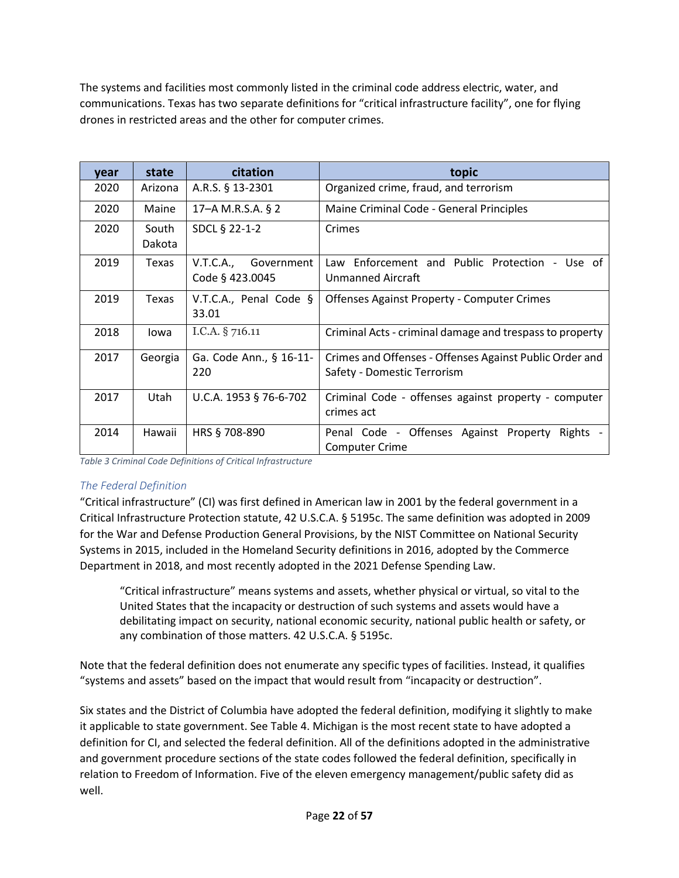The systems and facilities most commonly listed in the criminal code address electric, water, and communications. Texas has two separate definitions for "critical infrastructure facility", one for flying drones in restricted areas and the other for computer crimes.

| year | state | citation | topic |
|---|---|---|---|
| 2020 | Arizona | A.R.S. § 13-2301 | Organized crime, fraud, and terrorism |
| 2020 | Maine | 17–A M.R.S.A. § 2 | Maine Criminal Code - General Principles |
| 2020 | South Dakota | SDCL § 22-1-2 | Crimes |
| 2019 | Texas | V.T.C.A., Government Code § 423.0045 | Law Enforcement and Public Protection - Use of Unmanned Aircraft |
| 2019 | Texas | V.T.C.A., Penal Code § 33.01 | Offenses Against Property - Computer Crimes |
| 2018 | Iowa | I.C.A. § 716.11 | Criminal Acts - criminal damage and trespass to property |
| 2017 | Georgia | Ga. Code Ann., § 16-11-220 | Crimes and Offenses - Offenses Against Public Order and Safety - Domestic Terrorism |
| 2017 | Utah | U.C.A. 1953 § 76-6-702 | Criminal Code - offenses against property - computer crimes act |
| 2014 | Hawaii | HRS § 708-890 | Penal Code - Offenses Against Property Rights - Computer Crime |

*Table 3 Criminal Code Definitions of Critical Infrastructure*

### *The Federal Definition*

"Critical infrastructure" (CI) was first defined in American law in 2001 by the federal government in a Critical Infrastructure Protection statute, 42 U.S.C.A. § 5195c. The same definition was adopted in 2009 for the War and Defense Production General Provisions, by the NIST Committee on National Security Systems in 2015, included in the Homeland Security definitions in 2016, adopted by the Commerce Department in 2018, and most recently adopted in the 2021 Defense Spending Law.

> "Critical infrastructure" means systems and assets, whether physical or virtual, so vital to the United States that the incapacity or destruction of such systems and assets would have a debilitating impact on security, national economic security, national public health or safety, or any combination of those matters. 42 U.S.C.A. § 5195c.

Note that the federal definition does not enumerate any specific types of facilities. Instead, it qualifies "systems and assets" based on the impact that would result from "incapacity or destruction".

Six states and the District of Columbia have adopted the federal definition, modifying it slightly to make it applicable to state government. See Table 4. Michigan is the most recent state to have adopted a definition for CI, and selected the federal definition. All of the definitions adopted in the administrative and government procedure sections of the state codes followed the federal definition, specifically in relation to Freedom of Information. Five of the eleven emergency management/public safety did as well.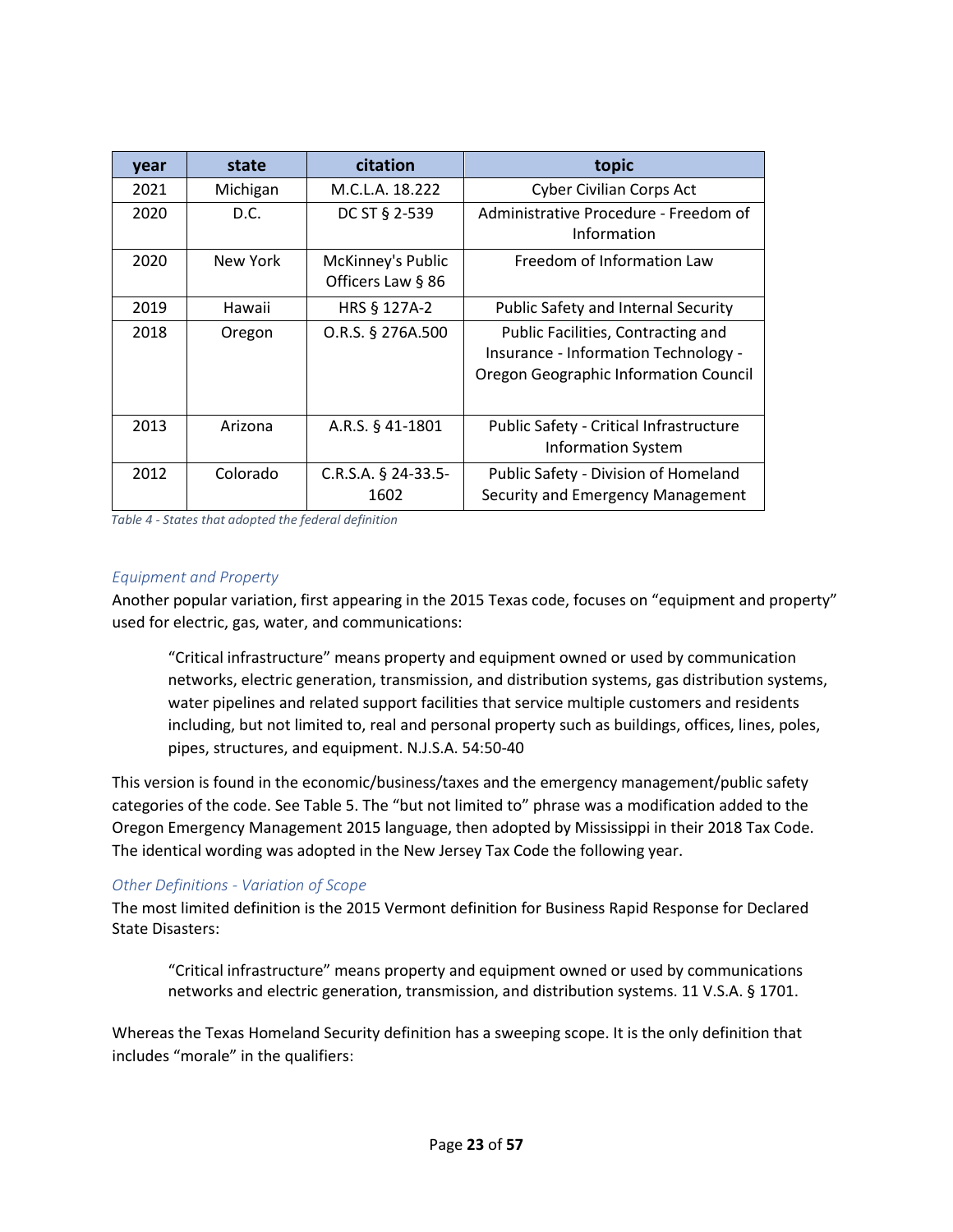| year | state | citation | topic |
|---|---|---|---|
| 2021 | Michigan | M.C.L.A. 18.222 | Cyber Civilian Corps Act |
| 2020 | D.C. | DC ST § 2-539 | Administrative Procedure - Freedom of Information |
| 2020 | New York | McKinney's Public Officers Law § 86 | Freedom of Information Law |
| 2019 | Hawaii | HRS § 127A-2 | Public Safety and Internal Security |
| 2018 | Oregon | O.R.S. § 276A.500 | Public Facilities, Contracting and Insurance - Information Technology - Oregon Geographic Information Council |
| 2013 | Arizona | A.R.S. § 41-1801 | Public Safety - Critical Infrastructure Information System |
| 2012 | Colorado | C.R.S.A. § 24-33.5-1602 | Public Safety - Division of Homeland Security and Emergency Management |

*Table 4 - States that adopted the federal definition*

### *Equipment and Property*

Another popular variation, first appearing in the 2015 Texas code, focuses on "equipment and property" used for electric, gas, water, and communications:

> "Critical infrastructure" means property and equipment owned or used by communication networks, electric generation, transmission, and distribution systems, gas distribution systems, water pipelines and related support facilities that service multiple customers and residents including, but not limited to, real and personal property such as buildings, offices, lines, poles, pipes, structures, and equipment. N.J.S.A. 54:50-40

This version is found in the economic/business/taxes and the emergency management/public safety categories of the code. See Table 5. The "but not limited to" phrase was a modification added to the Oregon Emergency Management 2015 language, then adopted by Mississippi in their 2018 Tax Code. The identical wording was adopted in the New Jersey Tax Code the following year.

### *Other Definitions - Variation of Scope*

The most limited definition is the 2015 Vermont definition for Business Rapid Response for Declared State Disasters:

> "Critical infrastructure" means property and equipment owned or used by communications networks and electric generation, transmission, and distribution systems. 11 V.S.A. § 1701.

Whereas the Texas Homeland Security definition has a sweeping scope. It is the only definition that includes "morale" in the qualifiers: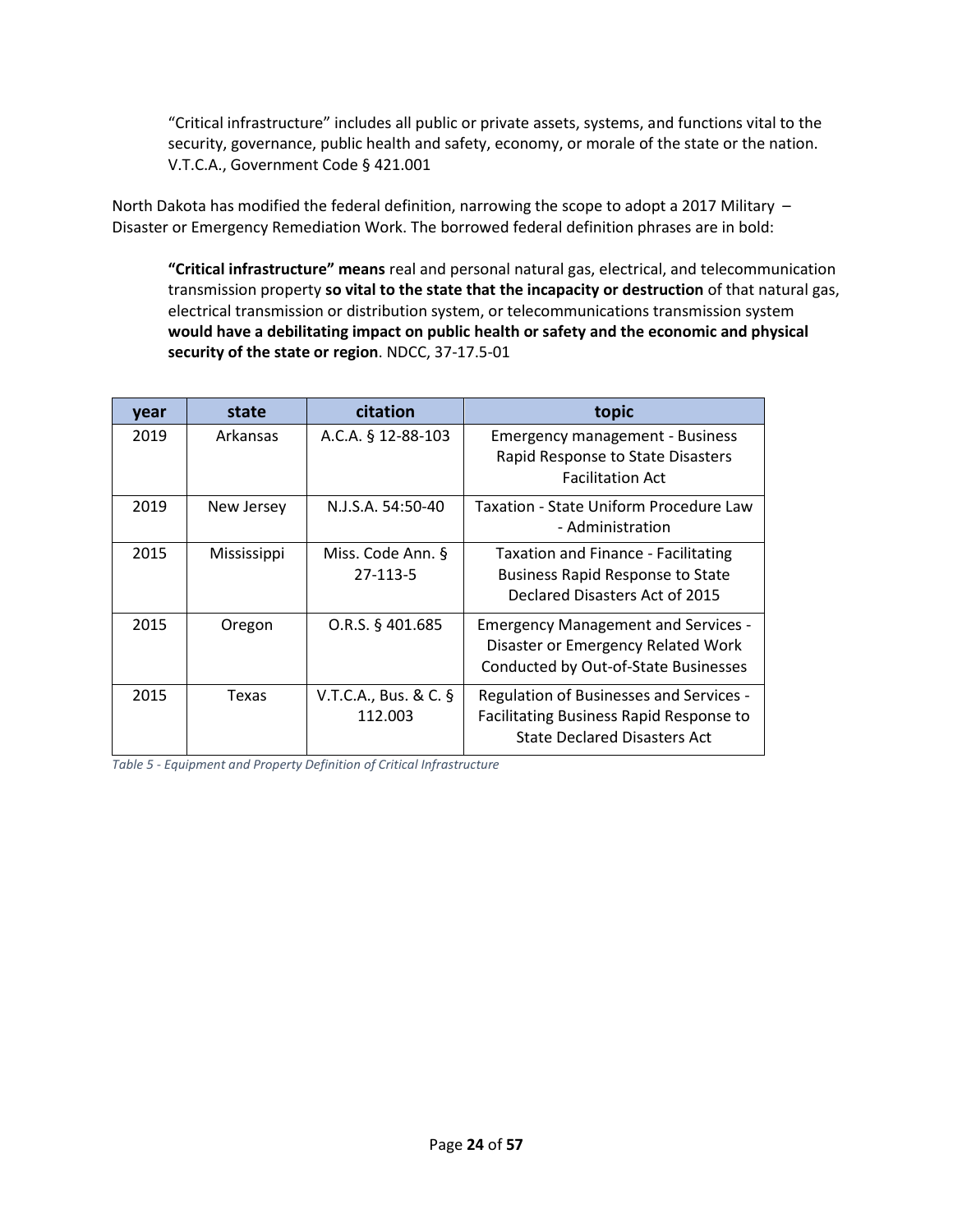> “Critical infrastructure” includes all public or private assets, systems, and functions vital to the security, governance, public health and safety, economy, or morale of the state or the nation. V.T.C.A., Government Code § 421.001

North Dakota has modified the federal definition, narrowing the scope to adopt a 2017 Military – Disaster or Emergency Remediation Work. The borrowed federal definition phrases are in bold:

> **“Critical infrastructure” means** real and personal natural gas, electrical, and telecommunication transmission property **so vital to the state that the incapacity or destruction** of that natural gas, electrical transmission or distribution system, or telecommunications transmission system **would have a debilitating impact on public health or safety and the economic and physical security of the state or region**. NDCC, 37-17.5-01

| year | state | citation | topic |
|---|---|---|---|
| 2019 | Arkansas | A.C.A. § 12-88-103 | Emergency management - Business Rapid Response to State Disasters Facilitation Act |
| 2019 | New Jersey | N.J.S.A. 54:50-40 | Taxation - State Uniform Procedure Law - Administration |
| 2015 | Mississippi | Miss. Code Ann. § 27-113-5 | Taxation and Finance - Facilitating Business Rapid Response to State Declared Disasters Act of 2015 |
| 2015 | Oregon | O.R.S. § 401.685 | Emergency Management and Services - Disaster or Emergency Related Work Conducted by Out-of-State Businesses |
| 2015 | Texas | V.T.C.A., Bus. & C. § 112.003 | Regulation of Businesses and Services - Facilitating Business Rapid Response to State Declared Disasters Act |

*Table 5 - Equipment and Property Definition of Critical Infrastructure*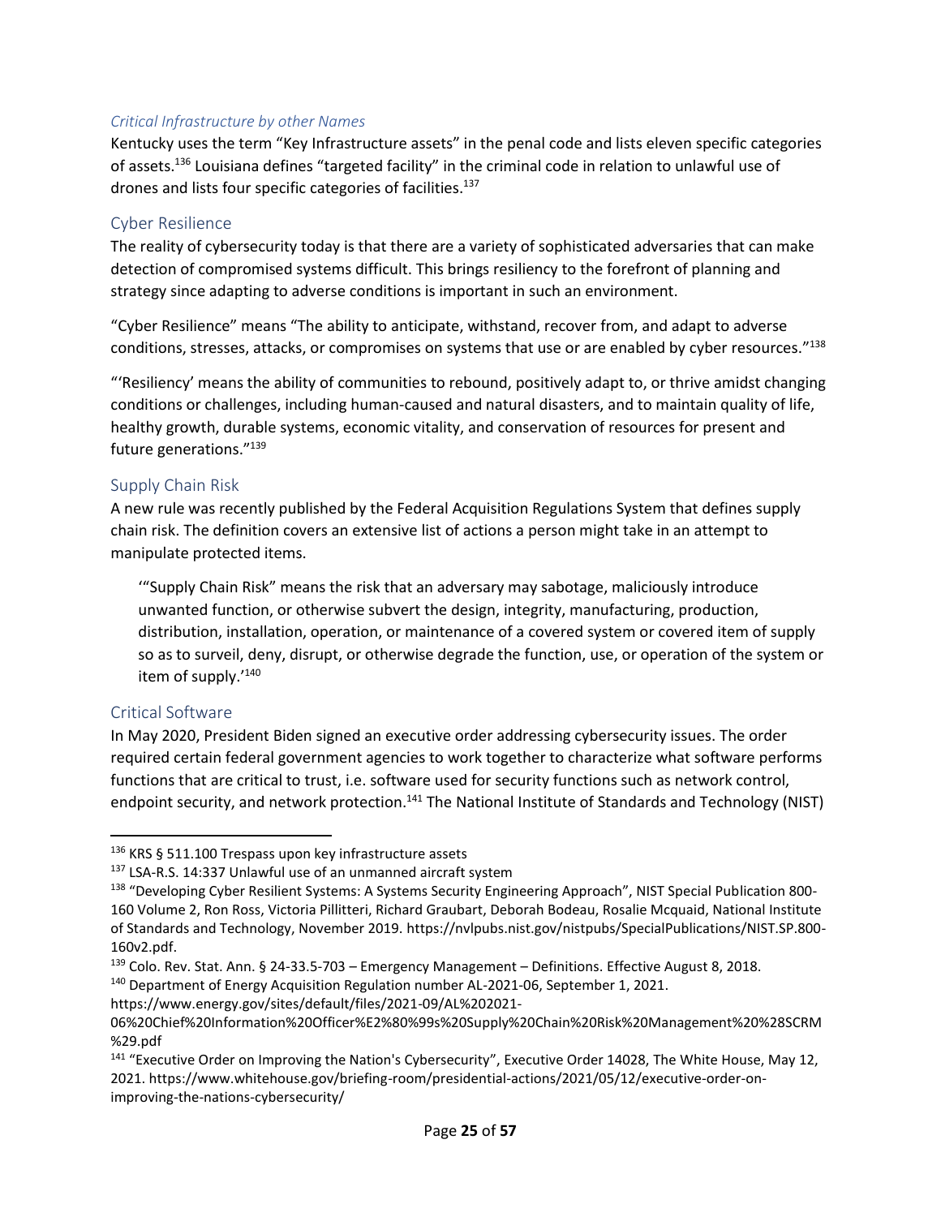### *Critical Infrastructure by other Names*

Kentucky uses the term "Key Infrastructure assets" in the penal code and lists eleven specific categories of assets.[136] Louisiana defines "targeted facility" in the criminal code in relation to unlawful use of drones and lists four specific categories of facilities.[137]

## Cyber Resilience

The reality of cybersecurity today is that there are a variety of sophisticated adversaries that can make detection of compromised systems difficult. This brings resiliency to the forefront of planning and strategy since adapting to adverse conditions is important in such an environment.

"Cyber Resilience" means "The ability to anticipate, withstand, recover from, and adapt to adverse conditions, stresses, attacks, or compromises on systems that use or are enabled by cyber resources."[138]

"'Resiliency' means the ability of communities to rebound, positively adapt to, or thrive amidst changing conditions or challenges, including human-caused and natural disasters, and to maintain quality of life, healthy growth, durable systems, economic vitality, and conservation of resources for present and future generations."[139]

## Supply Chain Risk

A new rule was recently published by the Federal Acquisition Regulations System that defines supply chain risk. The definition covers an extensive list of actions a person might take in an attempt to manipulate protected items.

> '"Supply Chain Risk" means the risk that an adversary may sabotage, maliciously introduce unwanted function, or otherwise subvert the design, integrity, manufacturing, production, distribution, installation, operation, or maintenance of a covered system or covered item of supply so as to surveil, deny, disrupt, or otherwise degrade the function, use, or operation of the system or item of supply.'[140]

## Critical Software

In May 2020, President Biden signed an executive order addressing cybersecurity issues. The order required certain federal government agencies to work together to characterize what software performs functions that are critical to trust, i.e. software used for security functions such as network control, endpoint security, and network protection.[141] The National Institute of Standards and Technology (NIST)

---

[136] KRS § 511.100 Trespass upon key infrastructure assets

[137] LSA-R.S. 14:337 Unlawful use of an unmanned aircraft system

[138] "Developing Cyber Resilient Systems: A Systems Security Engineering Approach", NIST Special Publication 800-160 Volume 2, Ron Ross, Victoria Pillitteri, Richard Graubart, Deborah Bodeau, Rosalie Mcquaid, National Institute of Standards and Technology, November 2019. https://nvlpubs.nist.gov/nistpubs/SpecialPublications/NIST.SP.800-160v2.pdf.

[139] Colo. Rev. Stat. Ann. § 24-33.5-703 – Emergency Management – Definitions. Effective August 8, 2018.

[140] Department of Energy Acquisition Regulation number AL-2021-06, September 1, 2021. https://www.energy.gov/sites/default/files/2021-09/AL%202021-06%20Chief%20Information%20Officer%E2%80%99s%20Supply%20Chain%20Risk%20Management%20%28SCRM%29.pdf

[141] "Executive Order on Improving the Nation's Cybersecurity", Executive Order 14028, The White House, May 12, 2021. https://www.whitehouse.gov/briefing-room/presidential-actions/2021/05/12/executive-order-on-improving-the-nations-cybersecurity/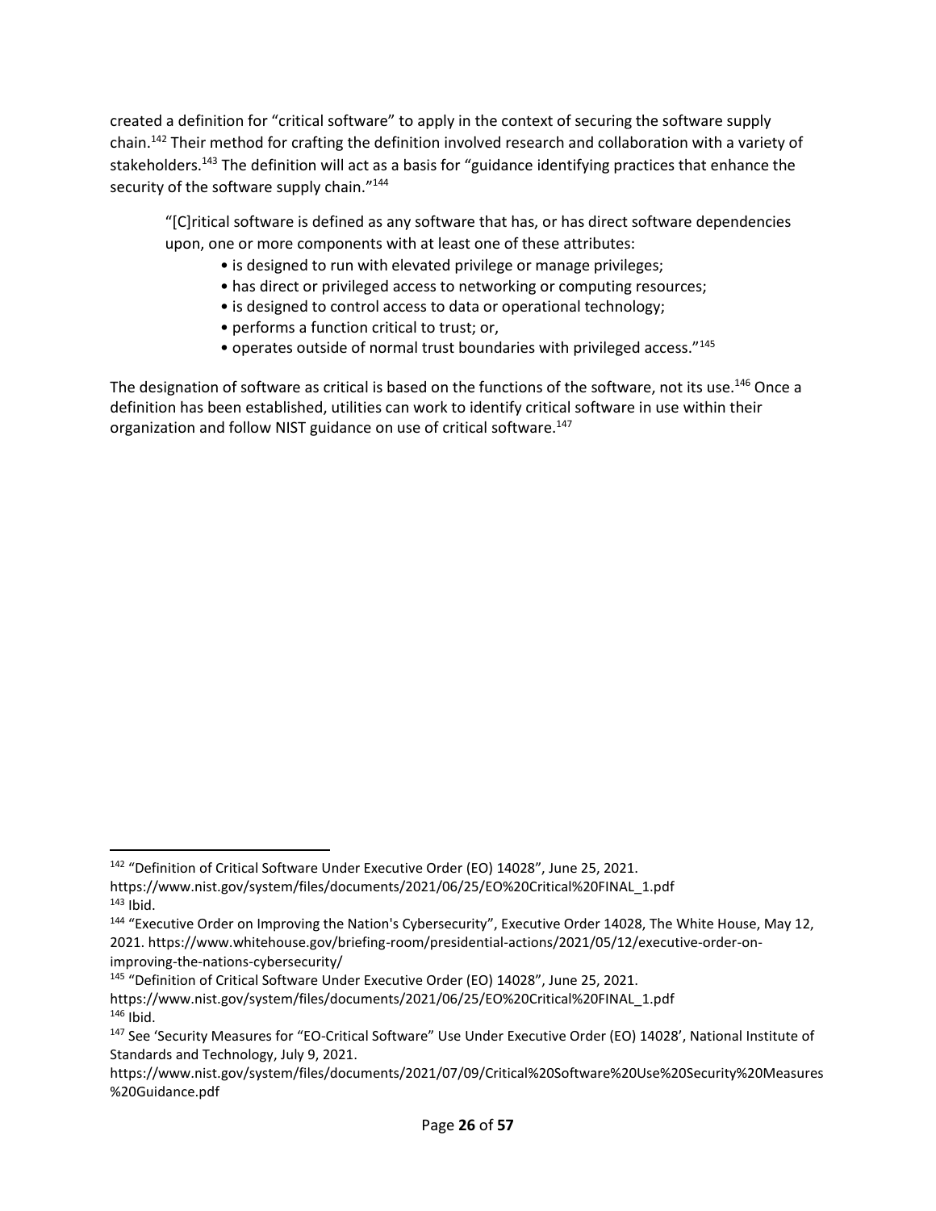created a definition for "critical software" to apply in the context of securing the software supply chain.[142] Their method for crafting the definition involved research and collaboration with a variety of stakeholders.[143] The definition will act as a basis for "guidance identifying practices that enhance the security of the software supply chain."[144]

> "[C]ritical software is defined as any software that has, or has direct software dependencies upon, one or more components with at least one of these attributes:
>
> - is designed to run with elevated privilege or manage privileges;
> - has direct or privileged access to networking or computing resources;
> - is designed to control access to data or operational technology;
> - performs a function critical to trust; or,
> - operates outside of normal trust boundaries with privileged access."[145]

The designation of software as critical is based on the functions of the software, not its use.[146] Once a definition has been established, utilities can work to identify critical software in use within their organization and follow NIST guidance on use of critical software.[147]

---

[142] "Definition of Critical Software Under Executive Order (EO) 14028", June 25, 2021. https://www.nist.gov/system/files/documents/2021/06/25/EO%20Critical%20FINAL_1.pdf

[143] Ibid.

[144] "Executive Order on Improving the Nation's Cybersecurity", Executive Order 14028, The White House, May 12, 2021. https://www.whitehouse.gov/briefing-room/presidential-actions/2021/05/12/executive-order-on-improving-the-nations-cybersecurity/

[145] "Definition of Critical Software Under Executive Order (EO) 14028", June 25, 2021. https://www.nist.gov/system/files/documents/2021/06/25/EO%20Critical%20FINAL_1.pdf

[146] Ibid.

[147] See 'Security Measures for "EO-Critical Software" Use Under Executive Order (EO) 14028', National Institute of Standards and Technology, July 9, 2021. https://www.nist.gov/system/files/documents/2021/07/09/Critical%20Software%20Use%20Security%20Measures%20Guidance.pdf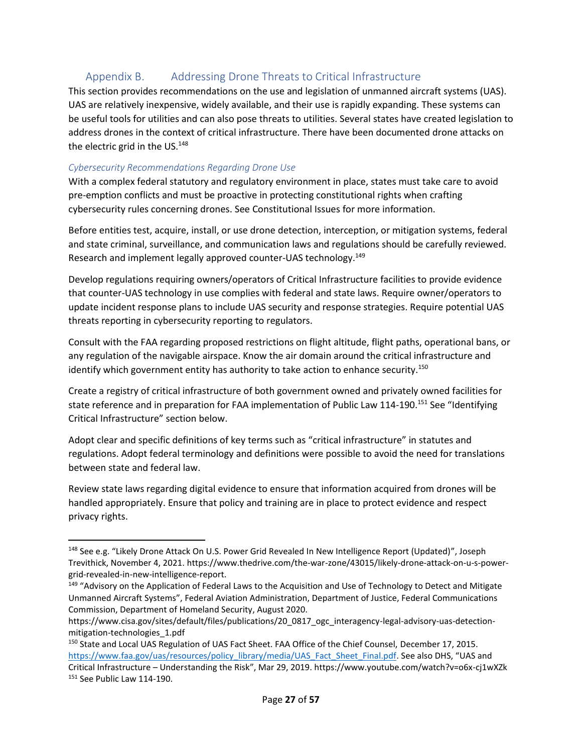## Appendix B. Addressing Drone Threats to Critical Infrastructure

This section provides recommendations on the use and legislation of unmanned aircraft systems (UAS). UAS are relatively inexpensive, widely available, and their use is rapidly expanding. These systems can be useful tools for utilities and can also pose threats to utilities. Several states have created legislation to address drones in the context of critical infrastructure. There have been documented drone attacks on the electric grid in the US.[148]

### *Cybersecurity Recommendations Regarding Drone Use*

With a complex federal statutory and regulatory environment in place, states must take care to avoid pre-emption conflicts and must be proactive in protecting constitutional rights when crafting cybersecurity rules concerning drones. See Constitutional Issues for more information.

Before entities test, acquire, install, or use drone detection, interception, or mitigation systems, federal and state criminal, surveillance, and communication laws and regulations should be carefully reviewed. Research and implement legally approved counter-UAS technology.[149]

Develop regulations requiring owners/operators of Critical Infrastructure facilities to provide evidence that counter-UAS technology in use complies with federal and state laws. Require owner/operators to update incident response plans to include UAS security and response strategies. Require potential UAS threats reporting in cybersecurity reporting to regulators.

Consult with the FAA regarding proposed restrictions on flight altitude, flight paths, operational bans, or any regulation of the navigable airspace. Know the air domain around the critical infrastructure and identify which government entity has authority to take action to enhance security.[150]

Create a registry of critical infrastructure of both government owned and privately owned facilities for state reference and in preparation for FAA implementation of Public Law 114-190.[151] See "Identifying Critical Infrastructure" section below.

Adopt clear and specific definitions of key terms such as "critical infrastructure" in statutes and regulations. Adopt federal terminology and definitions were possible to avoid the need for translations between state and federal law.

Review state laws regarding digital evidence to ensure that information acquired from drones will be handled appropriately. Ensure that policy and training are in place to protect evidence and respect privacy rights.

---

[148] See e.g. "Likely Drone Attack On U.S. Power Grid Revealed In New Intelligence Report (Updated)", Joseph Trevithick, November 4, 2021. https://www.thedrive.com/the-war-zone/43015/likely-drone-attack-on-u-s-power-grid-revealed-in-new-intelligence-report.

[149] "Advisory on the Application of Federal Laws to the Acquisition and Use of Technology to Detect and Mitigate Unmanned Aircraft Systems", Federal Aviation Administration, Department of Justice, Federal Communications Commission, Department of Homeland Security, August 2020. https://www.cisa.gov/sites/default/files/publications/20_0817_ogc_interagency-legal-advisory-uas-detection-mitigation-technologies_1.pdf

[150] State and Local UAS Regulation of UAS Fact Sheet. FAA Office of the Chief Counsel, December 17, 2015. https://www.faa.gov/uas/resources/policy_library/media/UAS_Fact_Sheet_Final.pdf. See also DHS, "UAS and Critical Infrastructure – Understanding the Risk", Mar 29, 2019. https://www.youtube.com/watch?v=o6x-cj1wXZk

[151] See Public Law 114-190.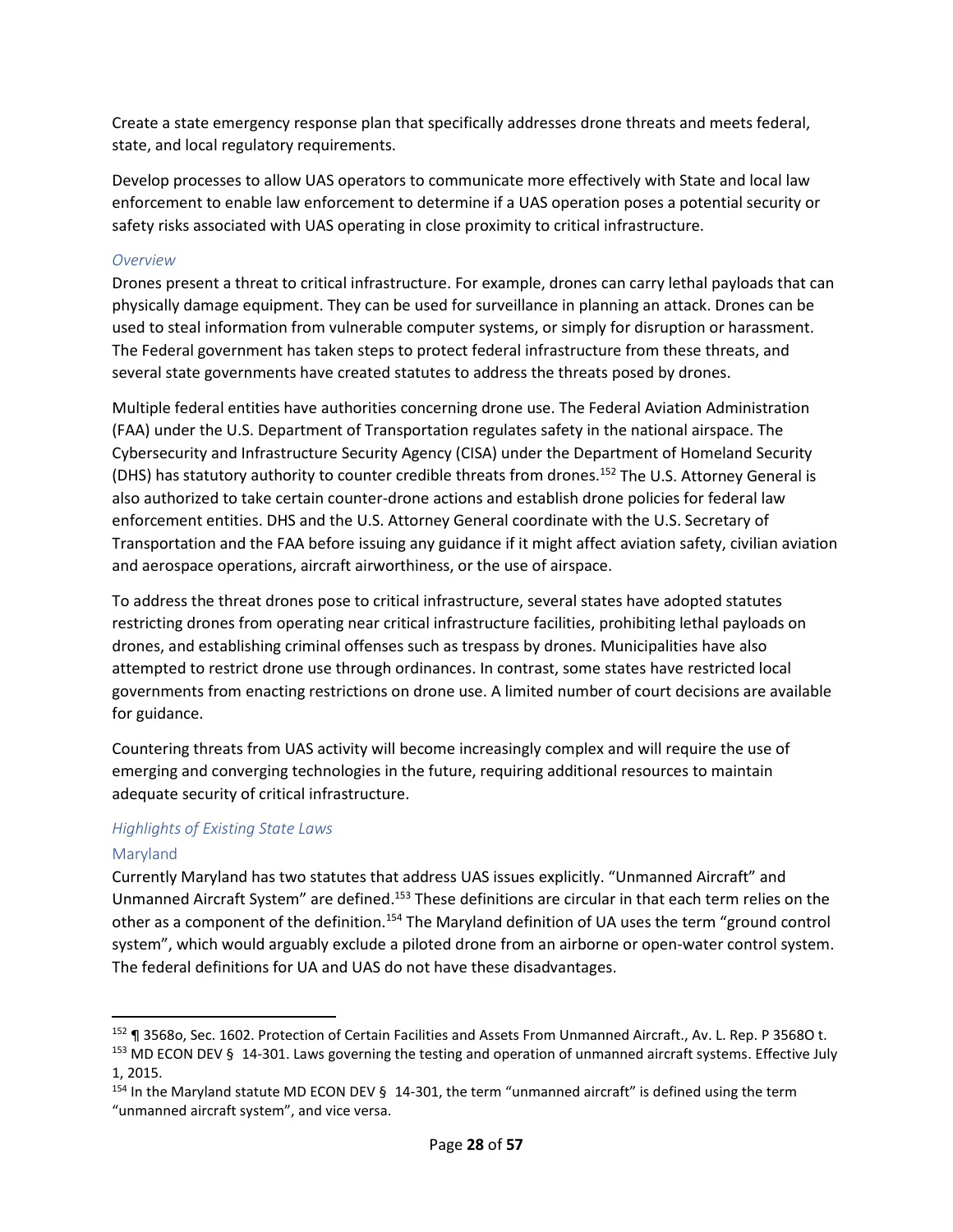Create a state emergency response plan that specifically addresses drone threats and meets federal, state, and local regulatory requirements.

Develop processes to allow UAS operators to communicate more effectively with State and local law enforcement to enable law enforcement to determine if a UAS operation poses a potential security or safety risks associated with UAS operating in close proximity to critical infrastructure.

### *Overview*

Drones present a threat to critical infrastructure. For example, drones can carry lethal payloads that can physically damage equipment. They can be used for surveillance in planning an attack. Drones can be used to steal information from vulnerable computer systems, or simply for disruption or harassment. The Federal government has taken steps to protect federal infrastructure from these threats, and several state governments have created statutes to address the threats posed by drones.

Multiple federal entities have authorities concerning drone use. The Federal Aviation Administration (FAA) under the U.S. Department of Transportation regulates safety in the national airspace. The Cybersecurity and Infrastructure Security Agency (CISA) under the Department of Homeland Security (DHS) has statutory authority to counter credible threats from drones.[152] The U.S. Attorney General is also authorized to take certain counter-drone actions and establish drone policies for federal law enforcement entities. DHS and the U.S. Attorney General coordinate with the U.S. Secretary of Transportation and the FAA before issuing any guidance if it might affect aviation safety, civilian aviation and aerospace operations, aircraft airworthiness, or the use of airspace.

To address the threat drones pose to critical infrastructure, several states have adopted statutes restricting drones from operating near critical infrastructure facilities, prohibiting lethal payloads on drones, and establishing criminal offenses such as trespass by drones. Municipalities have also attempted to restrict drone use through ordinances. In contrast, some states have restricted local governments from enacting restrictions on drone use. A limited number of court decisions are available for guidance.

Countering threats from UAS activity will become increasingly complex and will require the use of emerging and converging technologies in the future, requiring additional resources to maintain adequate security of critical infrastructure.

### *Highlights of Existing State Laws*

#### Maryland

Currently Maryland has two statutes that address UAS issues explicitly. "Unmanned Aircraft" and Unmanned Aircraft System" are defined.[153] These definitions are circular in that each term relies on the other as a component of the definition.[154] The Maryland definition of UA uses the term "ground control system", which would arguably exclude a piloted drone from an airborne or open-water control system. The federal definitions for UA and UAS do not have these disadvantages.

---

[152] ¶ 3568o, Sec. 1602. Protection of Certain Facilities and Assets From Unmanned Aircraft., Av. L. Rep. P 3568O t.

[153] MD ECON DEV § 14-301. Laws governing the testing and operation of unmanned aircraft systems. Effective July 1, 2015.

[154] In the Maryland statute MD ECON DEV § 14-301, the term "unmanned aircraft" is defined using the term "unmanned aircraft system", and vice versa.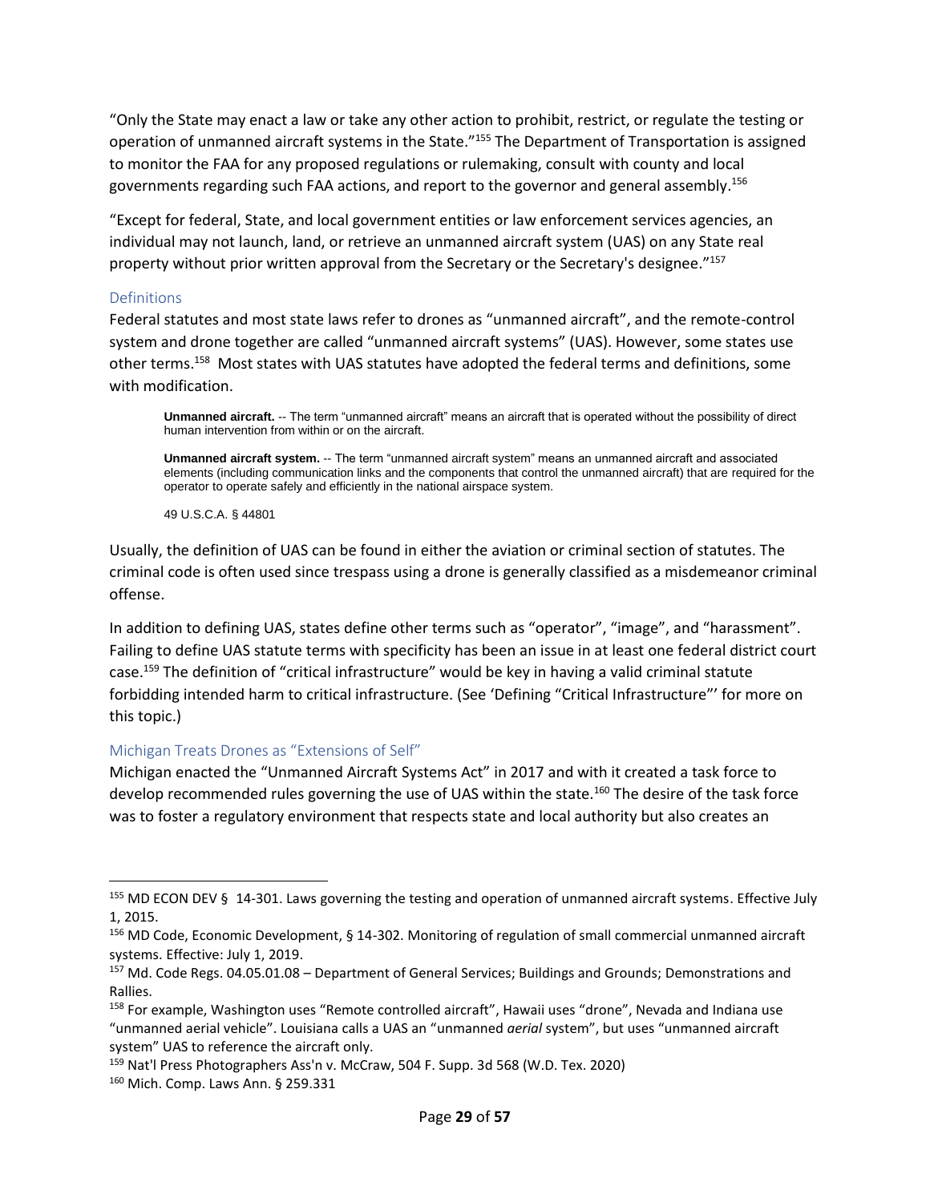"Only the State may enact a law or take any other action to prohibit, restrict, or regulate the testing or operation of unmanned aircraft systems in the State."[155] The Department of Transportation is assigned to monitor the FAA for any proposed regulations or rulemaking, consult with county and local governments regarding such FAA actions, and report to the governor and general assembly.[156]

"Except for federal, State, and local government entities or law enforcement services agencies, an individual may not launch, land, or retrieve an unmanned aircraft system (UAS) on any State real property without prior written approval from the Secretary or the Secretary's designee."[157]

### Definitions

Federal statutes and most state laws refer to drones as "unmanned aircraft", and the remote-control system and drone together are called "unmanned aircraft systems" (UAS). However, some states use other terms.[158] Most states with UAS statutes have adopted the federal terms and definitions, some with modification.

> **Unmanned aircraft.** -- The term "unmanned aircraft" means an aircraft that is operated without the possibility of direct human intervention from within or on the aircraft.
>
> **Unmanned aircraft system.** -- The term "unmanned aircraft system" means an unmanned aircraft and associated elements (including communication links and the components that control the unmanned aircraft) that are required for the operator to operate safely and efficiently in the national airspace system.
>
> 49 U.S.C.A. § 44801

Usually, the definition of UAS can be found in either the aviation or criminal section of statutes. The criminal code is often used since trespass using a drone is generally classified as a misdemeanor criminal offense.

In addition to defining UAS, states define other terms such as "operator", "image", and "harassment". Failing to define UAS statute terms with specificity has been an issue in at least one federal district court case.[159] The definition of "critical infrastructure" would be key in having a valid criminal statute forbidding intended harm to critical infrastructure. (See 'Defining "Critical Infrastructure"' for more on this topic.)

### Michigan Treats Drones as "Extensions of Self"

Michigan enacted the "Unmanned Aircraft Systems Act" in 2017 and with it created a task force to develop recommended rules governing the use of UAS within the state.[160] The desire of the task force was to foster a regulatory environment that respects state and local authority but also creates an

---

[155] MD ECON DEV § 14-301. Laws governing the testing and operation of unmanned aircraft systems. Effective July 1, 2015.

[156] MD Code, Economic Development, § 14-302. Monitoring of regulation of small commercial unmanned aircraft systems. Effective: July 1, 2019.

[157] Md. Code Regs. 04.05.01.08 – Department of General Services; Buildings and Grounds; Demonstrations and Rallies.

[158] For example, Washington uses "Remote controlled aircraft", Hawaii uses "drone", Nevada and Indiana use "unmanned aerial vehicle". Louisiana calls a UAS an "unmanned *aerial* system", but uses "unmanned aircraft system" UAS to reference the aircraft only.

[159] Nat'l Press Photographers Ass'n v. McCraw, 504 F. Supp. 3d 568 (W.D. Tex. 2020)

[160] Mich. Comp. Laws Ann. § 259.331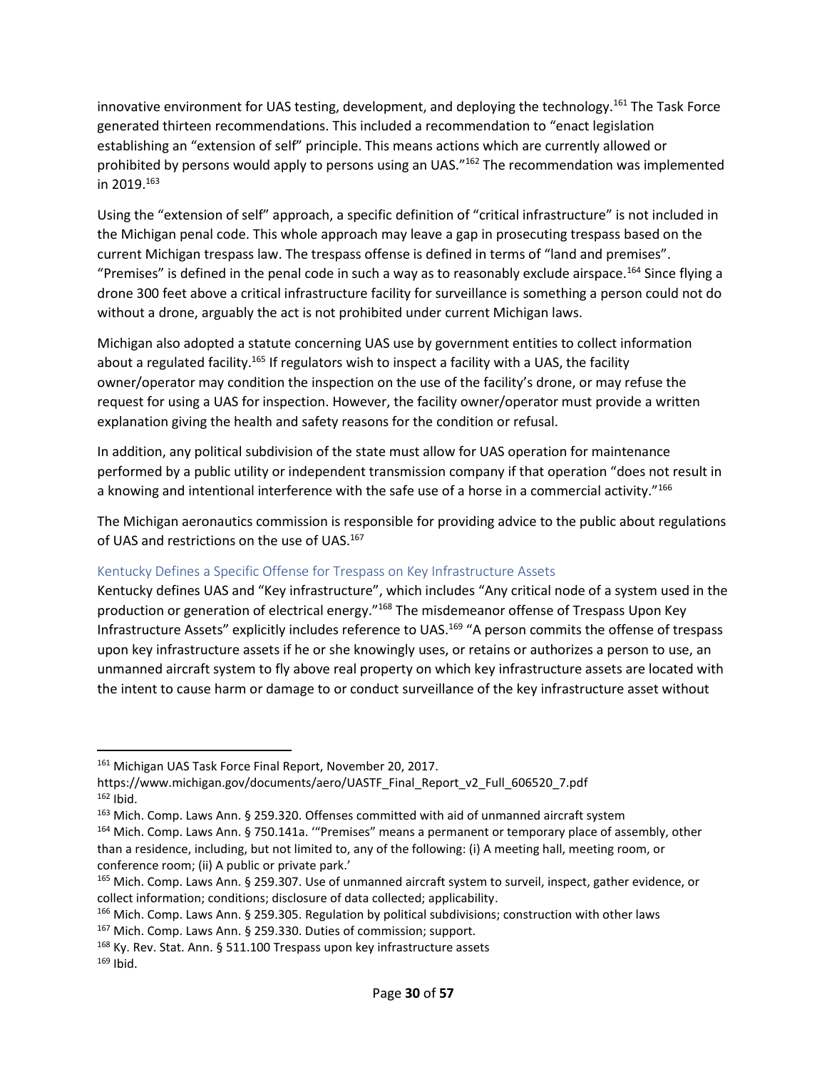innovative environment for UAS testing, development, and deploying the technology.[161] The Task Force generated thirteen recommendations. This included a recommendation to "enact legislation establishing an "extension of self" principle. This means actions which are currently allowed or prohibited by persons would apply to persons using an UAS."[162] The recommendation was implemented in 2019.[163]

Using the "extension of self" approach, a specific definition of "critical infrastructure" is not included in the Michigan penal code. This whole approach may leave a gap in prosecuting trespass based on the current Michigan trespass law. The trespass offense is defined in terms of "land and premises". "Premises" is defined in the penal code in such a way as to reasonably exclude airspace.[164] Since flying a drone 300 feet above a critical infrastructure facility for surveillance is something a person could not do without a drone, arguably the act is not prohibited under current Michigan laws.

Michigan also adopted a statute concerning UAS use by government entities to collect information about a regulated facility.[165] If regulators wish to inspect a facility with a UAS, the facility owner/operator may condition the inspection on the use of the facility's drone, or may refuse the request for using a UAS for inspection. However, the facility owner/operator must provide a written explanation giving the health and safety reasons for the condition or refusal.

In addition, any political subdivision of the state must allow for UAS operation for maintenance performed by a public utility or independent transmission company if that operation "does not result in a knowing and intentional interference with the safe use of a horse in a commercial activity."[166]

The Michigan aeronautics commission is responsible for providing advice to the public about regulations of UAS and restrictions on the use of UAS.[167]

### Kentucky Defines a Specific Offense for Trespass on Key Infrastructure Assets

Kentucky defines UAS and "Key infrastructure", which includes "Any critical node of a system used in the production or generation of electrical energy."[168] The misdemeanor offense of Trespass Upon Key Infrastructure Assets" explicitly includes reference to UAS.[169] "A person commits the offense of trespass upon key infrastructure assets if he or she knowingly uses, or retains or authorizes a person to use, an unmanned aircraft system to fly above real property on which key infrastructure assets are located with the intent to cause harm or damage to or conduct surveillance of the key infrastructure asset without

---

[161] Michigan UAS Task Force Final Report, November 20, 2017. https://www.michigan.gov/documents/aero/UASTF_Final_Report_v2_Full_606520_7.pdf

[162] Ibid.

[163] Mich. Comp. Laws Ann. § 259.320. Offenses committed with aid of unmanned aircraft system

[164] Mich. Comp. Laws Ann. § 750.141a. '"Premises" means a permanent or temporary place of assembly, other than a residence, including, but not limited to, any of the following: (i) A meeting hall, meeting room, or conference room; (ii) A public or private park.'

[165] Mich. Comp. Laws Ann. § 259.307. Use of unmanned aircraft system to surveil, inspect, gather evidence, or collect information; conditions; disclosure of data collected; applicability.

[166] Mich. Comp. Laws Ann. § 259.305. Regulation by political subdivisions; construction with other laws

[167] Mich. Comp. Laws Ann. § 259.330. Duties of commission; support.

[168] Ky. Rev. Stat. Ann. § 511.100 Trespass upon key infrastructure assets

[169] Ibid.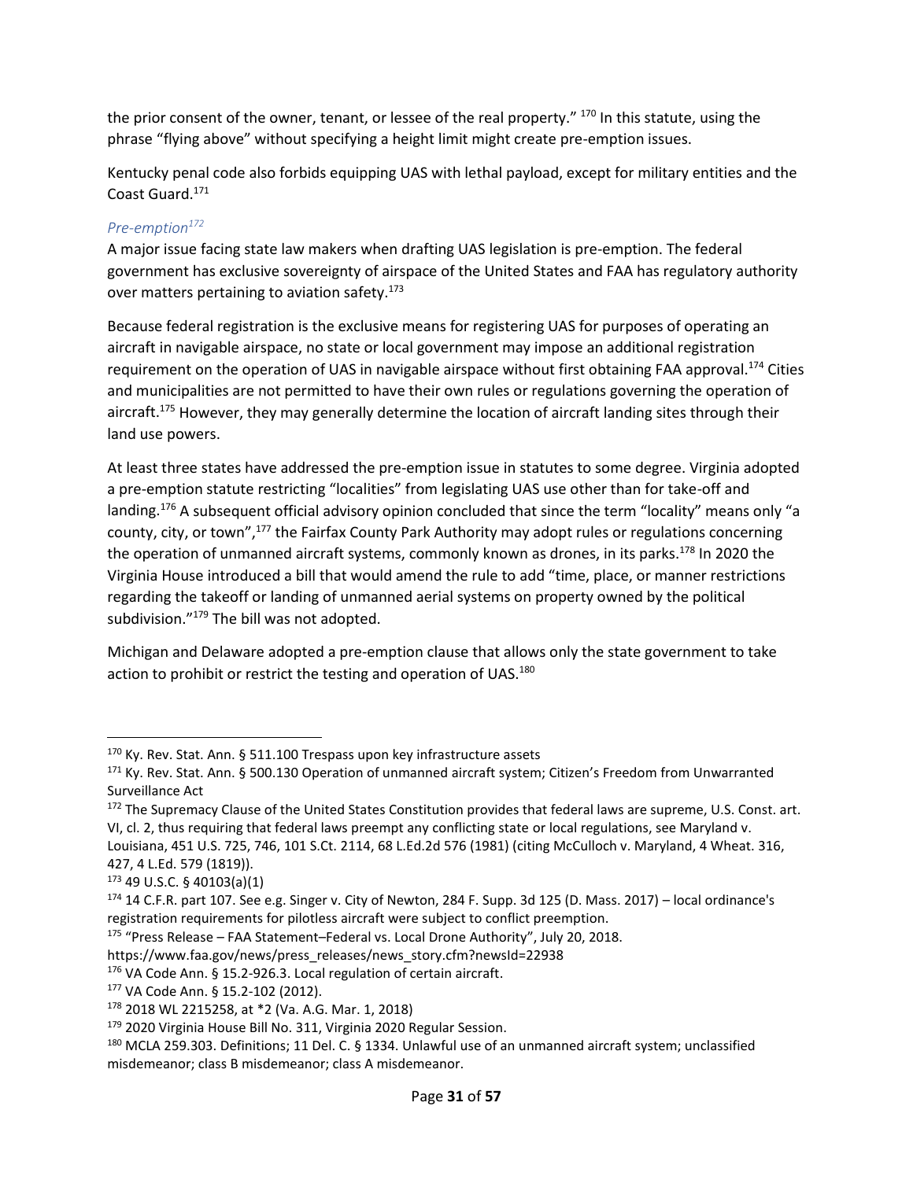the prior consent of the owner, tenant, or lessee of the real property." [170] In this statute, using the phrase "flying above" without specifying a height limit might create pre-emption issues.

Kentucky penal code also forbids equipping UAS with lethal payload, except for military entities and the Coast Guard.[171]

### *Pre-emption*[172]

A major issue facing state law makers when drafting UAS legislation is pre-emption. The federal government has exclusive sovereignty of airspace of the United States and FAA has regulatory authority over matters pertaining to aviation safety.[173]

Because federal registration is the exclusive means for registering UAS for purposes of operating an aircraft in navigable airspace, no state or local government may impose an additional registration requirement on the operation of UAS in navigable airspace without first obtaining FAA approval.[174] Cities and municipalities are not permitted to have their own rules or regulations governing the operation of aircraft.[175] However, they may generally determine the location of aircraft landing sites through their land use powers.

At least three states have addressed the pre-emption issue in statutes to some degree. Virginia adopted a pre-emption statute restricting "localities" from legislating UAS use other than for take-off and landing.[176] A subsequent official advisory opinion concluded that since the term "locality" means only "a county, city, or town",[177] the Fairfax County Park Authority may adopt rules or regulations concerning the operation of unmanned aircraft systems, commonly known as drones, in its parks.[178] In 2020 the Virginia House introduced a bill that would amend the rule to add "time, place, or manner restrictions regarding the takeoff or landing of unmanned aerial systems on property owned by the political subdivision."[179] The bill was not adopted.

Michigan and Delaware adopted a pre-emption clause that allows only the state government to take action to prohibit or restrict the testing and operation of UAS.[180]

---

[170] Ky. Rev. Stat. Ann. § 511.100 Trespass upon key infrastructure assets

[171] Ky. Rev. Stat. Ann. § 500.130 Operation of unmanned aircraft system; Citizen's Freedom from Unwarranted Surveillance Act

[172] The Supremacy Clause of the United States Constitution provides that federal laws are supreme, U.S. Const. art. VI, cl. 2, thus requiring that federal laws preempt any conflicting state or local regulations, see Maryland v. Louisiana, 451 U.S. 725, 746, 101 S.Ct. 2114, 68 L.Ed.2d 576 (1981) (citing McCulloch v. Maryland, 4 Wheat. 316, 427, 4 L.Ed. 579 (1819)).

[173] 49 U.S.C. § 40103(a)(1)

[174] 14 C.F.R. part 107. See e.g. Singer v. City of Newton, 284 F. Supp. 3d 125 (D. Mass. 2017) – local ordinance's registration requirements for pilotless aircraft were subject to conflict preemption.

[175] "Press Release – FAA Statement–Federal vs. Local Drone Authority", July 20, 2018. https://www.faa.gov/news/press_releases/news_story.cfm?newsId=22938

[176] VA Code Ann. § 15.2-926.3. Local regulation of certain aircraft.

[177] VA Code Ann. § 15.2-102 (2012).

[178] 2018 WL 2215258, at *2 (Va. A.G. Mar. 1, 2018)

[179] 2020 Virginia House Bill No. 311, Virginia 2020 Regular Session.

[180] MCLA 259.303. Definitions; 11 Del. C. § 1334. Unlawful use of an unmanned aircraft system; unclassified misdemeanor; class B misdemeanor; class A misdemeanor.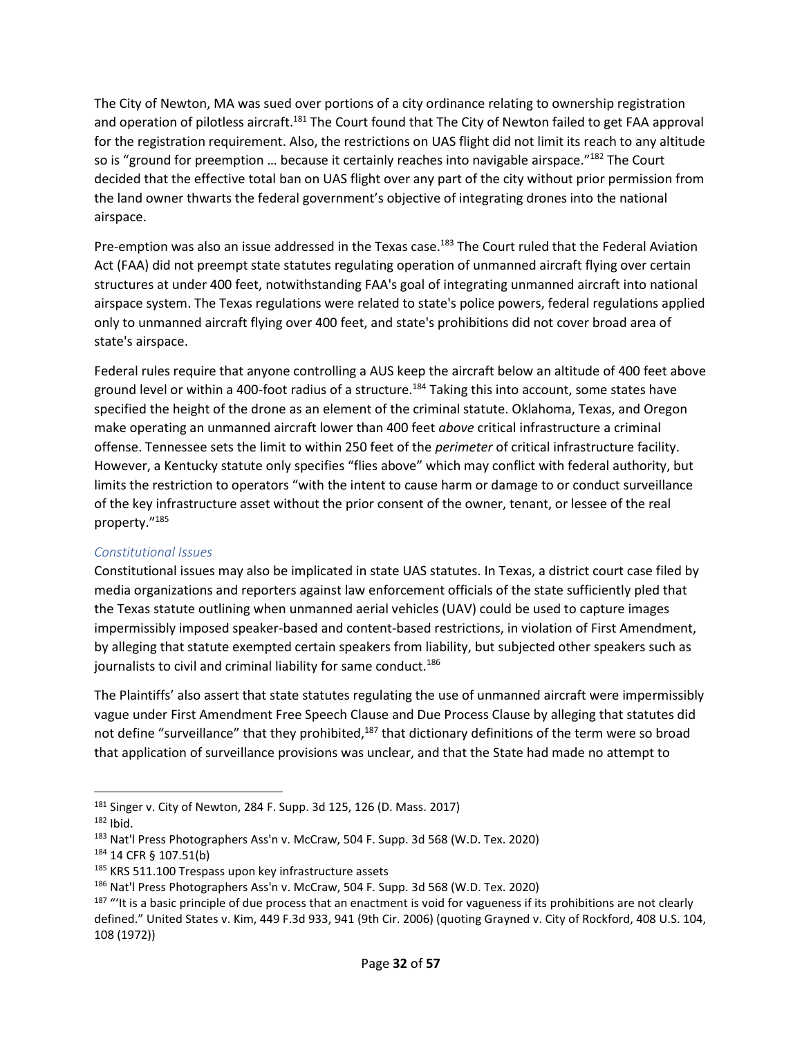The City of Newton, MA was sued over portions of a city ordinance relating to ownership registration and operation of pilotless aircraft.[181] The Court found that The City of Newton failed to get FAA approval for the registration requirement. Also, the restrictions on UAS flight did not limit its reach to any altitude so is "ground for preemption … because it certainly reaches into navigable airspace."[182] The Court decided that the effective total ban on UAS flight over any part of the city without prior permission from the land owner thwarts the federal government's objective of integrating drones into the national airspace.

Pre-emption was also an issue addressed in the Texas case.[183] The Court ruled that the Federal Aviation Act (FAA) did not preempt state statutes regulating operation of unmanned aircraft flying over certain structures at under 400 feet, notwithstanding FAA's goal of integrating unmanned aircraft into national airspace system. The Texas regulations were related to state's police powers, federal regulations applied only to unmanned aircraft flying over 400 feet, and state's prohibitions did not cover broad area of state's airspace.

Federal rules require that anyone controlling a AUS keep the aircraft below an altitude of 400 feet above ground level or within a 400-foot radius of a structure.[184] Taking this into account, some states have specified the height of the drone as an element of the criminal statute. Oklahoma, Texas, and Oregon make operating an unmanned aircraft lower than 400 feet *above* critical infrastructure a criminal offense. Tennessee sets the limit to within 250 feet of the *perimeter* of critical infrastructure facility. However, a Kentucky statute only specifies "flies above" which may conflict with federal authority, but limits the restriction to operators "with the intent to cause harm or damage to or conduct surveillance of the key infrastructure asset without the prior consent of the owner, tenant, or lessee of the real property."[185]

### *Constitutional Issues*

Constitutional issues may also be implicated in state UAS statutes. In Texas, a district court case filed by media organizations and reporters against law enforcement officials of the state sufficiently pled that the Texas statute outlining when unmanned aerial vehicles (UAV) could be used to capture images impermissibly imposed speaker-based and content-based restrictions, in violation of First Amendment, by alleging that statute exempted certain speakers from liability, but subjected other speakers such as journalists to civil and criminal liability for same conduct.[186]

The Plaintiffs' also assert that state statutes regulating the use of unmanned aircraft were impermissibly vague under First Amendment Free Speech Clause and Due Process Clause by alleging that statutes did not define "surveillance" that they prohibited,[187] that dictionary definitions of the term were so broad that application of surveillance provisions was unclear, and that the State had made no attempt to

---

[181] Singer v. City of Newton, 284 F. Supp. 3d 125, 126 (D. Mass. 2017)

[182] Ibid.

[183] Nat'l Press Photographers Ass'n v. McCraw, 504 F. Supp. 3d 568 (W.D. Tex. 2020)

[184] 14 CFR § 107.51(b)

[185] KRS 511.100 Trespass upon key infrastructure assets

[186] Nat'l Press Photographers Ass'n v. McCraw, 504 F. Supp. 3d 568 (W.D. Tex. 2020)

[187] "'It is a basic principle of due process that an enactment is void for vagueness if its prohibitions are not clearly defined." United States v. Kim, 449 F.3d 933, 941 (9th Cir. 2006) (quoting Grayned v. City of Rockford, 408 U.S. 104, 108 (1972))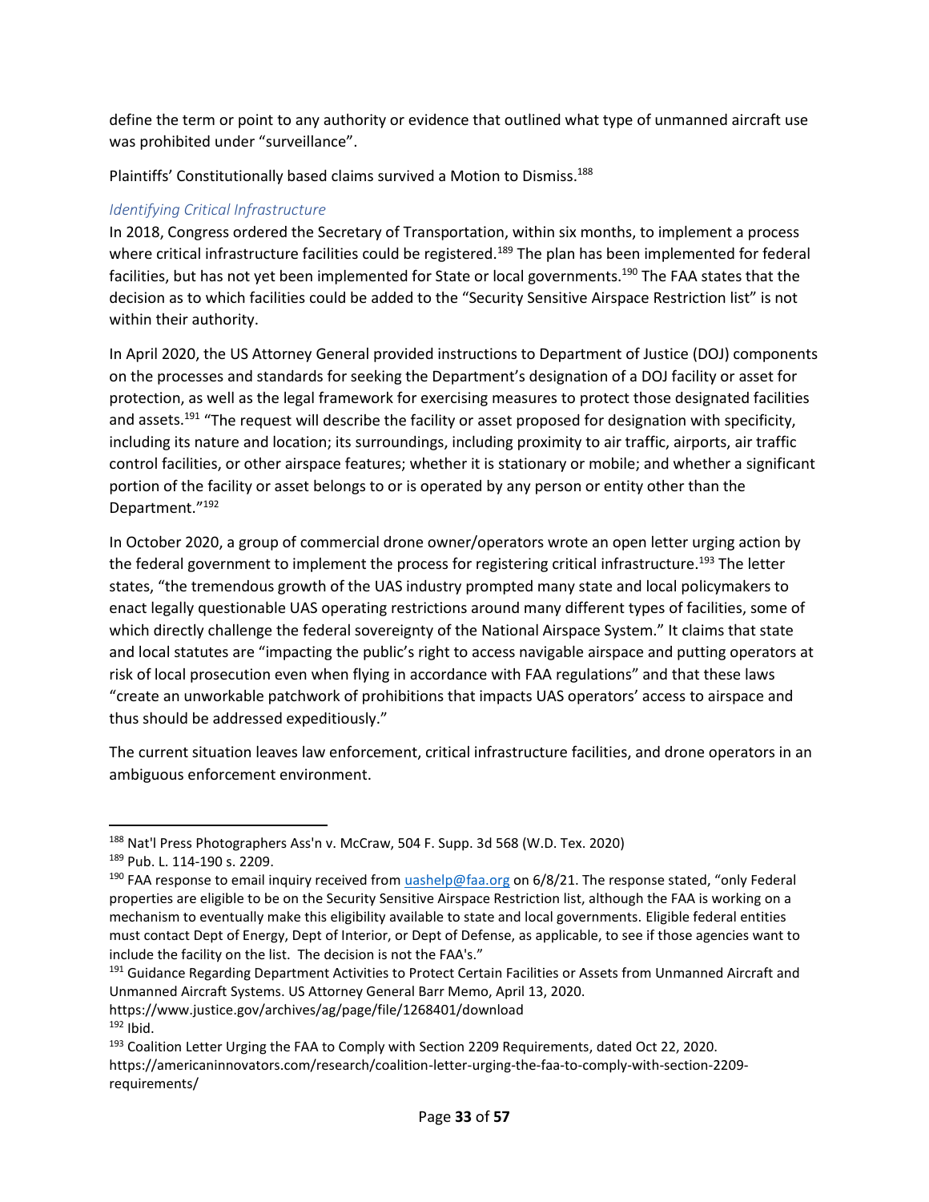define the term or point to any authority or evidence that outlined what type of unmanned aircraft use was prohibited under "surveillance".

Plaintiffs' Constitutionally based claims survived a Motion to Dismiss.[188]

### *Identifying Critical Infrastructure*

In 2018, Congress ordered the Secretary of Transportation, within six months, to implement a process where critical infrastructure facilities could be registered.[189] The plan has been implemented for federal facilities, but has not yet been implemented for State or local governments.[190] The FAA states that the decision as to which facilities could be added to the "Security Sensitive Airspace Restriction list" is not within their authority.

In April 2020, the US Attorney General provided instructions to Department of Justice (DOJ) components on the processes and standards for seeking the Department's designation of a DOJ facility or asset for protection, as well as the legal framework for exercising measures to protect those designated facilities and assets.[191] "The request will describe the facility or asset proposed for designation with specificity, including its nature and location; its surroundings, including proximity to air traffic, airports, air traffic control facilities, or other airspace features; whether it is stationary or mobile; and whether a significant portion of the facility or asset belongs to or is operated by any person or entity other than the Department."[192]

In October 2020, a group of commercial drone owner/operators wrote an open letter urging action by the federal government to implement the process for registering critical infrastructure.[193] The letter states, "the tremendous growth of the UAS industry prompted many state and local policymakers to enact legally questionable UAS operating restrictions around many different types of facilities, some of which directly challenge the federal sovereignty of the National Airspace System." It claims that state and local statutes are "impacting the public's right to access navigable airspace and putting operators at risk of local prosecution even when flying in accordance with FAA regulations" and that these laws "create an unworkable patchwork of prohibitions that impacts UAS operators' access to airspace and thus should be addressed expeditiously."

The current situation leaves law enforcement, critical infrastructure facilities, and drone operators in an ambiguous enforcement environment.

---

[188] Nat'l Press Photographers Ass'n v. McCraw, 504 F. Supp. 3d 568 (W.D. Tex. 2020)

[189] Pub. L. 114-190 s. 2209.

[190] FAA response to email inquiry received from uashelp@faa.org on 6/8/21. The response stated, "only Federal properties are eligible to be on the Security Sensitive Airspace Restriction list, although the FAA is working on a mechanism to eventually make this eligibility available to state and local governments. Eligible federal entities must contact Dept of Energy, Dept of Interior, or Dept of Defense, as applicable, to see if those agencies want to include the facility on the list. The decision is not the FAA's."

[191] Guidance Regarding Department Activities to Protect Certain Facilities or Assets from Unmanned Aircraft and Unmanned Aircraft Systems. US Attorney General Barr Memo, April 13, 2020. https://www.justice.gov/archives/ag/page/file/1268401/download

[192] Ibid.

[193] Coalition Letter Urging the FAA to Comply with Section 2209 Requirements, dated Oct 22, 2020. https://americaninnovators.com/research/coalition-letter-urging-the-faa-to-comply-with-section-2209-requirements/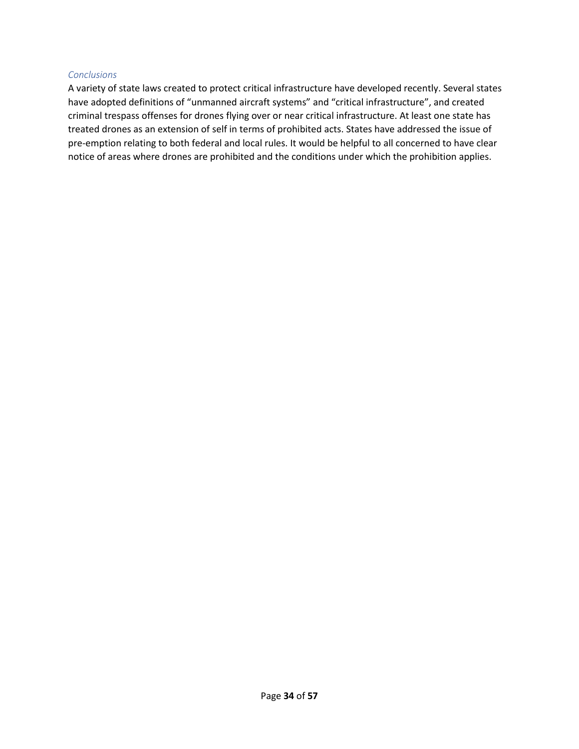### *Conclusions*

A variety of state laws created to protect critical infrastructure have developed recently. Several states have adopted definitions of "unmanned aircraft systems" and "critical infrastructure", and created criminal trespass offenses for drones flying over or near critical infrastructure. At least one state has treated drones as an extension of self in terms of prohibited acts. States have addressed the issue of pre-emption relating to both federal and local rules. It would be helpful to all concerned to have clear notice of areas where drones are prohibited and the conditions under which the prohibition applies.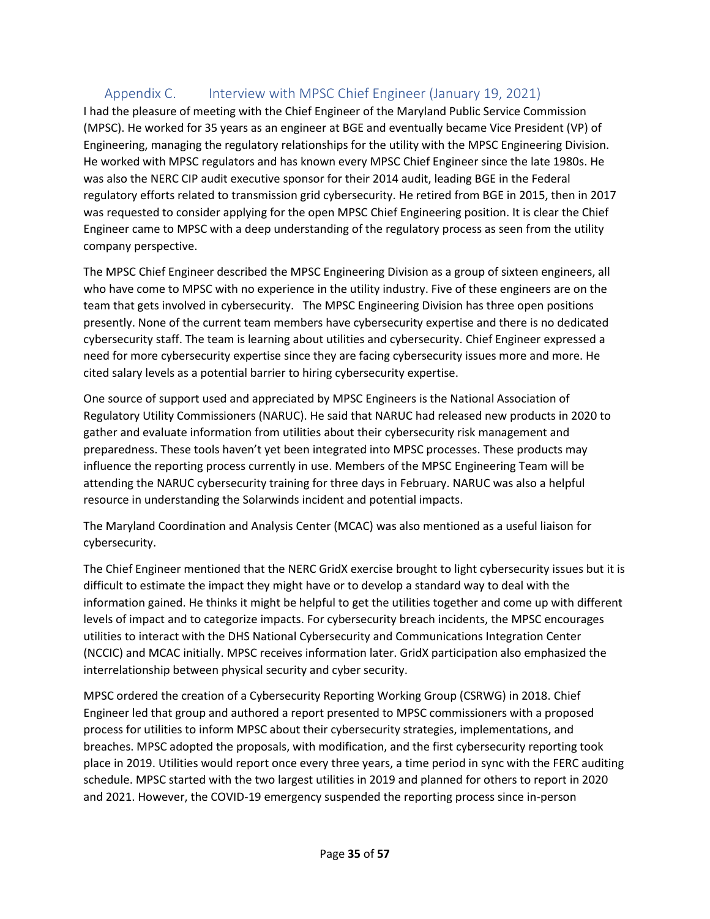## Appendix C. Interview with MPSC Chief Engineer (January 19, 2021)

I had the pleasure of meeting with the Chief Engineer of the Maryland Public Service Commission (MPSC). He worked for 35 years as an engineer at BGE and eventually became Vice President (VP) of Engineering, managing the regulatory relationships for the utility with the MPSC Engineering Division. He worked with MPSC regulators and has known every MPSC Chief Engineer since the late 1980s. He was also the NERC CIP audit executive sponsor for their 2014 audit, leading BGE in the Federal regulatory efforts related to transmission grid cybersecurity. He retired from BGE in 2015, then in 2017 was requested to consider applying for the open MPSC Chief Engineering position. It is clear the Chief Engineer came to MPSC with a deep understanding of the regulatory process as seen from the utility company perspective.

The MPSC Chief Engineer described the MPSC Engineering Division as a group of sixteen engineers, all who have come to MPSC with no experience in the utility industry. Five of these engineers are on the team that gets involved in cybersecurity. The MPSC Engineering Division has three open positions presently. None of the current team members have cybersecurity expertise and there is no dedicated cybersecurity staff. The team is learning about utilities and cybersecurity. Chief Engineer expressed a need for more cybersecurity expertise since they are facing cybersecurity issues more and more. He cited salary levels as a potential barrier to hiring cybersecurity expertise.

One source of support used and appreciated by MPSC Engineers is the National Association of Regulatory Utility Commissioners (NARUC). He said that NARUC had released new products in 2020 to gather and evaluate information from utilities about their cybersecurity risk management and preparedness. These tools haven't yet been integrated into MPSC processes. These products may influence the reporting process currently in use. Members of the MPSC Engineering Team will be attending the NARUC cybersecurity training for three days in February. NARUC was also a helpful resource in understanding the Solarwinds incident and potential impacts.

The Maryland Coordination and Analysis Center (MCAC) was also mentioned as a useful liaison for cybersecurity.

The Chief Engineer mentioned that the NERC GridX exercise brought to light cybersecurity issues but it is difficult to estimate the impact they might have or to develop a standard way to deal with the information gained. He thinks it might be helpful to get the utilities together and come up with different levels of impact and to categorize impacts. For cybersecurity breach incidents, the MPSC encourages utilities to interact with the DHS National Cybersecurity and Communications Integration Center (NCCIC) and MCAC initially. MPSC receives information later. GridX participation also emphasized the interrelationship between physical security and cyber security.

MPSC ordered the creation of a Cybersecurity Reporting Working Group (CSRWG) in 2018. Chief Engineer led that group and authored a report presented to MPSC commissioners with a proposed process for utilities to inform MPSC about their cybersecurity strategies, implementations, and breaches. MPSC adopted the proposals, with modification, and the first cybersecurity reporting took place in 2019. Utilities would report once every three years, a time period in sync with the FERC auditing schedule. MPSC started with the two largest utilities in 2019 and planned for others to report in 2020 and 2021. However, the COVID-19 emergency suspended the reporting process since in-person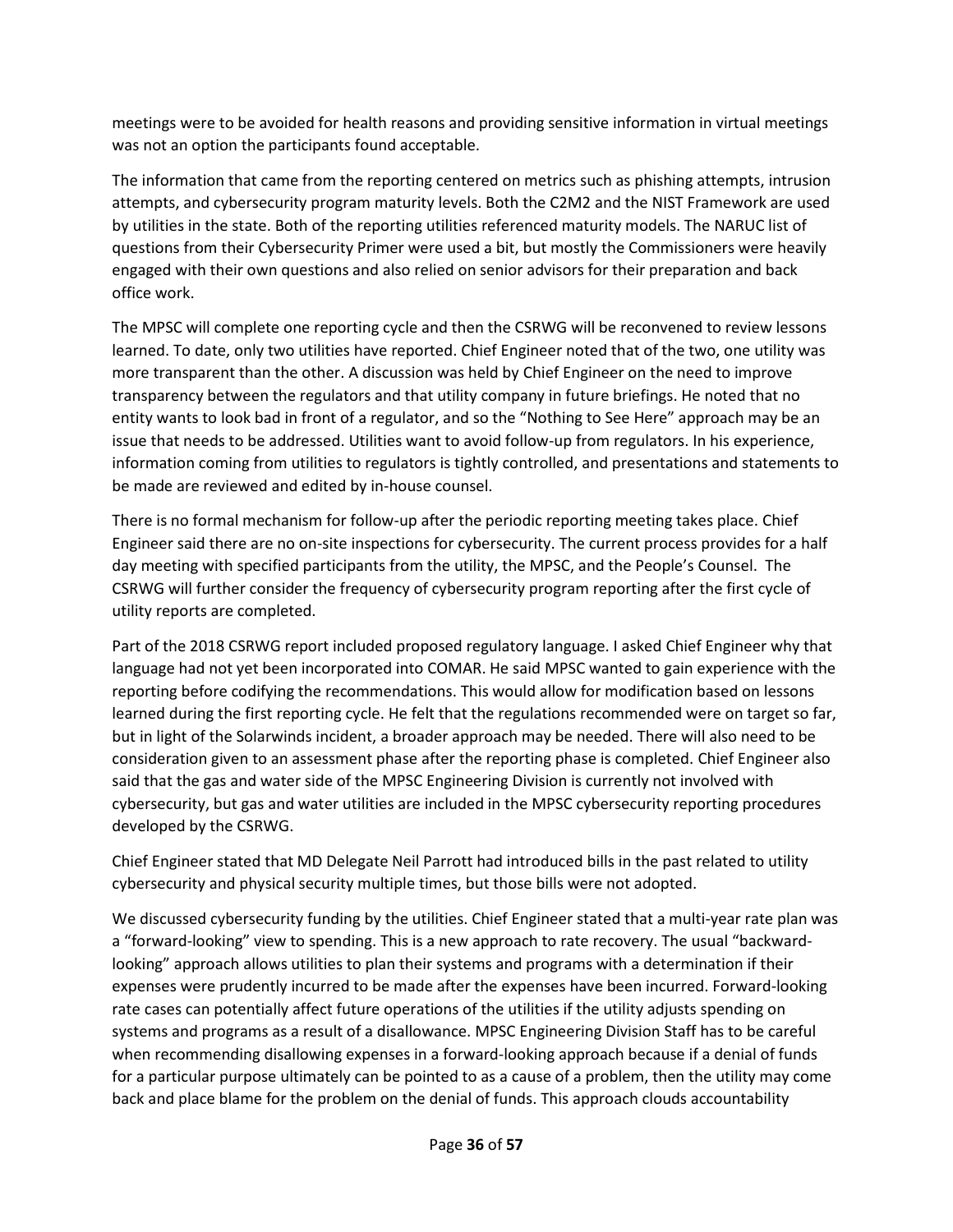meetings were to be avoided for health reasons and providing sensitive information in virtual meetings was not an option the participants found acceptable.

The information that came from the reporting centered on metrics such as phishing attempts, intrusion attempts, and cybersecurity program maturity levels. Both the C2M2 and the NIST Framework are used by utilities in the state. Both of the reporting utilities referenced maturity models. The NARUC list of questions from their Cybersecurity Primer were used a bit, but mostly the Commissioners were heavily engaged with their own questions and also relied on senior advisors for their preparation and back office work.

The MPSC will complete one reporting cycle and then the CSRWG will be reconvened to review lessons learned. To date, only two utilities have reported. Chief Engineer noted that of the two, one utility was more transparent than the other. A discussion was held by Chief Engineer on the need to improve transparency between the regulators and that utility company in future briefings. He noted that no entity wants to look bad in front of a regulator, and so the "Nothing to See Here" approach may be an issue that needs to be addressed. Utilities want to avoid follow-up from regulators. In his experience, information coming from utilities to regulators is tightly controlled, and presentations and statements to be made are reviewed and edited by in-house counsel.

There is no formal mechanism for follow-up after the periodic reporting meeting takes place. Chief Engineer said there are no on-site inspections for cybersecurity. The current process provides for a half day meeting with specified participants from the utility, the MPSC, and the People's Counsel. The CSRWG will further consider the frequency of cybersecurity program reporting after the first cycle of utility reports are completed.

Part of the 2018 CSRWG report included proposed regulatory language. I asked Chief Engineer why that language had not yet been incorporated into COMAR. He said MPSC wanted to gain experience with the reporting before codifying the recommendations. This would allow for modification based on lessons learned during the first reporting cycle. He felt that the regulations recommended were on target so far, but in light of the Solarwinds incident, a broader approach may be needed. There will also need to be consideration given to an assessment phase after the reporting phase is completed. Chief Engineer also said that the gas and water side of the MPSC Engineering Division is currently not involved with cybersecurity, but gas and water utilities are included in the MPSC cybersecurity reporting procedures developed by the CSRWG.

Chief Engineer stated that MD Delegate Neil Parrott had introduced bills in the past related to utility cybersecurity and physical security multiple times, but those bills were not adopted.

We discussed cybersecurity funding by the utilities. Chief Engineer stated that a multi-year rate plan was a "forward-looking" view to spending. This is a new approach to rate recovery. The usual "backward-looking" approach allows utilities to plan their systems and programs with a determination if their expenses were prudently incurred to be made after the expenses have been incurred. Forward-looking rate cases can potentially affect future operations of the utilities if the utility adjusts spending on systems and programs as a result of a disallowance. MPSC Engineering Division Staff has to be careful when recommending disallowing expenses in a forward-looking approach because if a denial of funds for a particular purpose ultimately can be pointed to as a cause of a problem, then the utility may come back and place blame for the problem on the denial of funds. This approach clouds accountability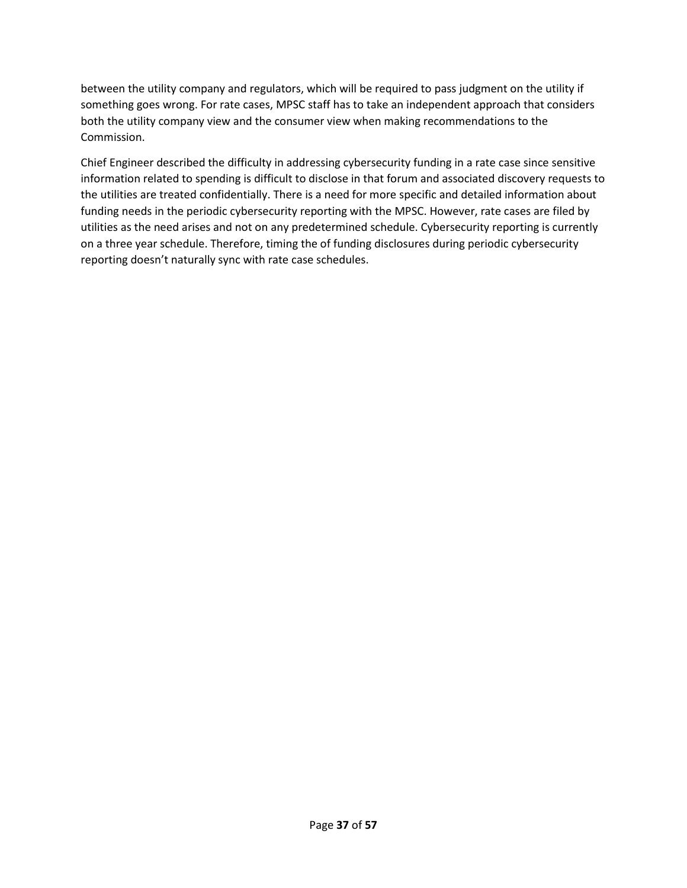between the utility company and regulators, which will be required to pass judgment on the utility if something goes wrong. For rate cases, MPSC staff has to take an independent approach that considers both the utility company view and the consumer view when making recommendations to the Commission.

Chief Engineer described the difficulty in addressing cybersecurity funding in a rate case since sensitive information related to spending is difficult to disclose in that forum and associated discovery requests to the utilities are treated confidentially. There is a need for more specific and detailed information about funding needs in the periodic cybersecurity reporting with the MPSC. However, rate cases are filed by utilities as the need arises and not on any predetermined schedule. Cybersecurity reporting is currently on a three year schedule. Therefore, timing the of funding disclosures during periodic cybersecurity reporting doesn't naturally sync with rate case schedules.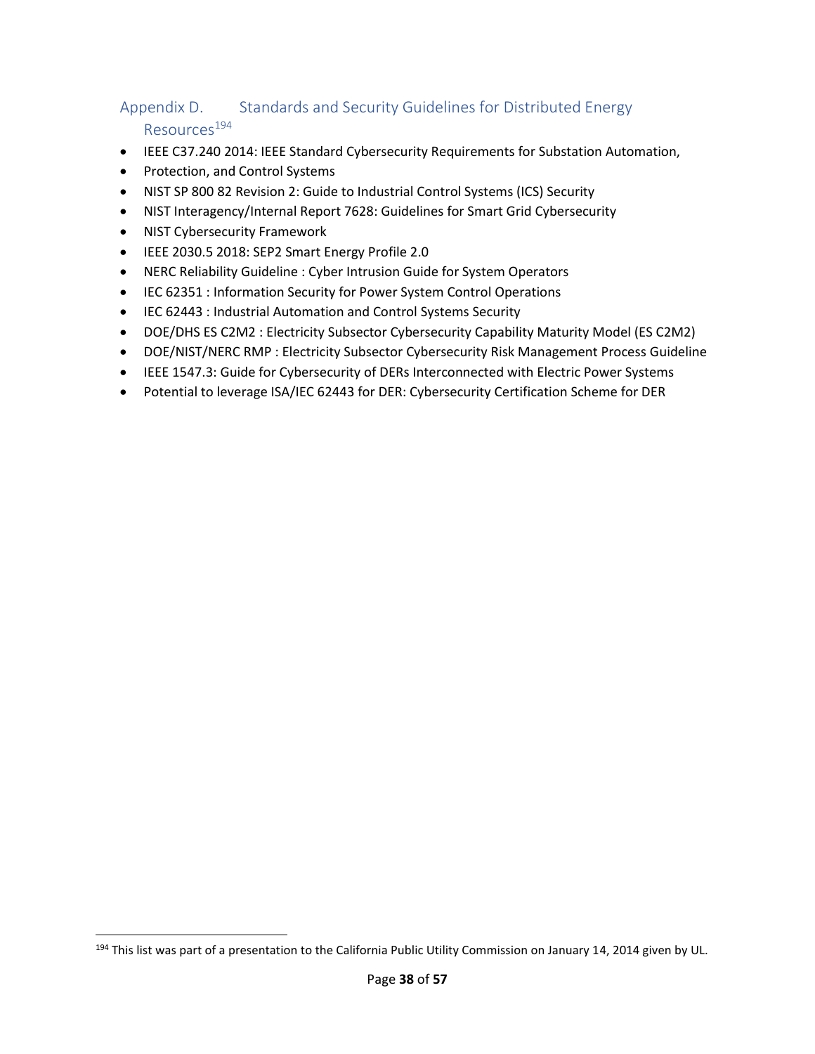## Appendix D. Standards and Security Guidelines for Distributed Energy Resources[194]

- IEEE C37.240 2014: IEEE Standard Cybersecurity Requirements for Substation Automation,
- Protection, and Control Systems
- NIST SP 800 82 Revision 2: Guide to Industrial Control Systems (ICS) Security
- NIST Interagency/Internal Report 7628: Guidelines for Smart Grid Cybersecurity
- NIST Cybersecurity Framework
- IEEE 2030.5 2018: SEP2 Smart Energy Profile 2.0
- NERC Reliability Guideline : Cyber Intrusion Guide for System Operators
- IEC 62351 : Information Security for Power System Control Operations
- IEC 62443 : Industrial Automation and Control Systems Security
- DOE/DHS ES C2M2 : Electricity Subsector Cybersecurity Capability Maturity Model (ES C2M2)
- DOE/NIST/NERC RMP : Electricity Subsector Cybersecurity Risk Management Process Guideline
- IEEE 1547.3: Guide for Cybersecurity of DERs Interconnected with Electric Power Systems
- Potential to leverage ISA/IEC 62443 for DER: Cybersecurity Certification Scheme for DER

[194] This list was part of a presentation to the California Public Utility Commission on January 14, 2014 given by UL.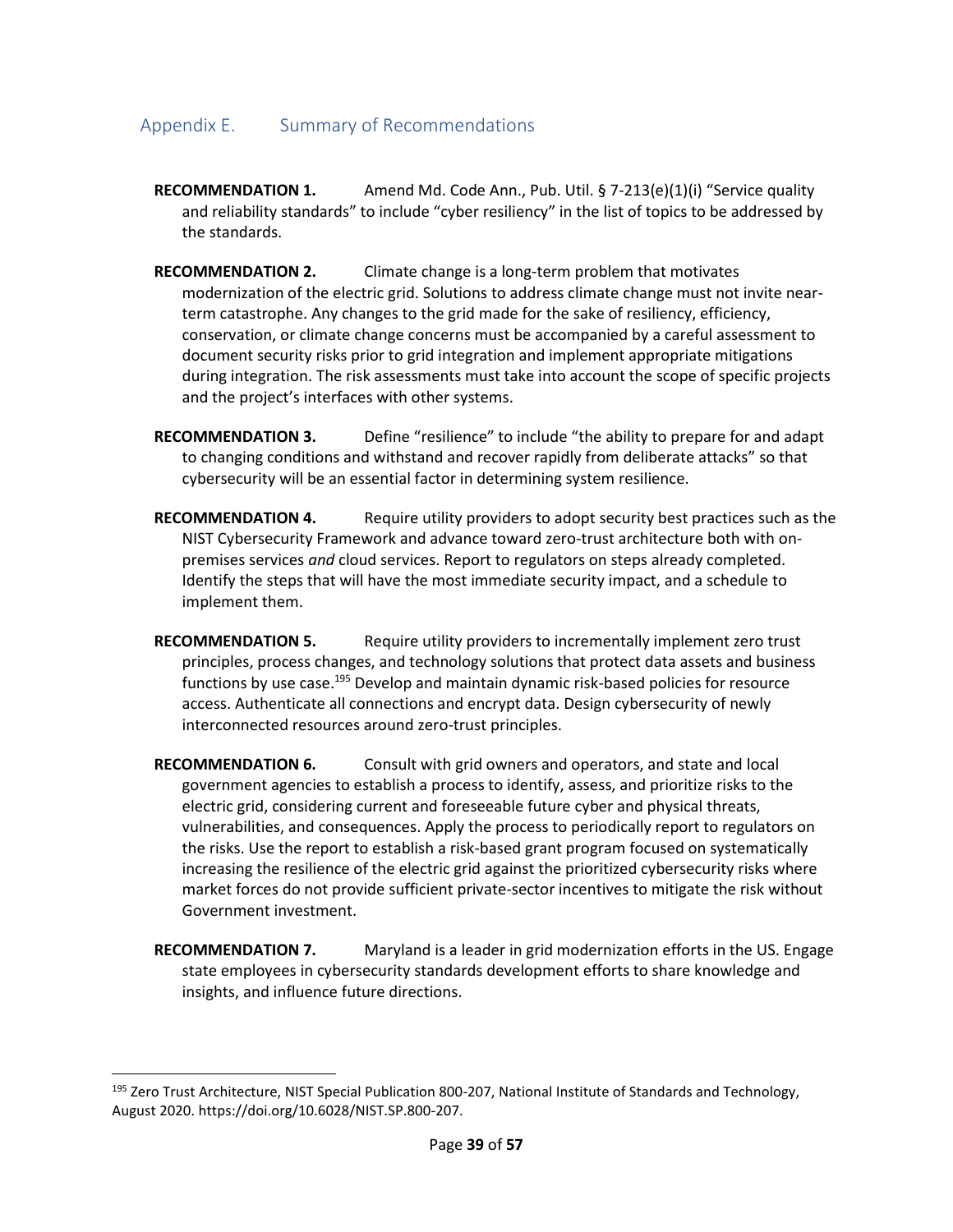## Appendix E. Summary of Recommendations

**RECOMMENDATION 1.** Amend Md. Code Ann., Pub. Util. § 7-213(e)(1)(i) "Service quality and reliability standards" to include "cyber resiliency" in the list of topics to be addressed by the standards.

**RECOMMENDATION 2.** Climate change is a long-term problem that motivates modernization of the electric grid. Solutions to address climate change must not invite near-term catastrophe. Any changes to the grid made for the sake of resiliency, efficiency, conservation, or climate change concerns must be accompanied by a careful assessment to document security risks prior to grid integration and implement appropriate mitigations during integration. The risk assessments must take into account the scope of specific projects and the project's interfaces with other systems.

**RECOMMENDATION 3.** Define "resilience" to include "the ability to prepare for and adapt to changing conditions and withstand and recover rapidly from deliberate attacks" so that cybersecurity will be an essential factor in determining system resilience.

**RECOMMENDATION 4.** Require utility providers to adopt security best practices such as the NIST Cybersecurity Framework and advance toward zero-trust architecture both with on-premises services *and* cloud services. Report to regulators on steps already completed. Identify the steps that will have the most immediate security impact, and a schedule to implement them.

**RECOMMENDATION 5.** Require utility providers to incrementally implement zero trust principles, process changes, and technology solutions that protect data assets and business functions by use case.[195] Develop and maintain dynamic risk-based policies for resource access. Authenticate all connections and encrypt data. Design cybersecurity of newly interconnected resources around zero-trust principles.

**RECOMMENDATION 6.** Consult with grid owners and operators, and state and local government agencies to establish a process to identify, assess, and prioritize risks to the electric grid, considering current and foreseeable future cyber and physical threats, vulnerabilities, and consequences. Apply the process to periodically report to regulators on the risks. Use the report to establish a risk-based grant program focused on systematically increasing the resilience of the electric grid against the prioritized cybersecurity risks where market forces do not provide sufficient private-sector incentives to mitigate the risk without Government investment.

**RECOMMENDATION 7.** Maryland is a leader in grid modernization efforts in the US. Engage state employees in cybersecurity standards development efforts to share knowledge and insights, and influence future directions.

---

[195] Zero Trust Architecture, NIST Special Publication 800-207, National Institute of Standards and Technology, August 2020. https://doi.org/10.6028/NIST.SP.800-207.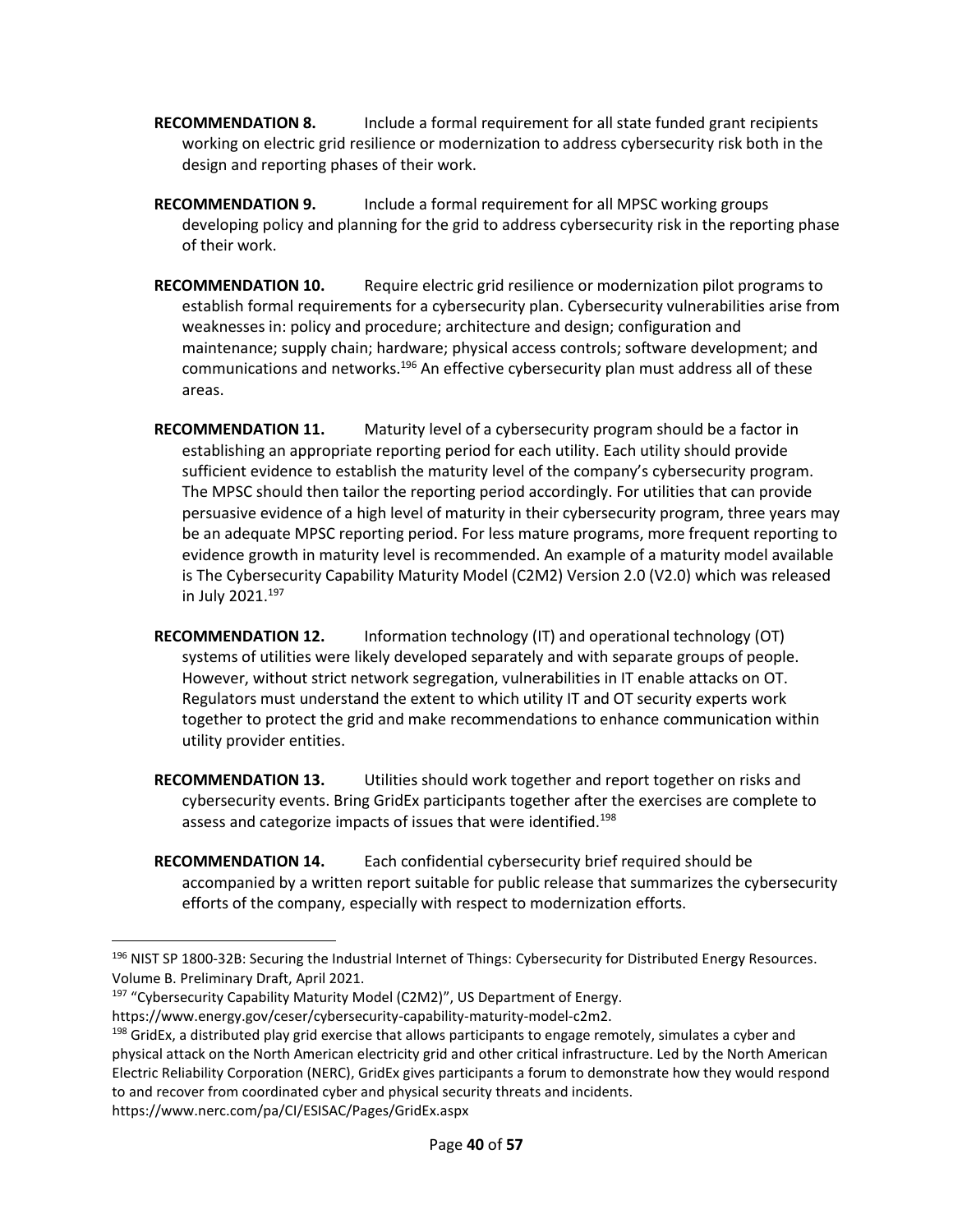**RECOMMENDATION 8.** Include a formal requirement for all state funded grant recipients working on electric grid resilience or modernization to address cybersecurity risk both in the design and reporting phases of their work.

**RECOMMENDATION 9.** Include a formal requirement for all MPSC working groups developing policy and planning for the grid to address cybersecurity risk in the reporting phase of their work.

**RECOMMENDATION 10.** Require electric grid resilience or modernization pilot programs to establish formal requirements for a cybersecurity plan. Cybersecurity vulnerabilities arise from weaknesses in: policy and procedure; architecture and design; configuration and maintenance; supply chain; hardware; physical access controls; software development; and communications and networks.[196] An effective cybersecurity plan must address all of these areas.

**RECOMMENDATION 11.** Maturity level of a cybersecurity program should be a factor in establishing an appropriate reporting period for each utility. Each utility should provide sufficient evidence to establish the maturity level of the company's cybersecurity program. The MPSC should then tailor the reporting period accordingly. For utilities that can provide persuasive evidence of a high level of maturity in their cybersecurity program, three years may be an adequate MPSC reporting period. For less mature programs, more frequent reporting to evidence growth in maturity level is recommended. An example of a maturity model available is The Cybersecurity Capability Maturity Model (C2M2) Version 2.0 (V2.0) which was released in July 2021.[197]

**RECOMMENDATION 12.** Information technology (IT) and operational technology (OT) systems of utilities were likely developed separately and with separate groups of people. However, without strict network segregation, vulnerabilities in IT enable attacks on OT. Regulators must understand the extent to which utility IT and OT security experts work together to protect the grid and make recommendations to enhance communication within utility provider entities.

**RECOMMENDATION 13.** Utilities should work together and report together on risks and cybersecurity events. Bring GridEx participants together after the exercises are complete to assess and categorize impacts of issues that were identified.[198]

**RECOMMENDATION 14.** Each confidential cybersecurity brief required should be accompanied by a written report suitable for public release that summarizes the cybersecurity efforts of the company, especially with respect to modernization efforts.

---

[196] NIST SP 1800-32B: Securing the Industrial Internet of Things: Cybersecurity for Distributed Energy Resources. Volume B. Preliminary Draft, April 2021.

[197] "Cybersecurity Capability Maturity Model (C2M2)", US Department of Energy. https://www.energy.gov/ceser/cybersecurity-capability-maturity-model-c2m2.

[198] GridEx, a distributed play grid exercise that allows participants to engage remotely, simulates a cyber and physical attack on the North American electricity grid and other critical infrastructure. Led by the North American Electric Reliability Corporation (NERC), GridEx gives participants a forum to demonstrate how they would respond to and recover from coordinated cyber and physical security threats and incidents. https://www.nerc.com/pa/CI/ESISAC/Pages/GridEx.aspx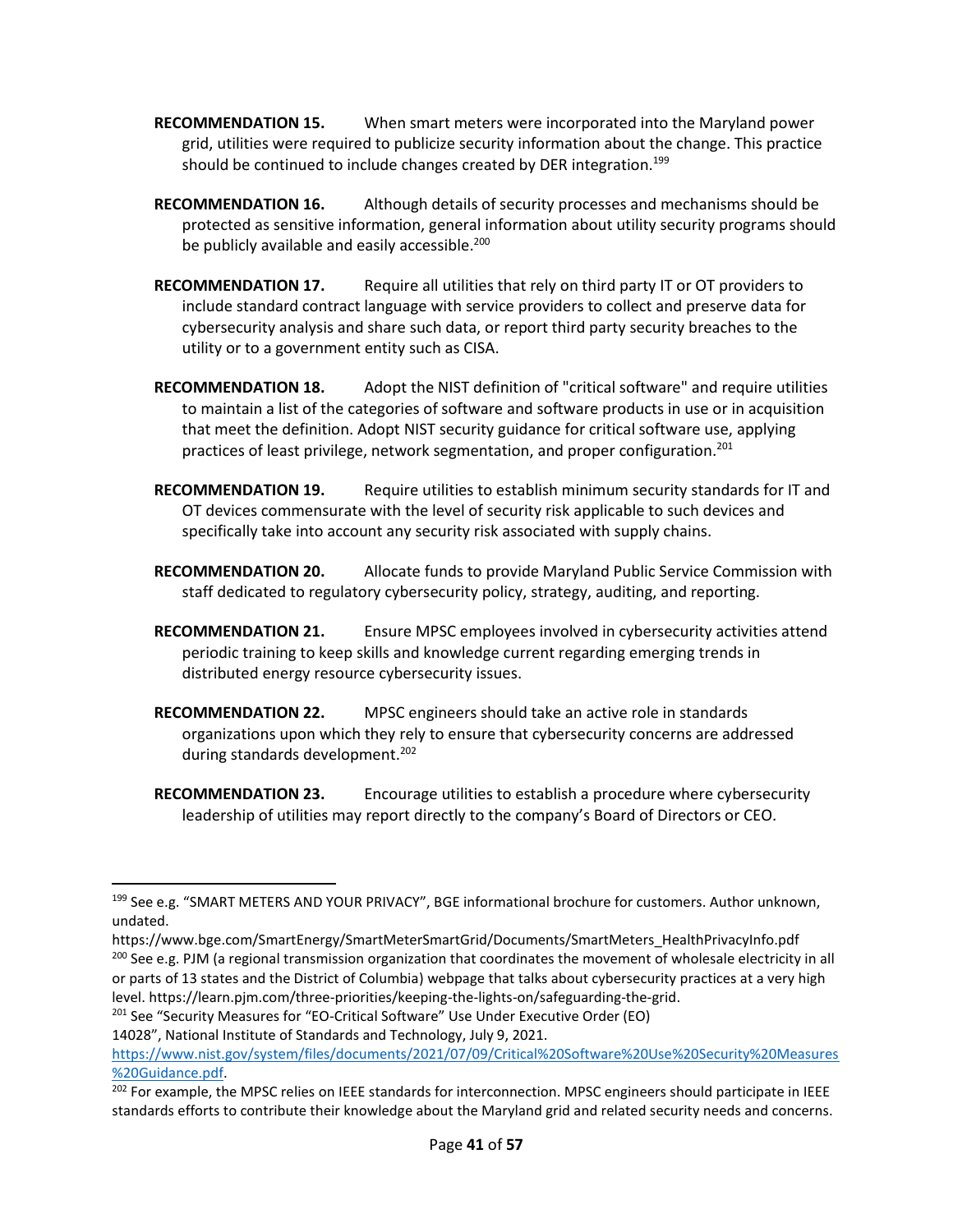**RECOMMENDATION 15.** When smart meters were incorporated into the Maryland power grid, utilities were required to publicize security information about the change. This practice should be continued to include changes created by DER integration.[199]

**RECOMMENDATION 16.** Although details of security processes and mechanisms should be protected as sensitive information, general information about utility security programs should be publicly available and easily accessible.[200]

**RECOMMENDATION 17.** Require all utilities that rely on third party IT or OT providers to include standard contract language with service providers to collect and preserve data for cybersecurity analysis and share such data, or report third party security breaches to the utility or to a government entity such as CISA.

**RECOMMENDATION 18.** Adopt the NIST definition of "critical software" and require utilities to maintain a list of the categories of software and software products in use or in acquisition that meet the definition. Adopt NIST security guidance for critical software use, applying practices of least privilege, network segmentation, and proper configuration.[201]

**RECOMMENDATION 19.** Require utilities to establish minimum security standards for IT and OT devices commensurate with the level of security risk applicable to such devices and specifically take into account any security risk associated with supply chains.

**RECOMMENDATION 20.** Allocate funds to provide Maryland Public Service Commission with staff dedicated to regulatory cybersecurity policy, strategy, auditing, and reporting.

**RECOMMENDATION 21.** Ensure MPSC employees involved in cybersecurity activities attend periodic training to keep skills and knowledge current regarding emerging trends in distributed energy resource cybersecurity issues.

**RECOMMENDATION 22.** MPSC engineers should take an active role in standards organizations upon which they rely to ensure that cybersecurity concerns are addressed during standards development.[202]

**RECOMMENDATION 23.** Encourage utilities to establish a procedure where cybersecurity leadership of utilities may report directly to the company's Board of Directors or CEO.

---

[199] See e.g. "SMART METERS AND YOUR PRIVACY", BGE informational brochure for customers. Author unknown, undated. https://www.bge.com/SmartEnergy/SmartMeterSmartGrid/Documents/SmartMeters_HealthPrivacyInfo.pdf

[200] See e.g. PJM (a regional transmission organization that coordinates the movement of wholesale electricity in all or parts of 13 states and the District of Columbia) webpage that talks about cybersecurity practices at a very high level. https://learn.pjm.com/three-priorities/keeping-the-lights-on/safeguarding-the-grid.

[201] See "Security Measures for "EO-Critical Software" Use Under Executive Order (EO) 14028", National Institute of Standards and Technology, July 9, 2021. https://www.nist.gov/system/files/documents/2021/07/09/Critical%20Software%20Use%20Security%20Measures%20Guidance.pdf.

[202] For example, the MPSC relies on IEEE standards for interconnection. MPSC engineers should participate in IEEE standards efforts to contribute their knowledge about the Maryland grid and related security needs and concerns.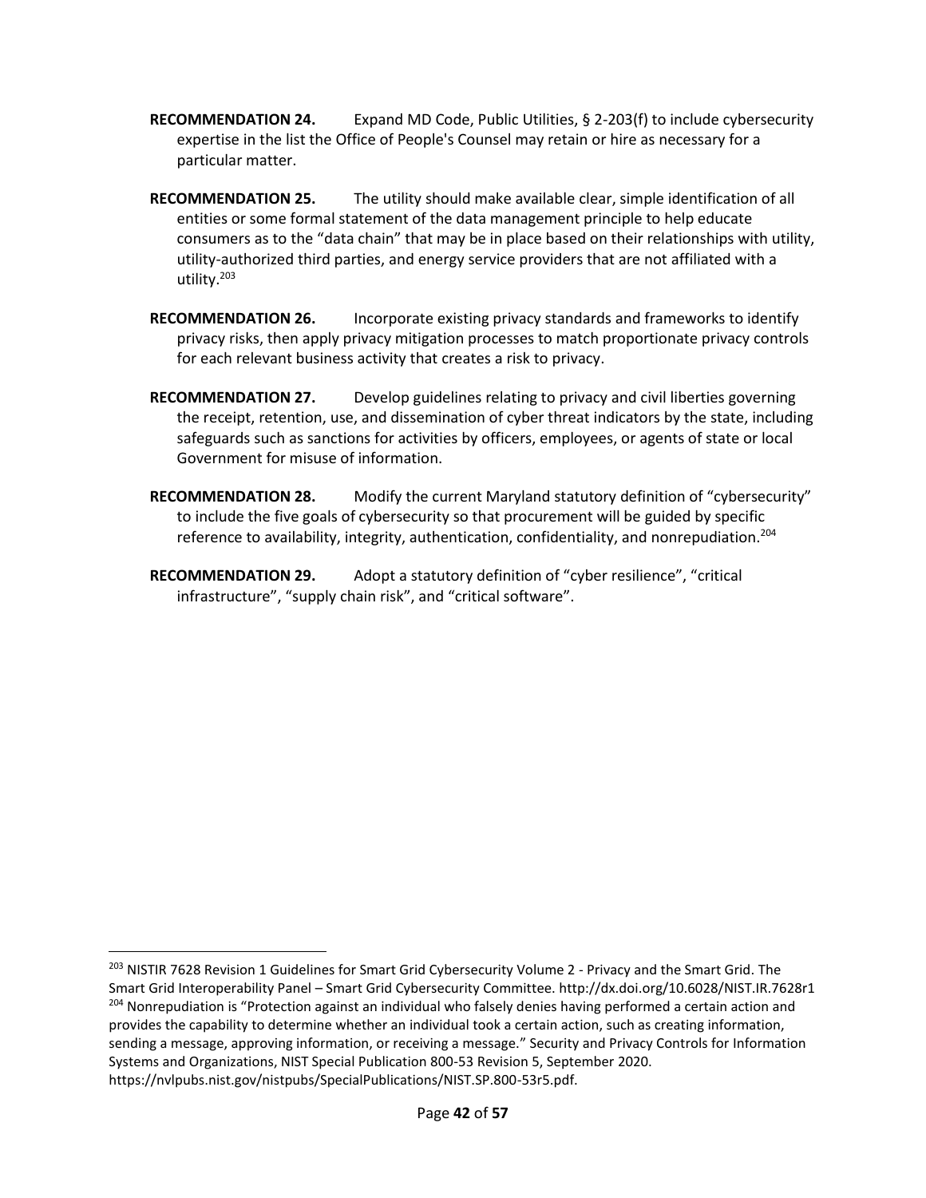**RECOMMENDATION 24.** Expand MD Code, Public Utilities, § 2-203(f) to include cybersecurity expertise in the list the Office of People's Counsel may retain or hire as necessary for a particular matter.

**RECOMMENDATION 25.** The utility should make available clear, simple identification of all entities or some formal statement of the data management principle to help educate consumers as to the "data chain" that may be in place based on their relationships with utility, utility-authorized third parties, and energy service providers that are not affiliated with a utility.[203]

**RECOMMENDATION 26.** Incorporate existing privacy standards and frameworks to identify privacy risks, then apply privacy mitigation processes to match proportionate privacy controls for each relevant business activity that creates a risk to privacy.

**RECOMMENDATION 27.** Develop guidelines relating to privacy and civil liberties governing the receipt, retention, use, and dissemination of cyber threat indicators by the state, including safeguards such as sanctions for activities by officers, employees, or agents of state or local Government for misuse of information.

**RECOMMENDATION 28.** Modify the current Maryland statutory definition of "cybersecurity" to include the five goals of cybersecurity so that procurement will be guided by specific reference to availability, integrity, authentication, confidentiality, and nonrepudiation.[204]

**RECOMMENDATION 29.** Adopt a statutory definition of "cyber resilience", "critical infrastructure", "supply chain risk", and "critical software".

---

[203] NISTIR 7628 Revision 1 Guidelines for Smart Grid Cybersecurity Volume 2 - Privacy and the Smart Grid. The Smart Grid Interoperability Panel – Smart Grid Cybersecurity Committee. http://dx.doi.org/10.6028/NIST.IR.7628r1

[204] Nonrepudiation is "Protection against an individual who falsely denies having performed a certain action and provides the capability to determine whether an individual took a certain action, such as creating information, sending a message, approving information, or receiving a message." Security and Privacy Controls for Information Systems and Organizations, NIST Special Publication 800-53 Revision 5, September 2020. https://nvlpubs.nist.gov/nistpubs/SpecialPublications/NIST.SP.800-53r5.pdf.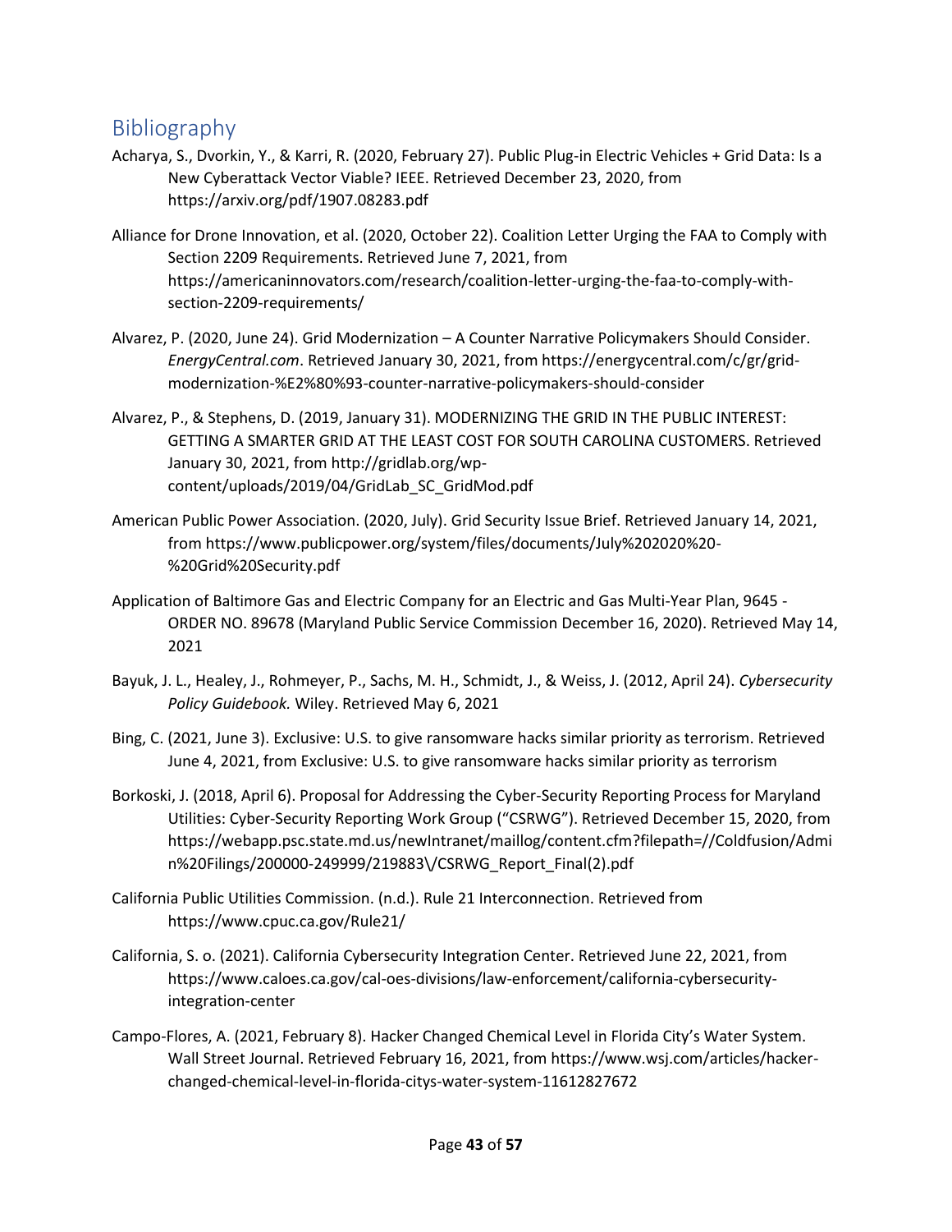## Bibliography

Acharya, S., Dvorkin, Y., & Karri, R. (2020, February 27). Public Plug-in Electric Vehicles + Grid Data: Is a New Cyberattack Vector Viable? IEEE. Retrieved December 23, 2020, from https://arxiv.org/pdf/1907.08283.pdf

Alliance for Drone Innovation, et al. (2020, October 22). Coalition Letter Urging the FAA to Comply with Section 2209 Requirements. Retrieved June 7, 2021, from https://americaninnovators.com/research/coalition-letter-urging-the-faa-to-comply-with-section-2209-requirements/

Alvarez, P. (2020, June 24). Grid Modernization – A Counter Narrative Policymakers Should Consider. *EnergyCentral.com*. Retrieved January 30, 2021, from https://energycentral.com/c/gr/grid-modernization-%E2%80%93-counter-narrative-policymakers-should-consider

Alvarez, P., & Stephens, D. (2019, January 31). MODERNIZING THE GRID IN THE PUBLIC INTEREST: GETTING A SMARTER GRID AT THE LEAST COST FOR SOUTH CAROLINA CUSTOMERS. Retrieved January 30, 2021, from http://gridlab.org/wp-content/uploads/2019/04/GridLab_SC_GridMod.pdf

American Public Power Association. (2020, July). Grid Security Issue Brief. Retrieved January 14, 2021, from https://www.publicpower.org/system/files/documents/July%202020%20-%20Grid%20Security.pdf

Application of Baltimore Gas and Electric Company for an Electric and Gas Multi-Year Plan, 9645 - ORDER NO. 89678 (Maryland Public Service Commission December 16, 2020). Retrieved May 14, 2021

Bayuk, J. L., Healey, J., Rohmeyer, P., Sachs, M. H., Schmidt, J., & Weiss, J. (2012, April 24). *Cybersecurity Policy Guidebook.* Wiley. Retrieved May 6, 2021

Bing, C. (2021, June 3). Exclusive: U.S. to give ransomware hacks similar priority as terrorism. Retrieved June 4, 2021, from Exclusive: U.S. to give ransomware hacks similar priority as terrorism

Borkoski, J. (2018, April 6). Proposal for Addressing the Cyber-Security Reporting Process for Maryland Utilities: Cyber-Security Reporting Work Group ("CSRWG"). Retrieved December 15, 2020, from https://webapp.psc.state.md.us/newIntranet/maillog/content.cfm?filepath=//Coldfusion/Admin%20Filings/200000-249999/219883\/CSRWG_Report_Final(2).pdf

California Public Utilities Commission. (n.d.). Rule 21 Interconnection. Retrieved from https://www.cpuc.ca.gov/Rule21/

California, S. o. (2021). California Cybersecurity Integration Center. Retrieved June 22, 2021, from https://www.caloes.ca.gov/cal-oes-divisions/law-enforcement/california-cybersecurity-integration-center

Campo-Flores, A. (2021, February 8). Hacker Changed Chemical Level in Florida City's Water System. Wall Street Journal. Retrieved February 16, 2021, from https://www.wsj.com/articles/hacker-changed-chemical-level-in-florida-citys-water-system-11612827672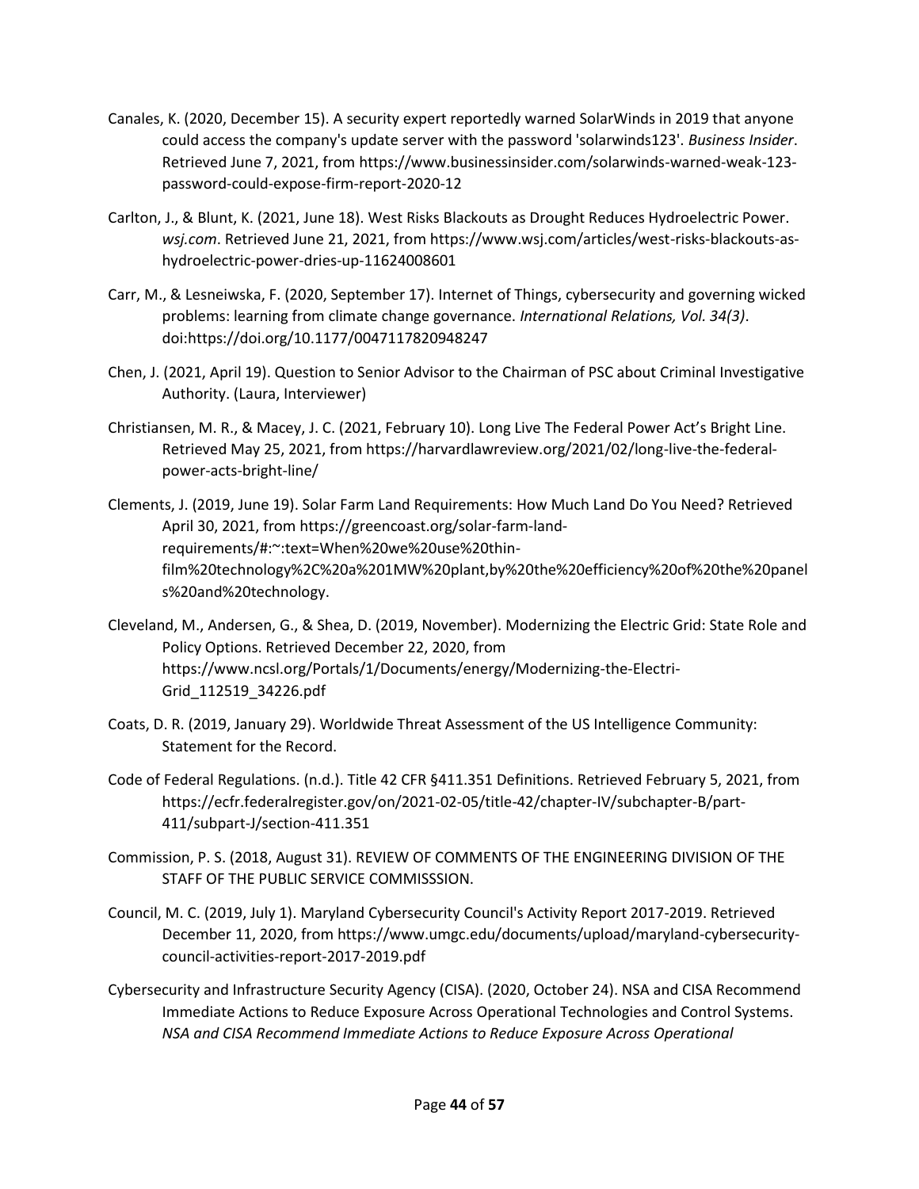Canales, K. (2020, December 15). A security expert reportedly warned SolarWinds in 2019 that anyone could access the company's update server with the password 'solarwinds123'. *Business Insider*. Retrieved June 7, 2021, from https://www.businessinsider.com/solarwinds-warned-weak-123-password-could-expose-firm-report-2020-12

Carlton, J., & Blunt, K. (2021, June 18). West Risks Blackouts as Drought Reduces Hydroelectric Power. *wsj.com*. Retrieved June 21, 2021, from https://www.wsj.com/articles/west-risks-blackouts-as-hydroelectric-power-dries-up-11624008601

Carr, M., & Lesneiwska, F. (2020, September 17). Internet of Things, cybersecurity and governing wicked problems: learning from climate change governance. *International Relations, Vol. 34(3)*. doi:https://doi.org/10.1177/0047117820948247

Chen, J. (2021, April 19). Question to Senior Advisor to the Chairman of PSC about Criminal Investigative Authority. (Laura, Interviewer)

Christiansen, M. R., & Macey, J. C. (2021, February 10). Long Live The Federal Power Act's Bright Line. Retrieved May 25, 2021, from https://harvardlawreview.org/2021/02/long-live-the-federal-power-acts-bright-line/

Clements, J. (2019, June 19). Solar Farm Land Requirements: How Much Land Do You Need? Retrieved April 30, 2021, from https://greencoast.org/solar-farm-land-requirements/#:~:text=When%20we%20use%20thin-film%20technology%2C%20a%201MW%20plant,by%20the%20efficiency%20of%20the%20panels%20and%20technology.

Cleveland, M., Andersen, G., & Shea, D. (2019, November). Modernizing the Electric Grid: State Role and Policy Options. Retrieved December 22, 2020, from https://www.ncsl.org/Portals/1/Documents/energy/Modernizing-the-Electri-Grid_112519_34226.pdf

Coats, D. R. (2019, January 29). Worldwide Threat Assessment of the US Intelligence Community: Statement for the Record.

Code of Federal Regulations. (n.d.). Title 42 CFR §411.351 Definitions. Retrieved February 5, 2021, from https://ecfr.federalregister.gov/on/2021-02-05/title-42/chapter-IV/subchapter-B/part-411/subpart-J/section-411.351

Commission, P. S. (2018, August 31). REVIEW OF COMMENTS OF THE ENGINEERING DIVISION OF THE STAFF OF THE PUBLIC SERVICE COMMISSSION.

Council, M. C. (2019, July 1). Maryland Cybersecurity Council's Activity Report 2017-2019. Retrieved December 11, 2020, from https://www.umgc.edu/documents/upload/maryland-cybersecurity-council-activities-report-2017-2019.pdf

Cybersecurity and Infrastructure Security Agency (CISA). (2020, October 24). NSA and CISA Recommend Immediate Actions to Reduce Exposure Across Operational Technologies and Control Systems. *NSA and CISA Recommend Immediate Actions to Reduce Exposure Across Operational*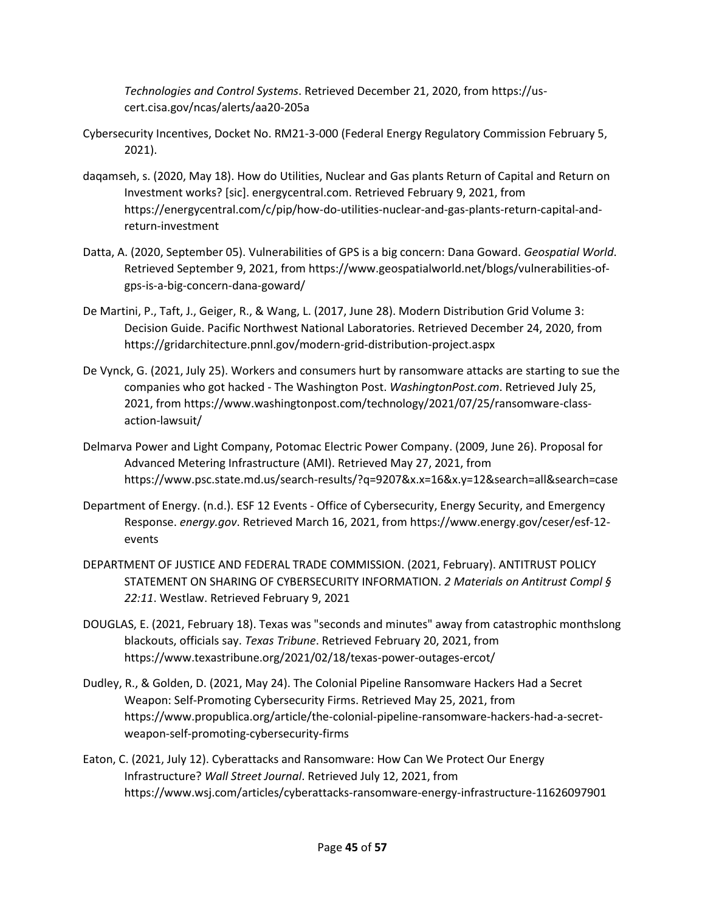*Technologies and Control Systems*. Retrieved December 21, 2020, from https://us-cert.cisa.gov/ncas/alerts/aa20-205a

Cybersecurity Incentives, Docket No. RM21-3-000 (Federal Energy Regulatory Commission February 5, 2021).

daqamseh, s. (2020, May 18). How do Utilities, Nuclear and Gas plants Return of Capital and Return on Investment works? [sic]. energycentral.com. Retrieved February 9, 2021, from https://energycentral.com/c/pip/how-do-utilities-nuclear-and-gas-plants-return-capital-and-return-investment

Datta, A. (2020, September 05). Vulnerabilities of GPS is a big concern: Dana Goward. *Geospatial World*. Retrieved September 9, 2021, from https://www.geospatialworld.net/blogs/vulnerabilities-of-gps-is-a-big-concern-dana-goward/

De Martini, P., Taft, J., Geiger, R., & Wang, L. (2017, June 28). Modern Distribution Grid Volume 3: Decision Guide. Pacific Northwest National Laboratories. Retrieved December 24, 2020, from https://gridarchitecture.pnnl.gov/modern-grid-distribution-project.aspx

De Vynck, G. (2021, July 25). Workers and consumers hurt by ransomware attacks are starting to sue the companies who got hacked - The Washington Post. *WashingtonPost.com*. Retrieved July 25, 2021, from https://www.washingtonpost.com/technology/2021/07/25/ransomware-class-action-lawsuit/

Delmarva Power and Light Company, Potomac Electric Power Company. (2009, June 26). Proposal for Advanced Metering Infrastructure (AMI). Retrieved May 27, 2021, from https://www.psc.state.md.us/search-results/?q=9207&x.x=16&x.y=12&search=all&search=case

Department of Energy. (n.d.). ESF 12 Events - Office of Cybersecurity, Energy Security, and Emergency Response. *energy.gov*. Retrieved March 16, 2021, from https://www.energy.gov/ceser/esf-12-events

DEPARTMENT OF JUSTICE AND FEDERAL TRADE COMMISSION. (2021, February). ANTITRUST POLICY STATEMENT ON SHARING OF CYBERSECURITY INFORMATION. *2 Materials on Antitrust Compl § 22:11*. Westlaw. Retrieved February 9, 2021

DOUGLAS, E. (2021, February 18). Texas was "seconds and minutes" away from catastrophic monthslong blackouts, officials say. *Texas Tribune*. Retrieved February 20, 2021, from https://www.texastribune.org/2021/02/18/texas-power-outages-ercot/

Dudley, R., & Golden, D. (2021, May 24). The Colonial Pipeline Ransomware Hackers Had a Secret Weapon: Self-Promoting Cybersecurity Firms. Retrieved May 25, 2021, from https://www.propublica.org/article/the-colonial-pipeline-ransomware-hackers-had-a-secret-weapon-self-promoting-cybersecurity-firms

Eaton, C. (2021, July 12). Cyberattacks and Ransomware: How Can We Protect Our Energy Infrastructure? *Wall Street Journal*. Retrieved July 12, 2021, from https://www.wsj.com/articles/cyberattacks-ransomware-energy-infrastructure-11626097901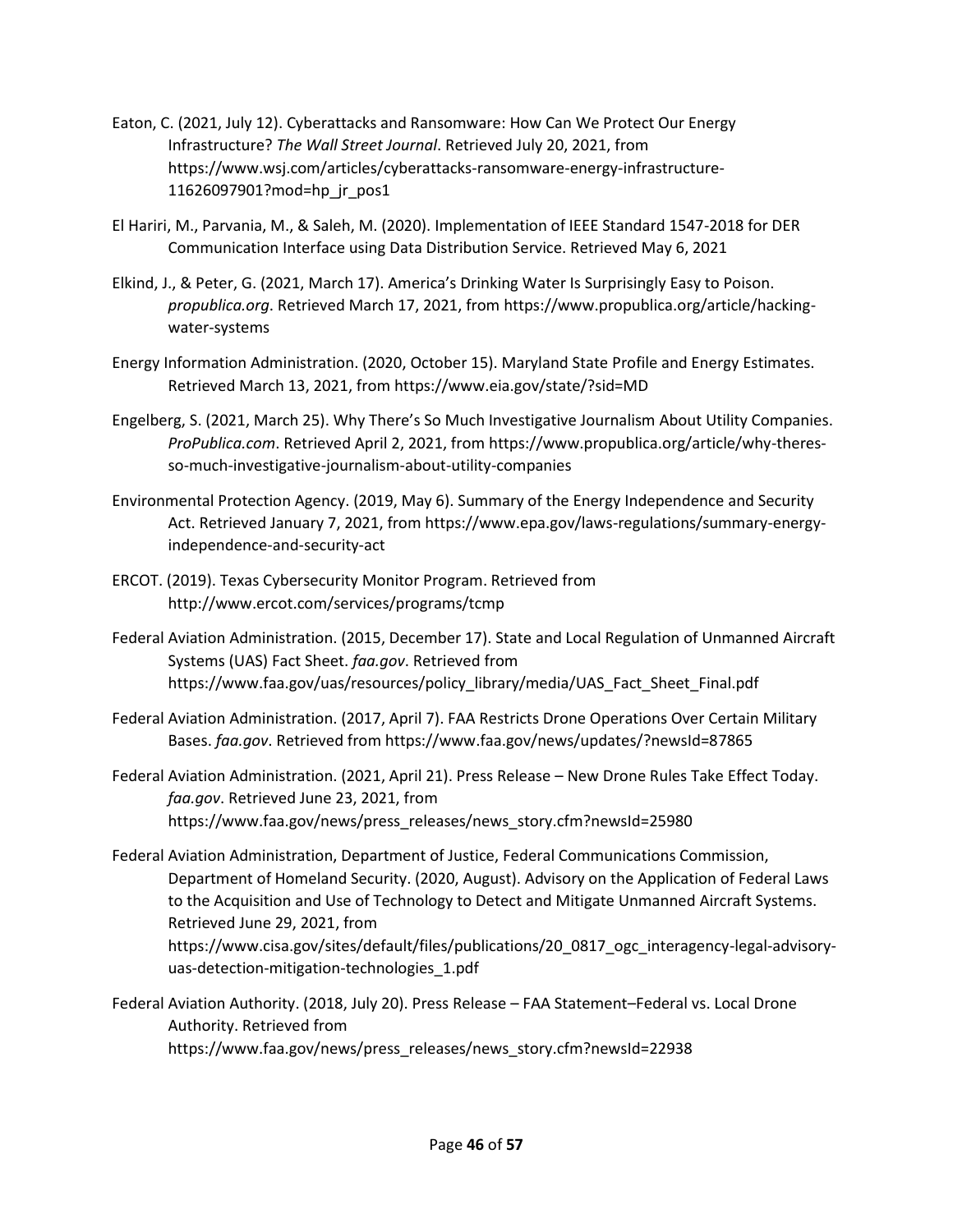Eaton, C. (2021, July 12). Cyberattacks and Ransomware: How Can We Protect Our Energy Infrastructure? *The Wall Street Journal*. Retrieved July 20, 2021, from https://www.wsj.com/articles/cyberattacks-ransomware-energy-infrastructure-11626097901?mod=hp_jr_pos1

El Hariri, M., Parvania, M., & Saleh, M. (2020). Implementation of IEEE Standard 1547-2018 for DER Communication Interface using Data Distribution Service. Retrieved May 6, 2021

Elkind, J., & Peter, G. (2021, March 17). America's Drinking Water Is Surprisingly Easy to Poison. *propublica.org*. Retrieved March 17, 2021, from https://www.propublica.org/article/hacking-water-systems

Energy Information Administration. (2020, October 15). Maryland State Profile and Energy Estimates. Retrieved March 13, 2021, from https://www.eia.gov/state/?sid=MD

Engelberg, S. (2021, March 25). Why There's So Much Investigative Journalism About Utility Companies. *ProPublica.com*. Retrieved April 2, 2021, from https://www.propublica.org/article/why-theres-so-much-investigative-journalism-about-utility-companies

Environmental Protection Agency. (2019, May 6). Summary of the Energy Independence and Security Act. Retrieved January 7, 2021, from https://www.epa.gov/laws-regulations/summary-energy-independence-and-security-act

ERCOT. (2019). Texas Cybersecurity Monitor Program. Retrieved from http://www.ercot.com/services/programs/tcmp

Federal Aviation Administration. (2015, December 17). State and Local Regulation of Unmanned Aircraft Systems (UAS) Fact Sheet. *faa.gov*. Retrieved from https://www.faa.gov/uas/resources/policy_library/media/UAS_Fact_Sheet_Final.pdf

Federal Aviation Administration. (2017, April 7). FAA Restricts Drone Operations Over Certain Military Bases. *faa.gov*. Retrieved from https://www.faa.gov/news/updates/?newsId=87865

Federal Aviation Administration. (2021, April 21). Press Release – New Drone Rules Take Effect Today. *faa.gov*. Retrieved June 23, 2021, from https://www.faa.gov/news/press_releases/news_story.cfm?newsId=25980

Federal Aviation Administration, Department of Justice, Federal Communications Commission, Department of Homeland Security. (2020, August). Advisory on the Application of Federal Laws to the Acquisition and Use of Technology to Detect and Mitigate Unmanned Aircraft Systems. Retrieved June 29, 2021, from https://www.cisa.gov/sites/default/files/publications/20_0817_ogc_interagency-legal-advisory-uas-detection-mitigation-technologies_1.pdf

Federal Aviation Authority. (2018, July 20). Press Release – FAA Statement–Federal vs. Local Drone Authority. Retrieved from https://www.faa.gov/news/press_releases/news_story.cfm?newsId=22938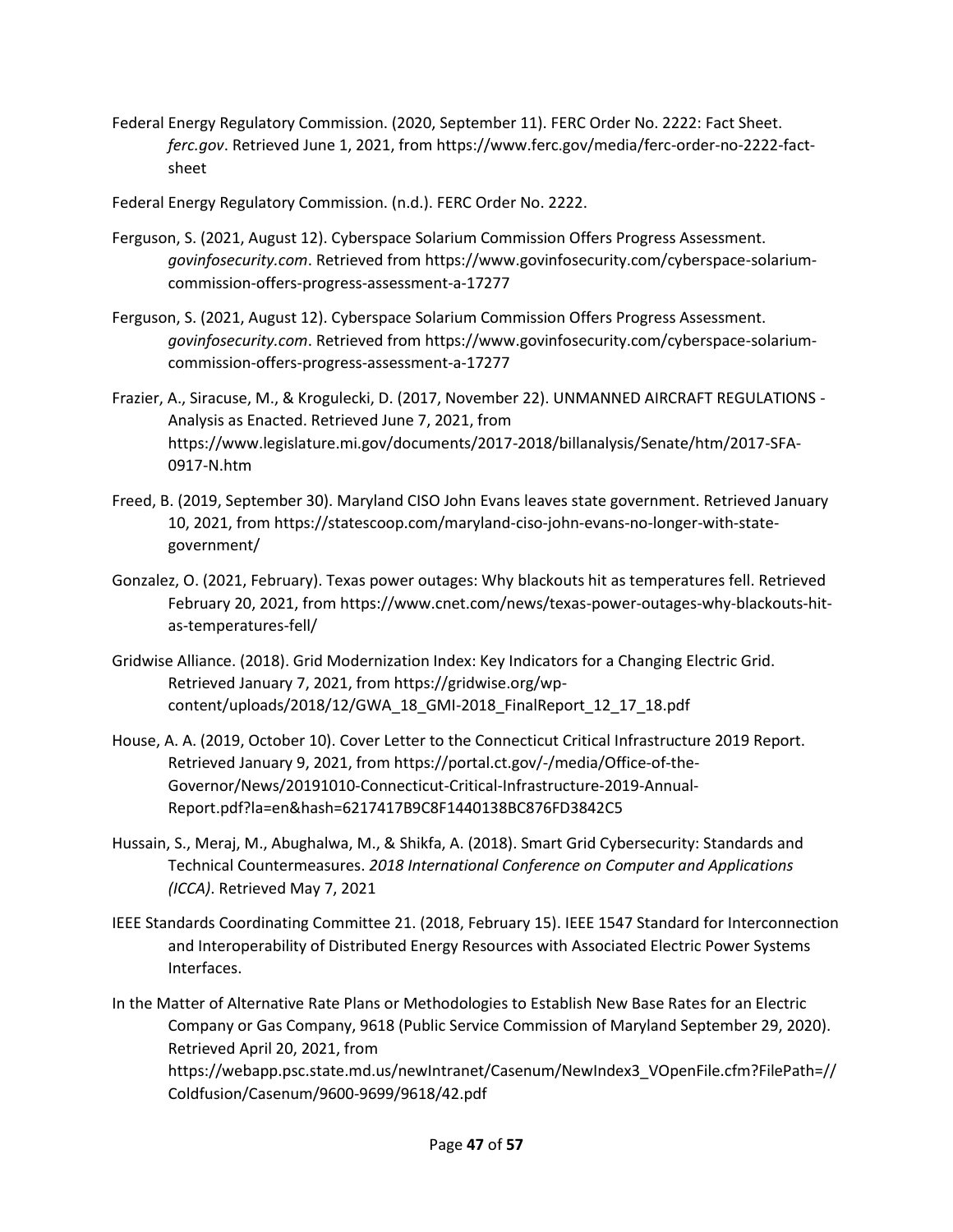Federal Energy Regulatory Commission. (2020, September 11). FERC Order No. 2222: Fact Sheet. *ferc.gov*. Retrieved June 1, 2021, from https://www.ferc.gov/media/ferc-order-no-2222-fact-sheet

Federal Energy Regulatory Commission. (n.d.). FERC Order No. 2222.

Ferguson, S. (2021, August 12). Cyberspace Solarium Commission Offers Progress Assessment. *govinfosecurity.com*. Retrieved from https://www.govinfosecurity.com/cyberspace-solarium-commission-offers-progress-assessment-a-17277

Ferguson, S. (2021, August 12). Cyberspace Solarium Commission Offers Progress Assessment. *govinfosecurity.com*. Retrieved from https://www.govinfosecurity.com/cyberspace-solarium-commission-offers-progress-assessment-a-17277

Frazier, A., Siracuse, M., & Krogulecki, D. (2017, November 22). UNMANNED AIRCRAFT REGULATIONS - Analysis as Enacted. Retrieved June 7, 2021, from https://www.legislature.mi.gov/documents/2017-2018/billanalysis/Senate/htm/2017-SFA-0917-N.htm

Freed, B. (2019, September 30). Maryland CISO John Evans leaves state government. Retrieved January 10, 2021, from https://statescoop.com/maryland-ciso-john-evans-no-longer-with-state-government/

Gonzalez, O. (2021, February). Texas power outages: Why blackouts hit as temperatures fell. Retrieved February 20, 2021, from https://www.cnet.com/news/texas-power-outages-why-blackouts-hit-as-temperatures-fell/

Gridwise Alliance. (2018). Grid Modernization Index: Key Indicators for a Changing Electric Grid. Retrieved January 7, 2021, from https://gridwise.org/wp-content/uploads/2018/12/GWA_18_GMI-2018_FinalReport_12_17_18.pdf

House, A. A. (2019, October 10). Cover Letter to the Connecticut Critical Infrastructure 2019 Report. Retrieved January 9, 2021, from https://portal.ct.gov/-/media/Office-of-the-Governor/News/20191010-Connecticut-Critical-Infrastructure-2019-Annual-Report.pdf?la=en&hash=6217417B9C8F1440138BC876FD3842C5

Hussain, S., Meraj, M., Abughalwa, M., & Shikfa, A. (2018). Smart Grid Cybersecurity: Standards and Technical Countermeasures. *2018 International Conference on Computer and Applications (ICCA)*. Retrieved May 7, 2021

IEEE Standards Coordinating Committee 21. (2018, February 15). IEEE 1547 Standard for Interconnection and Interoperability of Distributed Energy Resources with Associated Electric Power Systems Interfaces.

In the Matter of Alternative Rate Plans or Methodologies to Establish New Base Rates for an Electric Company or Gas Company, 9618 (Public Service Commission of Maryland September 29, 2020). Retrieved April 20, 2021, from https://webapp.psc.state.md.us/newIntranet/Casenum/NewIndex3_VOpenFile.cfm?FilePath=//Coldfusion/Casenum/9600-9699/9618/42.pdf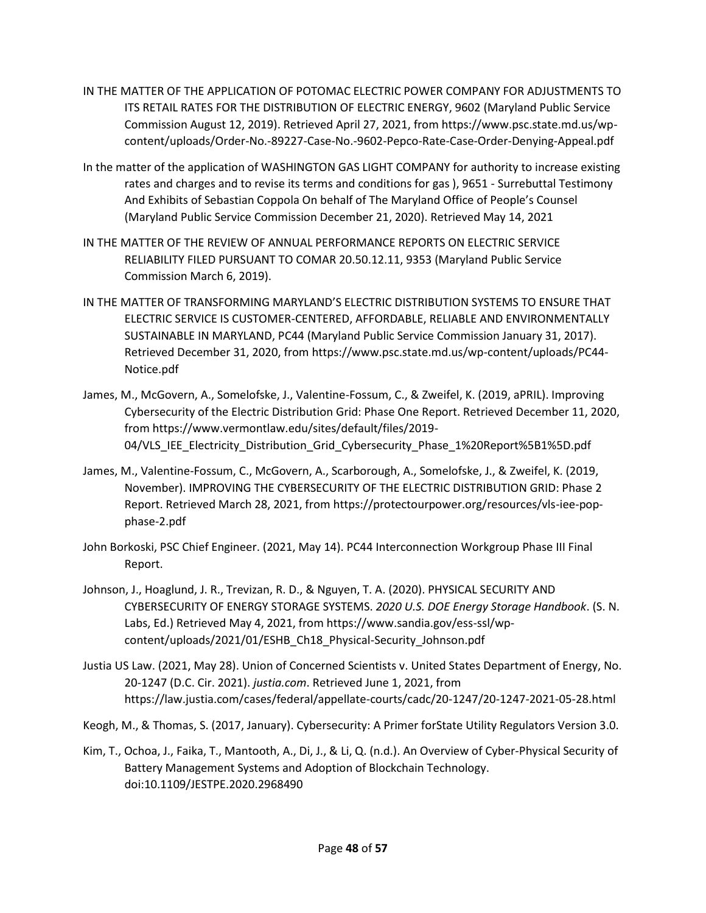IN THE MATTER OF THE APPLICATION OF POTOMAC ELECTRIC POWER COMPANY FOR ADJUSTMENTS TO ITS RETAIL RATES FOR THE DISTRIBUTION OF ELECTRIC ENERGY, 9602 (Maryland Public Service Commission August 12, 2019). Retrieved April 27, 2021, from https://www.psc.state.md.us/wp-content/uploads/Order-No.-89227-Case-No.-9602-Pepco-Rate-Case-Order-Denying-Appeal.pdf

In the matter of the application of WASHINGTON GAS LIGHT COMPANY for authority to increase existing rates and charges and to revise its terms and conditions for gas ), 9651 - Surrebuttal Testimony And Exhibits of Sebastian Coppola On behalf of The Maryland Office of People's Counsel (Maryland Public Service Commission December 21, 2020). Retrieved May 14, 2021

IN THE MATTER OF THE REVIEW OF ANNUAL PERFORMANCE REPORTS ON ELECTRIC SERVICE RELIABILITY FILED PURSUANT TO COMAR 20.50.12.11, 9353 (Maryland Public Service Commission March 6, 2019).

IN THE MATTER OF TRANSFORMING MARYLAND'S ELECTRIC DISTRIBUTION SYSTEMS TO ENSURE THAT ELECTRIC SERVICE IS CUSTOMER-CENTERED, AFFORDABLE, RELIABLE AND ENVIRONMENTALLY SUSTAINABLE IN MARYLAND, PC44 (Maryland Public Service Commission January 31, 2017). Retrieved December 31, 2020, from https://www.psc.state.md.us/wp-content/uploads/PC44-Notice.pdf

James, M., McGovern, A., Somelofske, J., Valentine-Fossum, C., & Zweifel, K. (2019, aPRIL). Improving Cybersecurity of the Electric Distribution Grid: Phase One Report. Retrieved December 11, 2020, from https://www.vermontlaw.edu/sites/default/files/2019-04/VLS_IEE_Electricity_Distribution_Grid_Cybersecurity_Phase_1%20Report%5B1%5D.pdf

James, M., Valentine-Fossum, C., McGovern, A., Scarborough, A., Somelofske, J., & Zweifel, K. (2019, November). IMPROVING THE CYBERSECURITY OF THE ELECTRIC DISTRIBUTION GRID: Phase 2 Report. Retrieved March 28, 2021, from https://protectourpower.org/resources/vls-iee-pop-phase-2.pdf

John Borkoski, PSC Chief Engineer. (2021, May 14). PC44 Interconnection Workgroup Phase III Final Report.

Johnson, J., Hoaglund, J. R., Trevizan, R. D., & Nguyen, T. A. (2020). PHYSICAL SECURITY AND CYBERSECURITY OF ENERGY STORAGE SYSTEMS. *2020 U.S. DOE Energy Storage Handbook*. (S. N. Labs, Ed.) Retrieved May 4, 2021, from https://www.sandia.gov/ess-ssl/wp-content/uploads/2021/01/ESHB_Ch18_Physical-Security_Johnson.pdf

Justia US Law. (2021, May 28). Union of Concerned Scientists v. United States Department of Energy, No. 20-1247 (D.C. Cir. 2021). *justia.com*. Retrieved June 1, 2021, from https://law.justia.com/cases/federal/appellate-courts/cadc/20-1247/20-1247-2021-05-28.html

Keogh, M., & Thomas, S. (2017, January). Cybersecurity: A Primer forState Utility Regulators Version 3.0.

Kim, T., Ochoa, J., Faika, T., Mantooth, A., Di, J., & Li, Q. (n.d.). An Overview of Cyber-Physical Security of Battery Management Systems and Adoption of Blockchain Technology. doi:10.1109/JESTPE.2020.2968490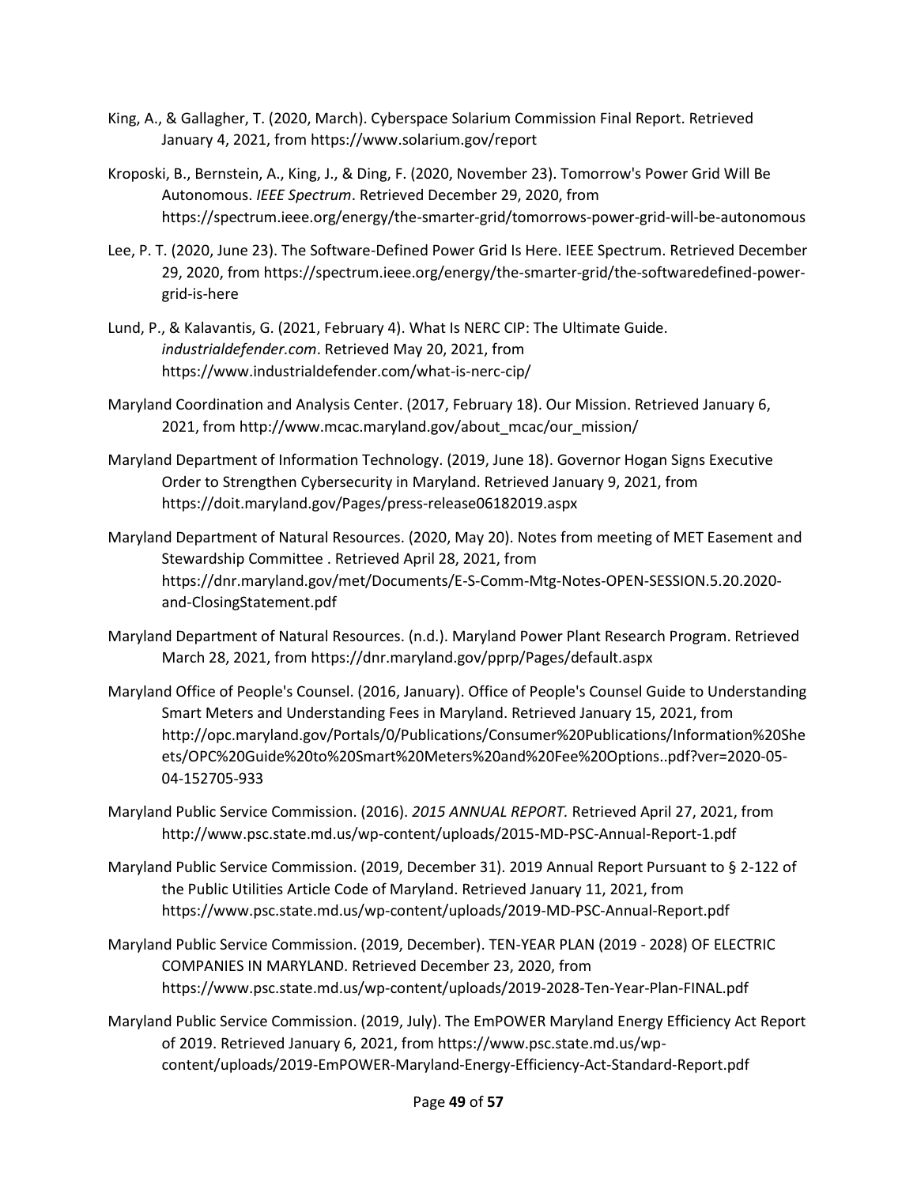King, A., & Gallagher, T. (2020, March). Cyberspace Solarium Commission Final Report. Retrieved January 4, 2021, from https://www.solarium.gov/report

Kroposki, B., Bernstein, A., King, J., & Ding, F. (2020, November 23). Tomorrow's Power Grid Will Be Autonomous. *IEEE Spectrum*. Retrieved December 29, 2020, from https://spectrum.ieee.org/energy/the-smarter-grid/tomorrows-power-grid-will-be-autonomous

Lee, P. T. (2020, June 23). The Software-Defined Power Grid Is Here. IEEE Spectrum. Retrieved December 29, 2020, from https://spectrum.ieee.org/energy/the-smarter-grid/the-softwaredefined-power-grid-is-here

Lund, P., & Kalavantis, G. (2021, February 4). What Is NERC CIP: The Ultimate Guide. *industrialdefender.com*. Retrieved May 20, 2021, from https://www.industrialdefender.com/what-is-nerc-cip/

Maryland Coordination and Analysis Center. (2017, February 18). Our Mission. Retrieved January 6, 2021, from http://www.mcac.maryland.gov/about_mcac/our_mission/

Maryland Department of Information Technology. (2019, June 18). Governor Hogan Signs Executive Order to Strengthen Cybersecurity in Maryland. Retrieved January 9, 2021, from https://doit.maryland.gov/Pages/press-release06182019.aspx

Maryland Department of Natural Resources. (2020, May 20). Notes from meeting of MET Easement and Stewardship Committee . Retrieved April 28, 2021, from https://dnr.maryland.gov/met/Documents/E-S-Comm-Mtg-Notes-OPEN-SESSION.5.20.2020-and-ClosingStatement.pdf

Maryland Department of Natural Resources. (n.d.). Maryland Power Plant Research Program. Retrieved March 28, 2021, from https://dnr.maryland.gov/pprp/Pages/default.aspx

Maryland Office of People's Counsel. (2016, January). Office of People's Counsel Guide to Understanding Smart Meters and Understanding Fees in Maryland. Retrieved January 15, 2021, from http://opc.maryland.gov/Portals/0/Publications/Consumer%20Publications/Information%20Sheets/OPC%20Guide%20to%20Smart%20Meters%20and%20Fee%20Options..pdf?ver=2020-05-04-152705-933

Maryland Public Service Commission. (2016). *2015 ANNUAL REPORT.* Retrieved April 27, 2021, from http://www.psc.state.md.us/wp-content/uploads/2015-MD-PSC-Annual-Report-1.pdf

Maryland Public Service Commission. (2019, December 31). 2019 Annual Report Pursuant to § 2-122 of the Public Utilities Article Code of Maryland. Retrieved January 11, 2021, from https://www.psc.state.md.us/wp-content/uploads/2019-MD-PSC-Annual-Report.pdf

Maryland Public Service Commission. (2019, December). TEN-YEAR PLAN (2019 - 2028) OF ELECTRIC COMPANIES IN MARYLAND. Retrieved December 23, 2020, from https://www.psc.state.md.us/wp-content/uploads/2019-2028-Ten-Year-Plan-FINAL.pdf

Maryland Public Service Commission. (2019, July). The EmPOWER Maryland Energy Efficiency Act Report of 2019. Retrieved January 6, 2021, from https://www.psc.state.md.us/wp-content/uploads/2019-EmPOWER-Maryland-Energy-Efficiency-Act-Standard-Report.pdf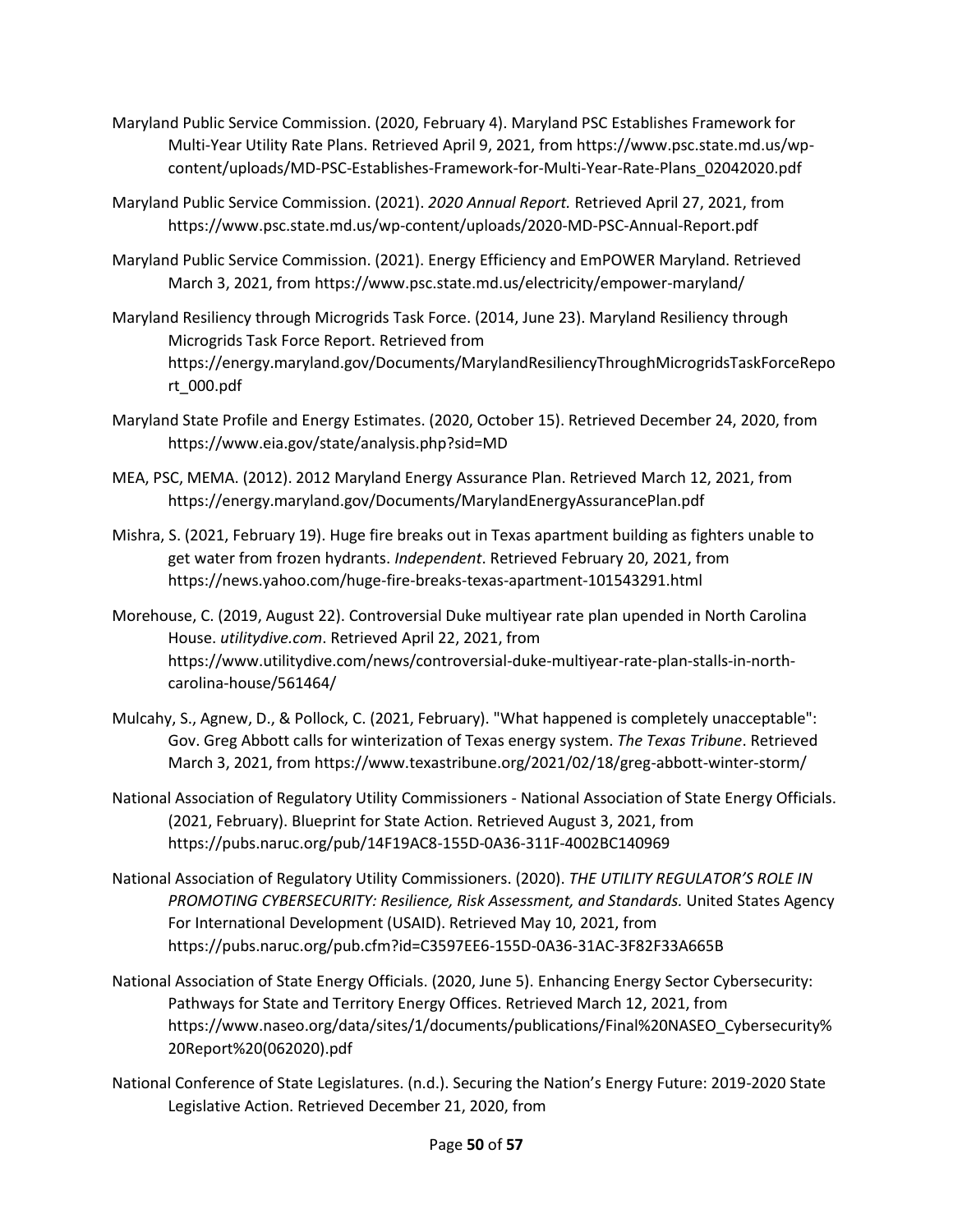Maryland Public Service Commission. (2020, February 4). Maryland PSC Establishes Framework for Multi-Year Utility Rate Plans. Retrieved April 9, 2021, from https://www.psc.state.md.us/wp-content/uploads/MD-PSC-Establishes-Framework-for-Multi-Year-Rate-Plans_02042020.pdf

Maryland Public Service Commission. (2021). *2020 Annual Report.* Retrieved April 27, 2021, from https://www.psc.state.md.us/wp-content/uploads/2020-MD-PSC-Annual-Report.pdf

Maryland Public Service Commission. (2021). Energy Efficiency and EmPOWER Maryland. Retrieved March 3, 2021, from https://www.psc.state.md.us/electricity/empower-maryland/

Maryland Resiliency through Microgrids Task Force. (2014, June 23). Maryland Resiliency through Microgrids Task Force Report. Retrieved from https://energy.maryland.gov/Documents/MarylandResiliencyThroughMicrogridsTaskForceReport_000.pdf

Maryland State Profile and Energy Estimates. (2020, October 15). Retrieved December 24, 2020, from https://www.eia.gov/state/analysis.php?sid=MD

MEA, PSC, MEMA. (2012). 2012 Maryland Energy Assurance Plan. Retrieved March 12, 2021, from https://energy.maryland.gov/Documents/MarylandEnergyAssurancePlan.pdf

Mishra, S. (2021, February 19). Huge fire breaks out in Texas apartment building as fighters unable to get water from frozen hydrants. *Independent*. Retrieved February 20, 2021, from https://news.yahoo.com/huge-fire-breaks-texas-apartment-101543291.html

Morehouse, C. (2019, August 22). Controversial Duke multiyear rate plan upended in North Carolina House. *utilitydive.com*. Retrieved April 22, 2021, from https://www.utilitydive.com/news/controversial-duke-multiyear-rate-plan-stalls-in-north-carolina-house/561464/

Mulcahy, S., Agnew, D., & Pollock, C. (2021, February). "What happened is completely unacceptable": Gov. Greg Abbott calls for winterization of Texas energy system. *The Texas Tribune*. Retrieved March 3, 2021, from https://www.texastribune.org/2021/02/18/greg-abbott-winter-storm/

National Association of Regulatory Utility Commissioners - National Association of State Energy Officials. (2021, February). Blueprint for State Action. Retrieved August 3, 2021, from https://pubs.naruc.org/pub/14F19AC8-155D-0A36-311F-4002BC140969

National Association of Regulatory Utility Commissioners. (2020). *THE UTILITY REGULATOR'S ROLE IN PROMOTING CYBERSECURITY: Resilience, Risk Assessment, and Standards.* United States Agency For International Development (USAID). Retrieved May 10, 2021, from https://pubs.naruc.org/pub.cfm?id=C3597EE6-155D-0A36-31AC-3F82F33A665B

National Association of State Energy Officials. (2020, June 5). Enhancing Energy Sector Cybersecurity: Pathways for State and Territory Energy Offices. Retrieved March 12, 2021, from https://www.naseo.org/data/sites/1/documents/publications/Final%20NASEO_Cybersecurity%20Report%20(062020).pdf

National Conference of State Legislatures. (n.d.). Securing the Nation's Energy Future: 2019-2020 State Legislative Action. Retrieved December 21, 2020, from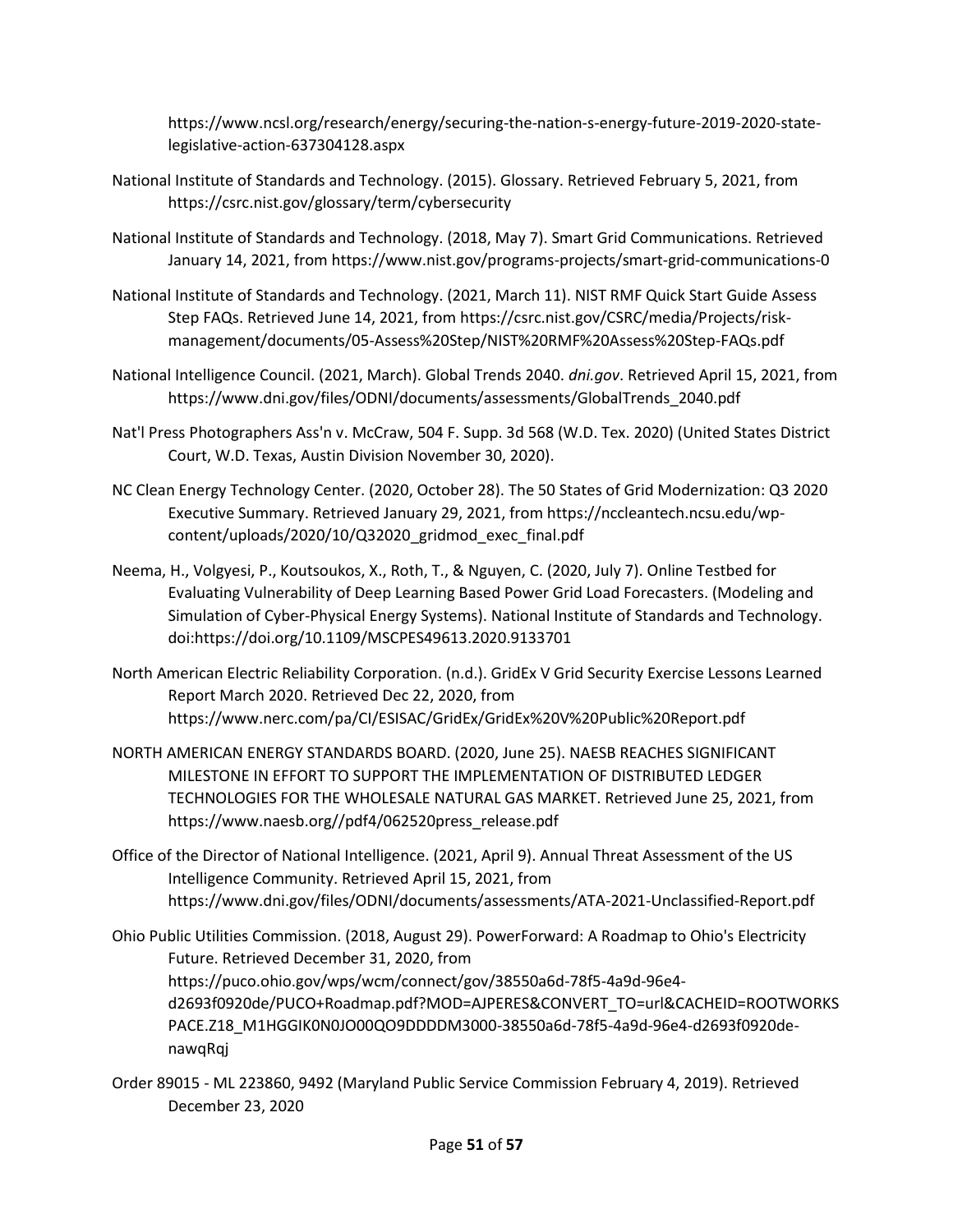https://www.ncsl.org/research/energy/securing-the-nation-s-energy-future-2019-2020-state-legislative-action-637304128.aspx

National Institute of Standards and Technology. (2015). Glossary. Retrieved February 5, 2021, from https://csrc.nist.gov/glossary/term/cybersecurity

National Institute of Standards and Technology. (2018, May 7). Smart Grid Communications. Retrieved January 14, 2021, from https://www.nist.gov/programs-projects/smart-grid-communications-0

National Institute of Standards and Technology. (2021, March 11). NIST RMF Quick Start Guide Assess Step FAQs. Retrieved June 14, 2021, from https://csrc.nist.gov/CSRC/media/Projects/risk-management/documents/05-Assess%20Step/NIST%20RMF%20Assess%20Step-FAQs.pdf

National Intelligence Council. (2021, March). Global Trends 2040. *dni.gov*. Retrieved April 15, 2021, from https://www.dni.gov/files/ODNI/documents/assessments/GlobalTrends_2040.pdf

Nat'l Press Photographers Ass'n v. McCraw, 504 F. Supp. 3d 568 (W.D. Tex. 2020) (United States District Court, W.D. Texas, Austin Division November 30, 2020).

NC Clean Energy Technology Center. (2020, October 28). The 50 States of Grid Modernization: Q3 2020 Executive Summary. Retrieved January 29, 2021, from https://nccleantech.ncsu.edu/wp-content/uploads/2020/10/Q32020_gridmod_exec_final.pdf

Neema, H., Volgyesi, P., Koutsoukos, X., Roth, T., & Nguyen, C. (2020, July 7). Online Testbed for Evaluating Vulnerability of Deep Learning Based Power Grid Load Forecasters. (Modeling and Simulation of Cyber-Physical Energy Systems). National Institute of Standards and Technology. doi:https://doi.org/10.1109/MSCPES49613.2020.9133701

North American Electric Reliability Corporation. (n.d.). GridEx V Grid Security Exercise Lessons Learned Report March 2020. Retrieved Dec 22, 2020, from https://www.nerc.com/pa/CI/ESISAC/GridEx/GridEx%20V%20Public%20Report.pdf

NORTH AMERICAN ENERGY STANDARDS BOARD. (2020, June 25). NAESB REACHES SIGNIFICANT MILESTONE IN EFFORT TO SUPPORT THE IMPLEMENTATION OF DISTRIBUTED LEDGER TECHNOLOGIES FOR THE WHOLESALE NATURAL GAS MARKET. Retrieved June 25, 2021, from https://www.naesb.org//pdf4/062520press_release.pdf

Office of the Director of National Intelligence. (2021, April 9). Annual Threat Assessment of the US Intelligence Community. Retrieved April 15, 2021, from https://www.dni.gov/files/ODNI/documents/assessments/ATA-2021-Unclassified-Report.pdf

Ohio Public Utilities Commission. (2018, August 29). PowerForward: A Roadmap to Ohio's Electricity Future. Retrieved December 31, 2020, from https://puco.ohio.gov/wps/wcm/connect/gov/38550a6d-78f5-4a9d-96e4-d2693f0920de/PUCO+Roadmap.pdf?MOD=AJPERES&CONVERT_TO=url&CACHEID=ROOTWORKSPACE.Z18_M1HGGIK0N0JO00QO9DDDDM3000-38550a6d-78f5-4a9d-96e4-d2693f0920de-nawqRqj

Order 89015 - ML 223860, 9492 (Maryland Public Service Commission February 4, 2019). Retrieved December 23, 2020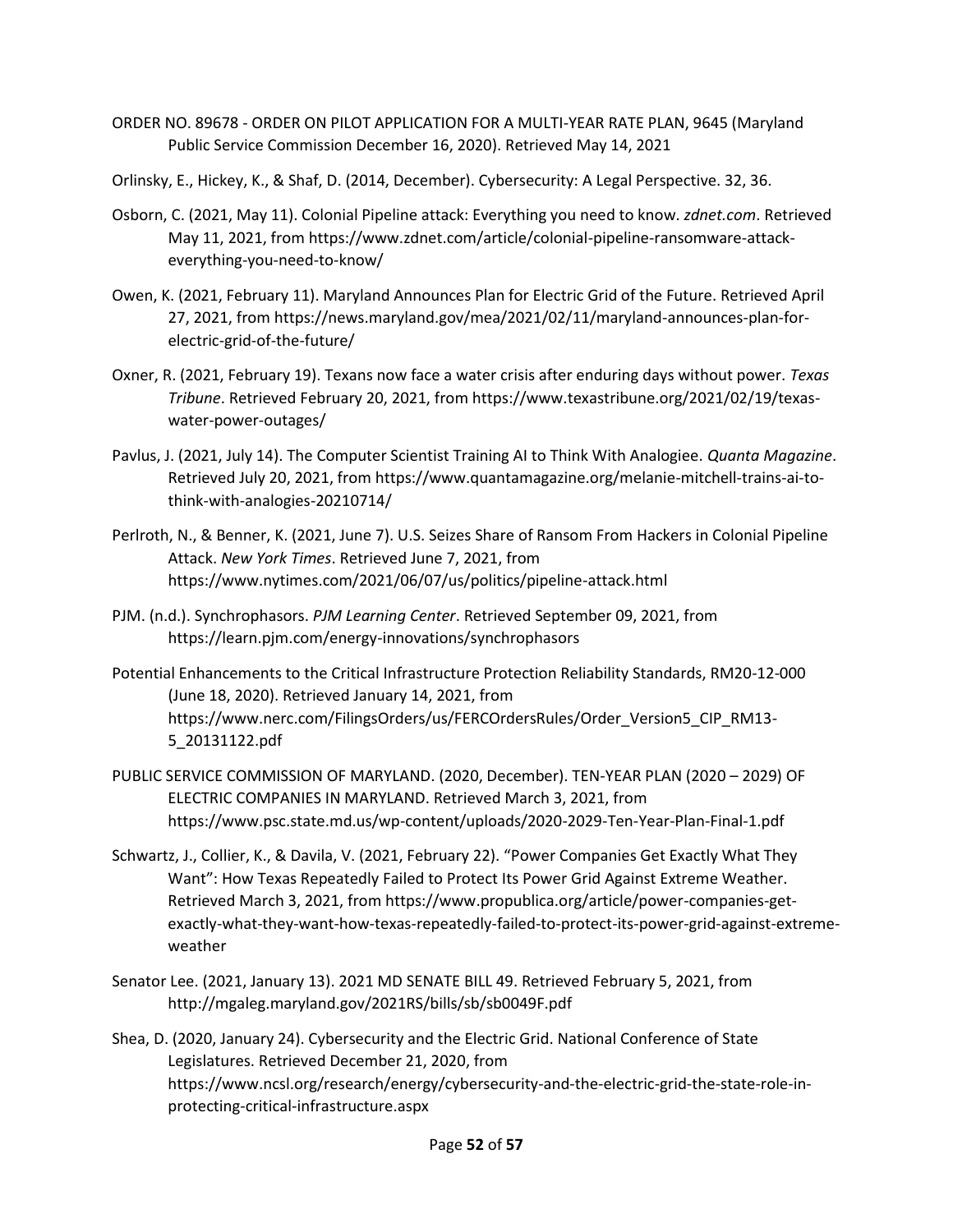ORDER NO. 89678 - ORDER ON PILOT APPLICATION FOR A MULTI-YEAR RATE PLAN, 9645 (Maryland Public Service Commission December 16, 2020). Retrieved May 14, 2021

Orlinsky, E., Hickey, K., & Shaf, D. (2014, December). Cybersecurity: A Legal Perspective. 32, 36.

Osborn, C. (2021, May 11). Colonial Pipeline attack: Everything you need to know. *zdnet.com*. Retrieved May 11, 2021, from https://www.zdnet.com/article/colonial-pipeline-ransomware-attack-everything-you-need-to-know/

Owen, K. (2021, February 11). Maryland Announces Plan for Electric Grid of the Future. Retrieved April 27, 2021, from https://news.maryland.gov/mea/2021/02/11/maryland-announces-plan-for-electric-grid-of-the-future/

Oxner, R. (2021, February 19). Texans now face a water crisis after enduring days without power. *Texas Tribune*. Retrieved February 20, 2021, from https://www.texastribune.org/2021/02/19/texas-water-power-outages/

Pavlus, J. (2021, July 14). The Computer Scientist Training AI to Think With Analogiee. *Quanta Magazine*. Retrieved July 20, 2021, from https://www.quantamagazine.org/melanie-mitchell-trains-ai-to-think-with-analogies-20210714/

Perlroth, N., & Benner, K. (2021, June 7). U.S. Seizes Share of Ransom From Hackers in Colonial Pipeline Attack. *New York Times*. Retrieved June 7, 2021, from https://www.nytimes.com/2021/06/07/us/politics/pipeline-attack.html

PJM. (n.d.). Synchrophasors. *PJM Learning Center*. Retrieved September 09, 2021, from https://learn.pjm.com/energy-innovations/synchrophasors

Potential Enhancements to the Critical Infrastructure Protection Reliability Standards, RM20-12-000 (June 18, 2020). Retrieved January 14, 2021, from https://www.nerc.com/FilingsOrders/us/FERCOrdersRules/Order_Version5_CIP_RM13-5_20131122.pdf

PUBLIC SERVICE COMMISSION OF MARYLAND. (2020, December). TEN-YEAR PLAN (2020 – 2029) OF ELECTRIC COMPANIES IN MARYLAND. Retrieved March 3, 2021, from https://www.psc.state.md.us/wp-content/uploads/2020-2029-Ten-Year-Plan-Final-1.pdf

Schwartz, J., Collier, K., & Davila, V. (2021, February 22). "Power Companies Get Exactly What They Want": How Texas Repeatedly Failed to Protect Its Power Grid Against Extreme Weather. Retrieved March 3, 2021, from https://www.propublica.org/article/power-companies-get-exactly-what-they-want-how-texas-repeatedly-failed-to-protect-its-power-grid-against-extreme-weather

Senator Lee. (2021, January 13). 2021 MD SENATE BILL 49. Retrieved February 5, 2021, from http://mgaleg.maryland.gov/2021RS/bills/sb/sb0049F.pdf

Shea, D. (2020, January 24). Cybersecurity and the Electric Grid. National Conference of State Legislatures. Retrieved December 21, 2020, from https://www.ncsl.org/research/energy/cybersecurity-and-the-electric-grid-the-state-role-in-protecting-critical-infrastructure.aspx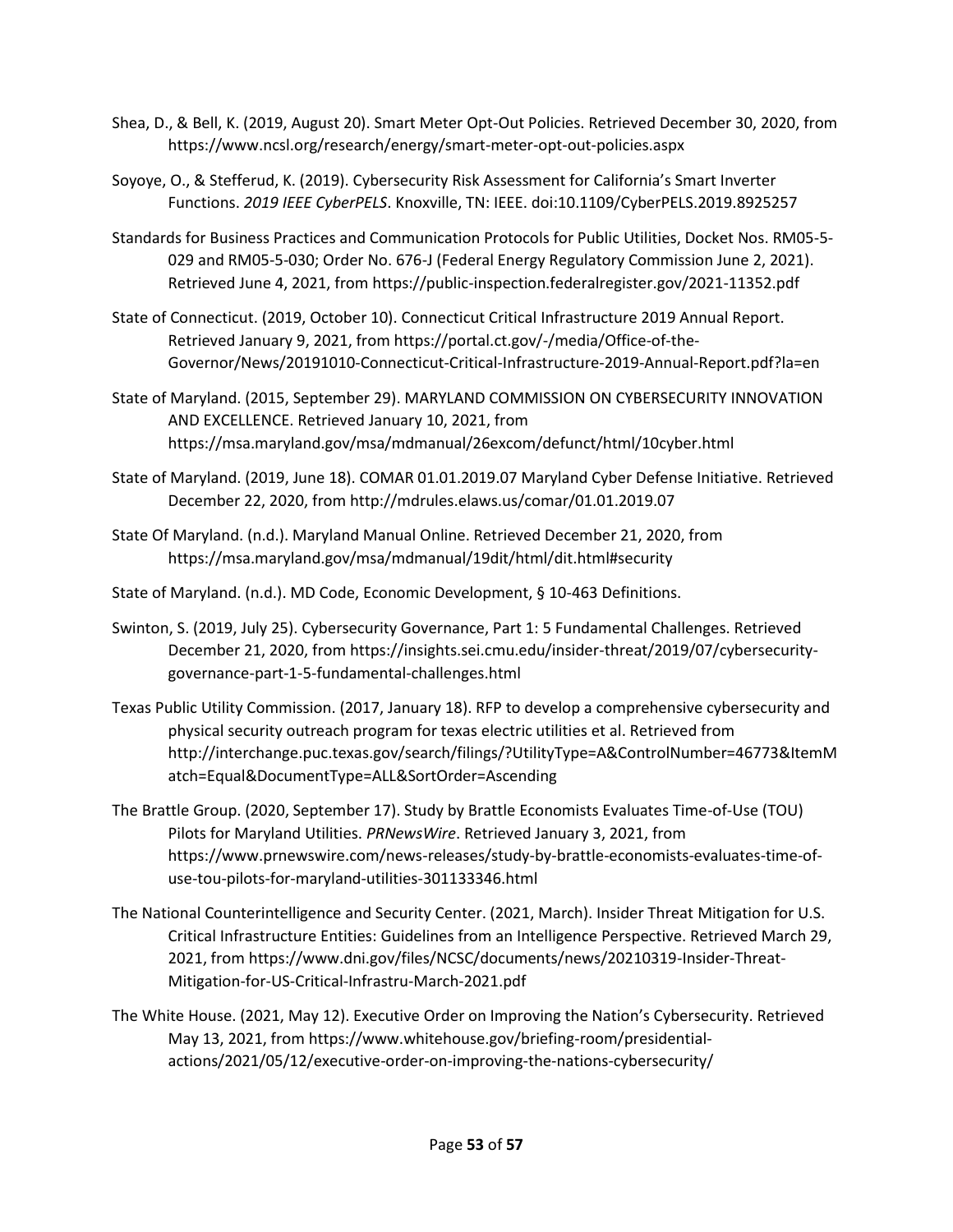Shea, D., & Bell, K. (2019, August 20). Smart Meter Opt-Out Policies. Retrieved December 30, 2020, from https://www.ncsl.org/research/energy/smart-meter-opt-out-policies.aspx

Soyoye, O., & Stefferud, K. (2019). Cybersecurity Risk Assessment for California's Smart Inverter Functions. *2019 IEEE CyberPELS*. Knoxville, TN: IEEE. doi:10.1109/CyberPELS.2019.8925257

Standards for Business Practices and Communication Protocols for Public Utilities, Docket Nos. RM05-5-029 and RM05-5-030; Order No. 676-J (Federal Energy Regulatory Commission June 2, 2021). Retrieved June 4, 2021, from https://public-inspection.federalregister.gov/2021-11352.pdf

State of Connecticut. (2019, October 10). Connecticut Critical Infrastructure 2019 Annual Report. Retrieved January 9, 2021, from https://portal.ct.gov/-/media/Office-of-the-Governor/News/20191010-Connecticut-Critical-Infrastructure-2019-Annual-Report.pdf?la=en

State of Maryland. (2015, September 29). MARYLAND COMMISSION ON CYBERSECURITY INNOVATION AND EXCELLENCE. Retrieved January 10, 2021, from https://msa.maryland.gov/msa/mdmanual/26excom/defunct/html/10cyber.html

State of Maryland. (2019, June 18). COMAR 01.01.2019.07 Maryland Cyber Defense Initiative. Retrieved December 22, 2020, from http://mdrules.elaws.us/comar/01.01.2019.07

State Of Maryland. (n.d.). Maryland Manual Online. Retrieved December 21, 2020, from https://msa.maryland.gov/msa/mdmanual/19dit/html/dit.html#security

State of Maryland. (n.d.). MD Code, Economic Development, § 10-463 Definitions.

Swinton, S. (2019, July 25). Cybersecurity Governance, Part 1: 5 Fundamental Challenges. Retrieved December 21, 2020, from https://insights.sei.cmu.edu/insider-threat/2019/07/cybersecurity-governance-part-1-5-fundamental-challenges.html

Texas Public Utility Commission. (2017, January 18). RFP to develop a comprehensive cybersecurity and physical security outreach program for texas electric utilities et al. Retrieved from http://interchange.puc.texas.gov/search/filings/?UtilityType=A&ControlNumber=46773&ItemMatch=Equal&DocumentType=ALL&SortOrder=Ascending

The Brattle Group. (2020, September 17). Study by Brattle Economists Evaluates Time-of-Use (TOU) Pilots for Maryland Utilities. *PRNewsWire*. Retrieved January 3, 2021, from https://www.prnewswire.com/news-releases/study-by-brattle-economists-evaluates-time-of-use-tou-pilots-for-maryland-utilities-301133346.html

The National Counterintelligence and Security Center. (2021, March). Insider Threat Mitigation for U.S. Critical Infrastructure Entities: Guidelines from an Intelligence Perspective. Retrieved March 29, 2021, from https://www.dni.gov/files/NCSC/documents/news/20210319-Insider-Threat-Mitigation-for-US-Critical-Infrastru-March-2021.pdf

The White House. (2021, May 12). Executive Order on Improving the Nation's Cybersecurity. Retrieved May 13, 2021, from https://www.whitehouse.gov/briefing-room/presidential-actions/2021/05/12/executive-order-on-improving-the-nations-cybersecurity/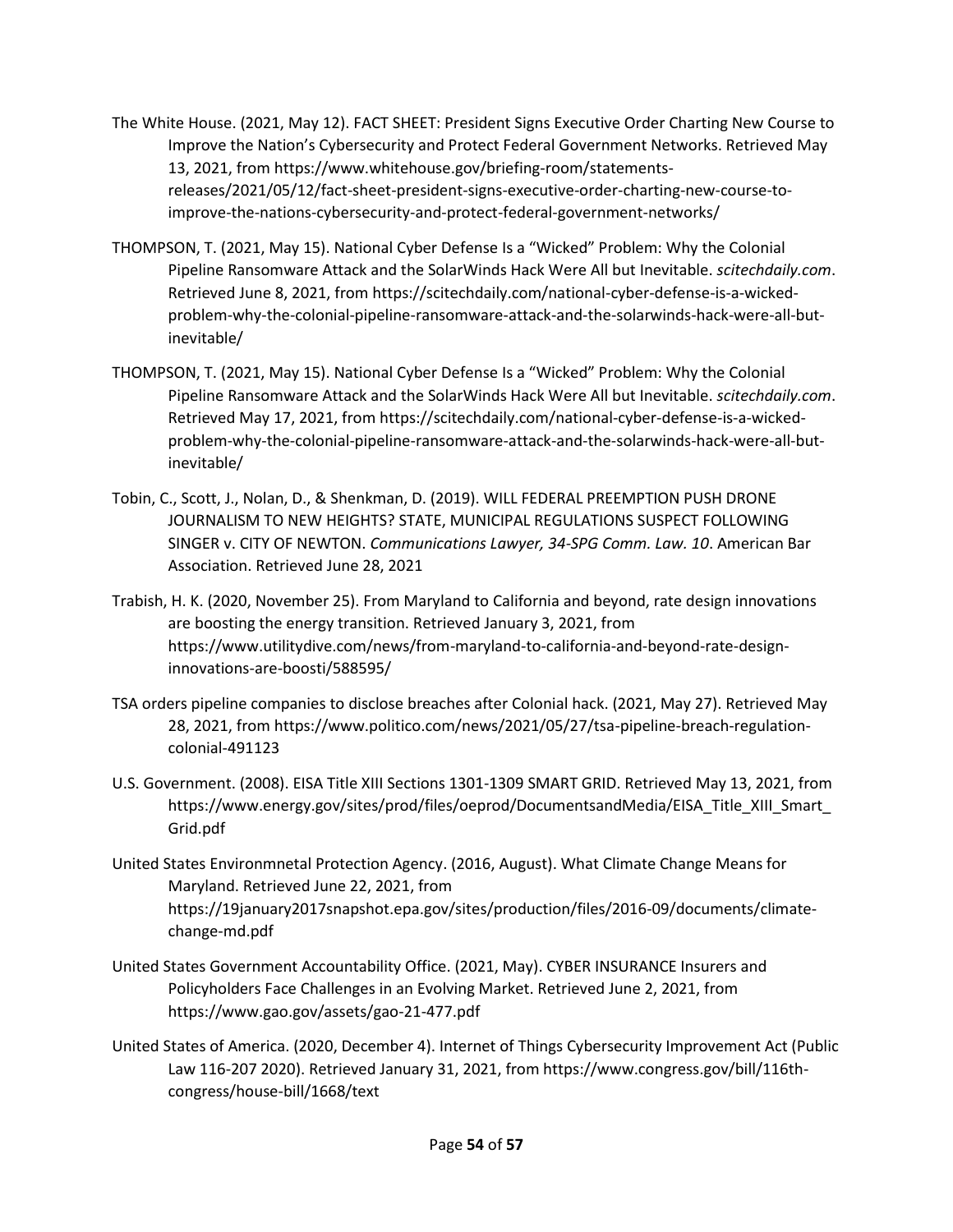The White House. (2021, May 12). FACT SHEET: President Signs Executive Order Charting New Course to Improve the Nation's Cybersecurity and Protect Federal Government Networks. Retrieved May 13, 2021, from https://www.whitehouse.gov/briefing-room/statements-releases/2021/05/12/fact-sheet-president-signs-executive-order-charting-new-course-to-improve-the-nations-cybersecurity-and-protect-federal-government-networks/

THOMPSON, T. (2021, May 15). National Cyber Defense Is a "Wicked" Problem: Why the Colonial Pipeline Ransomware Attack and the SolarWinds Hack Were All but Inevitable. *scitechdaily.com*. Retrieved June 8, 2021, from https://scitechdaily.com/national-cyber-defense-is-a-wicked-problem-why-the-colonial-pipeline-ransomware-attack-and-the-solarwinds-hack-were-all-but-inevitable/

THOMPSON, T. (2021, May 15). National Cyber Defense Is a "Wicked" Problem: Why the Colonial Pipeline Ransomware Attack and the SolarWinds Hack Were All but Inevitable. *scitechdaily.com*. Retrieved May 17, 2021, from https://scitechdaily.com/national-cyber-defense-is-a-wicked-problem-why-the-colonial-pipeline-ransomware-attack-and-the-solarwinds-hack-were-all-but-inevitable/

Tobin, C., Scott, J., Nolan, D., & Shenkman, D. (2019). WILL FEDERAL PREEMPTION PUSH DRONE JOURNALISM TO NEW HEIGHTS? STATE, MUNICIPAL REGULATIONS SUSPECT FOLLOWING SINGER v. CITY OF NEWTON. *Communications Lawyer, 34-SPG Comm. Law. 10*. American Bar Association. Retrieved June 28, 2021

Trabish, H. K. (2020, November 25). From Maryland to California and beyond, rate design innovations are boosting the energy transition. Retrieved January 3, 2021, from https://www.utilitydive.com/news/from-maryland-to-california-and-beyond-rate-design-innovations-are-boosti/588595/

TSA orders pipeline companies to disclose breaches after Colonial hack. (2021, May 27). Retrieved May 28, 2021, from https://www.politico.com/news/2021/05/27/tsa-pipeline-breach-regulation-colonial-491123

U.S. Government. (2008). EISA Title XIII Sections 1301-1309 SMART GRID. Retrieved May 13, 2021, from https://www.energy.gov/sites/prod/files/oeprod/DocumentsandMedia/EISA_Title_XIII_Smart_Grid.pdf

United States Environmnetal Protection Agency. (2016, August). What Climate Change Means for Maryland. Retrieved June 22, 2021, from https://19january2017snapshot.epa.gov/sites/production/files/2016-09/documents/climate-change-md.pdf

United States Government Accountability Office. (2021, May). CYBER INSURANCE Insurers and Policyholders Face Challenges in an Evolving Market. Retrieved June 2, 2021, from https://www.gao.gov/assets/gao-21-477.pdf

United States of America. (2020, December 4). Internet of Things Cybersecurity Improvement Act (Public Law 116-207 2020). Retrieved January 31, 2021, from https://www.congress.gov/bill/116th-congress/house-bill/1668/text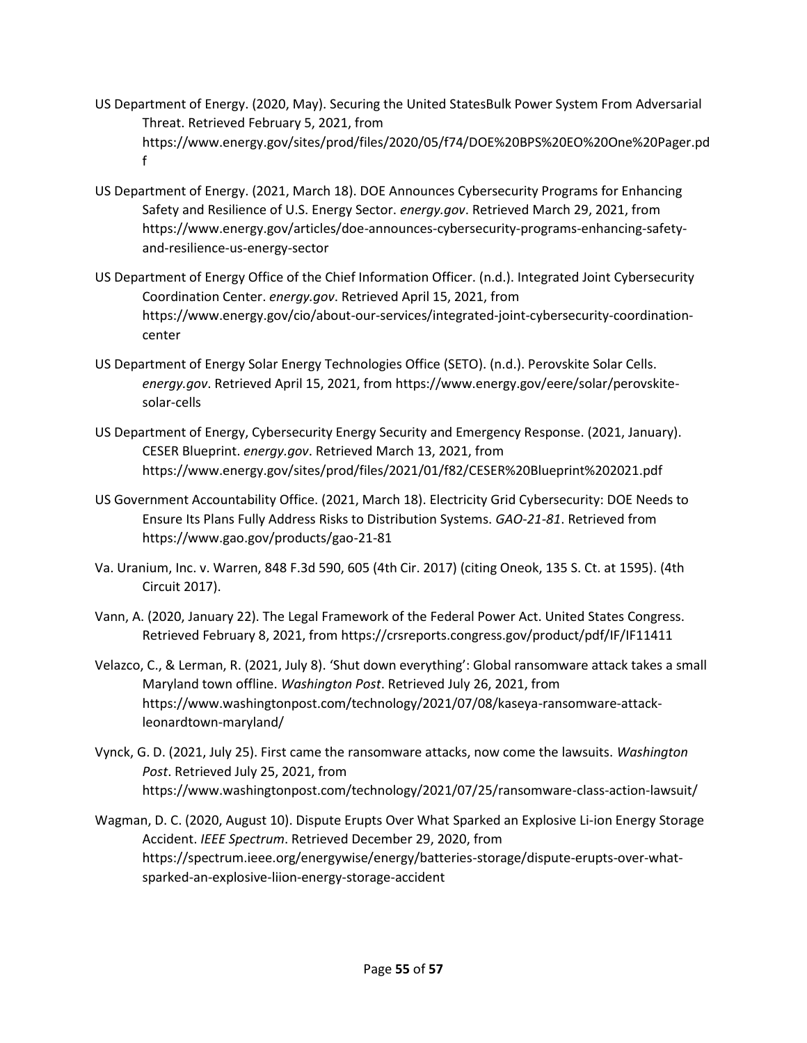US Department of Energy. (2020, May). Securing the United StatesBulk Power System From Adversarial Threat. Retrieved February 5, 2021, from https://www.energy.gov/sites/prod/files/2020/05/f74/DOE%20BPS%20EO%20One%20Pager.pdf

US Department of Energy. (2021, March 18). DOE Announces Cybersecurity Programs for Enhancing Safety and Resilience of U.S. Energy Sector. *energy.gov*. Retrieved March 29, 2021, from https://www.energy.gov/articles/doe-announces-cybersecurity-programs-enhancing-safety-and-resilience-us-energy-sector

US Department of Energy Office of the Chief Information Officer. (n.d.). Integrated Joint Cybersecurity Coordination Center. *energy.gov*. Retrieved April 15, 2021, from https://www.energy.gov/cio/about-our-services/integrated-joint-cybersecurity-coordination-center

US Department of Energy Solar Energy Technologies Office (SETO). (n.d.). Perovskite Solar Cells. *energy.gov*. Retrieved April 15, 2021, from https://www.energy.gov/eere/solar/perovskite-solar-cells

US Department of Energy, Cybersecurity Energy Security and Emergency Response. (2021, January). CESER Blueprint. *energy.gov*. Retrieved March 13, 2021, from https://www.energy.gov/sites/prod/files/2021/01/f82/CESER%20Blueprint%202021.pdf

US Government Accountability Office. (2021, March 18). Electricity Grid Cybersecurity: DOE Needs to Ensure Its Plans Fully Address Risks to Distribution Systems. *GAO-21-81*. Retrieved from https://www.gao.gov/products/gao-21-81

Va. Uranium, Inc. v. Warren, 848 F.3d 590, 605 (4th Cir. 2017) (citing Oneok, 135 S. Ct. at 1595). (4th Circuit 2017).

Vann, A. (2020, January 22). The Legal Framework of the Federal Power Act. United States Congress. Retrieved February 8, 2021, from https://crsreports.congress.gov/product/pdf/IF/IF11411

Velazco, C., & Lerman, R. (2021, July 8). 'Shut down everything': Global ransomware attack takes a small Maryland town offline. *Washington Post*. Retrieved July 26, 2021, from https://www.washingtonpost.com/technology/2021/07/08/kaseya-ransomware-attack-leonardtown-maryland/

Vynck, G. D. (2021, July 25). First came the ransomware attacks, now come the lawsuits. *Washington Post*. Retrieved July 25, 2021, from https://www.washingtonpost.com/technology/2021/07/25/ransomware-class-action-lawsuit/

Wagman, D. C. (2020, August 10). Dispute Erupts Over What Sparked an Explosive Li-ion Energy Storage Accident. *IEEE Spectrum*. Retrieved December 29, 2020, from https://spectrum.ieee.org/energywise/energy/batteries-storage/dispute-erupts-over-what-sparked-an-explosive-liion-energy-storage-accident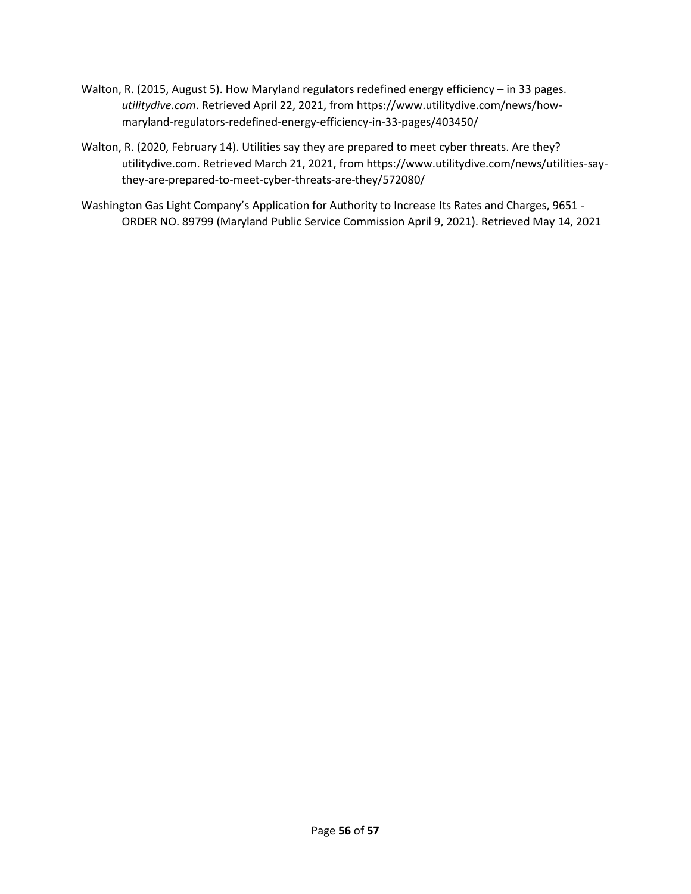Walton, R. (2015, August 5). How Maryland regulators redefined energy efficiency – in 33 pages. *utilitydive.com*. Retrieved April 22, 2021, from https://www.utilitydive.com/news/how-maryland-regulators-redefined-energy-efficiency-in-33-pages/403450/

Walton, R. (2020, February 14). Utilities say they are prepared to meet cyber threats. Are they? utilitydive.com. Retrieved March 21, 2021, from https://www.utilitydive.com/news/utilities-say-they-are-prepared-to-meet-cyber-threats-are-they/572080/

Washington Gas Light Company's Application for Authority to Increase Its Rates and Charges, 9651 - ORDER NO. 89799 (Maryland Public Service Commission April 9, 2021). Retrieved May 14, 2021